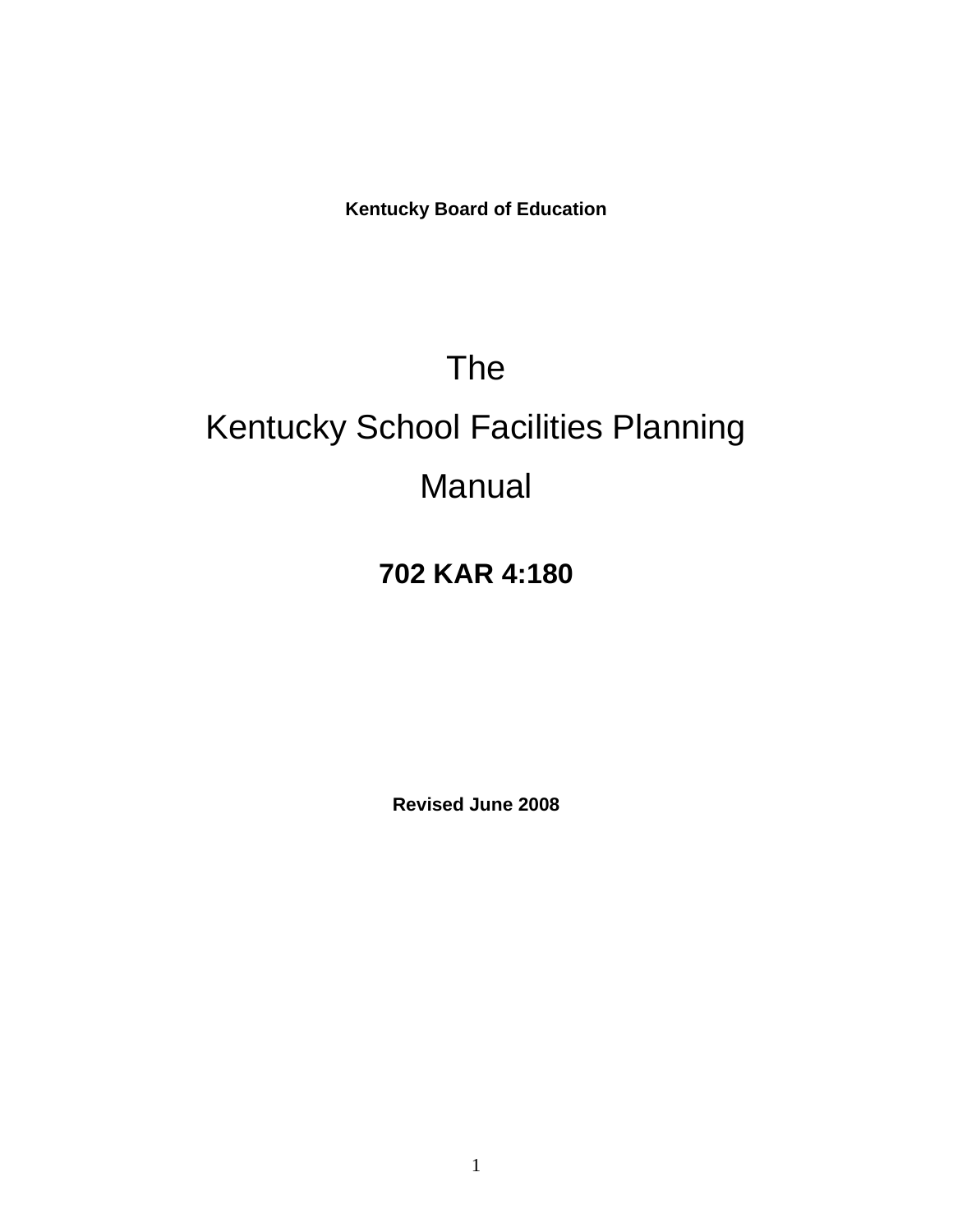**Kentucky Board of Education**

# The Kentucky School Facilities Planning Manual

## 702 KAR 4:180

**Revised June 2008**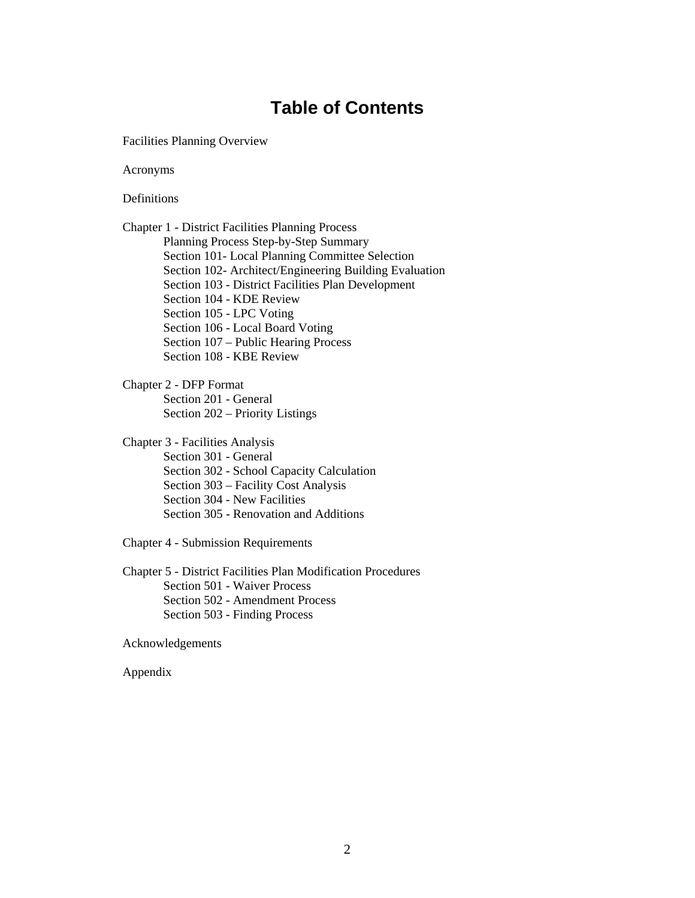# Table of Contents

Facilities Planning Overview

Acronyms

Definitions

Chapter 1 - District Facilities Planning Process
- Planning Process Step-by-Step Summary
- Section 101- Local Planning Committee Selection
- Section 102- Architect/Engineering Building Evaluation
- Section 103 - District Facilities Plan Development
- Section 104 - KDE Review
- Section 105 - LPC Voting
- Section 106 - Local Board Voting
- Section 107 – Public Hearing Process
- Section 108 - KBE Review

Chapter 2 - DFP Format
- Section 201 - General
- Section 202 – Priority Listings

Chapter 3 - Facilities Analysis
- Section 301 - General
- Section 302 - School Capacity Calculation
- Section 303 – Facility Cost Analysis
- Section 304 - New Facilities
- Section 305 - Renovation and Additions

Chapter 4 - Submission Requirements

Chapter 5 - District Facilities Plan Modification Procedures
- Section 501 - Waiver Process
- Section 502 - Amendment Process
- Section 503 - Finding Process

Acknowledgements

Appendix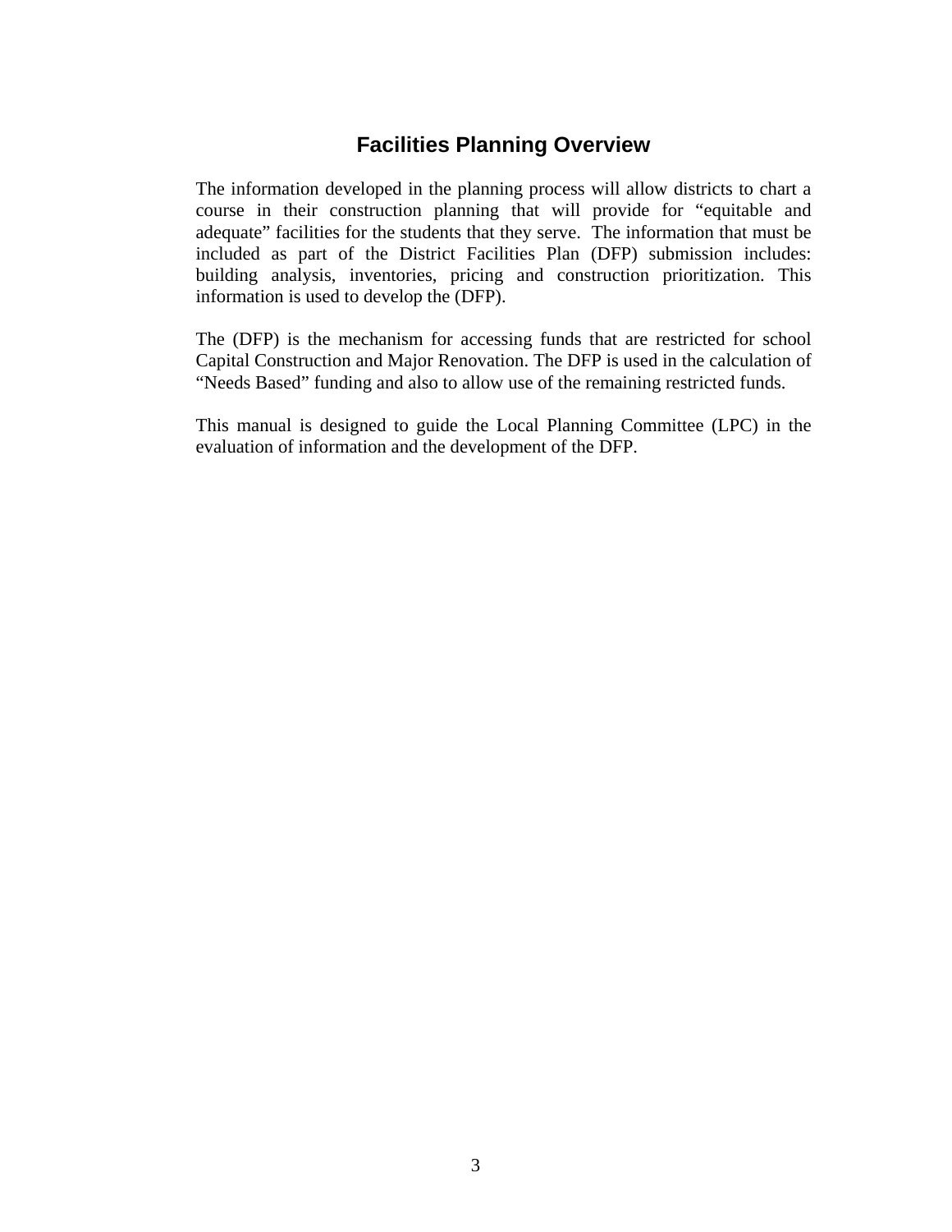# Facilities Planning Overview

The information developed in the planning process will allow districts to chart a course in their construction planning that will provide for "equitable and adequate" facilities for the students that they serve. The information that must be included as part of the District Facilities Plan (DFP) submission includes: building analysis, inventories, pricing and construction prioritization. This information is used to develop the (DFP).

The (DFP) is the mechanism for accessing funds that are restricted for school Capital Construction and Major Renovation. The DFP is used in the calculation of "Needs Based" funding and also to allow use of the remaining restricted funds.

This manual is designed to guide the Local Planning Committee (LPC) in the evaluation of information and the development of the DFP.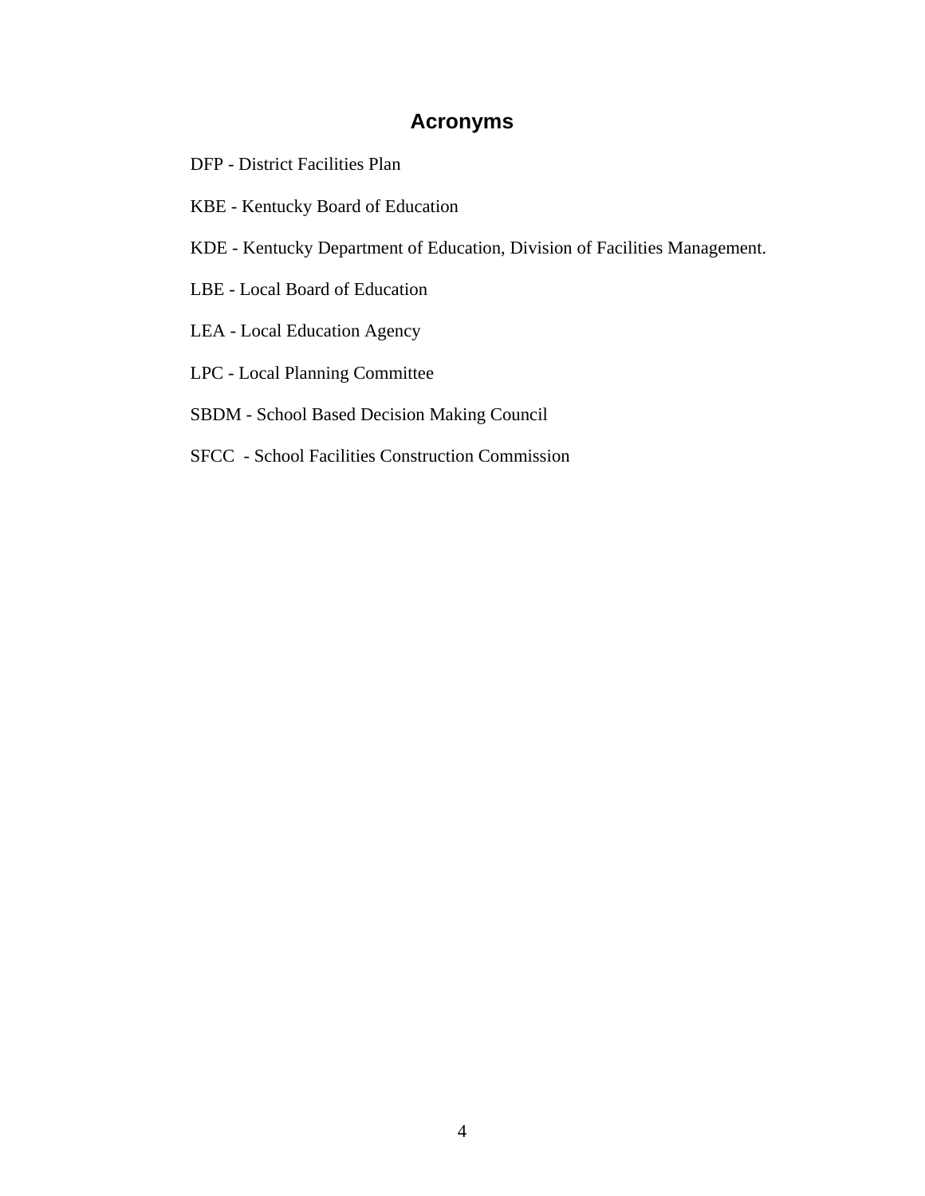# Acronyms

DFP - District Facilities Plan

KBE - Kentucky Board of Education

KDE - Kentucky Department of Education, Division of Facilities Management.

LBE - Local Board of Education

LEA - Local Education Agency

LPC - Local Planning Committee

SBDM - School Based Decision Making Council

SFCC - School Facilities Construction Commission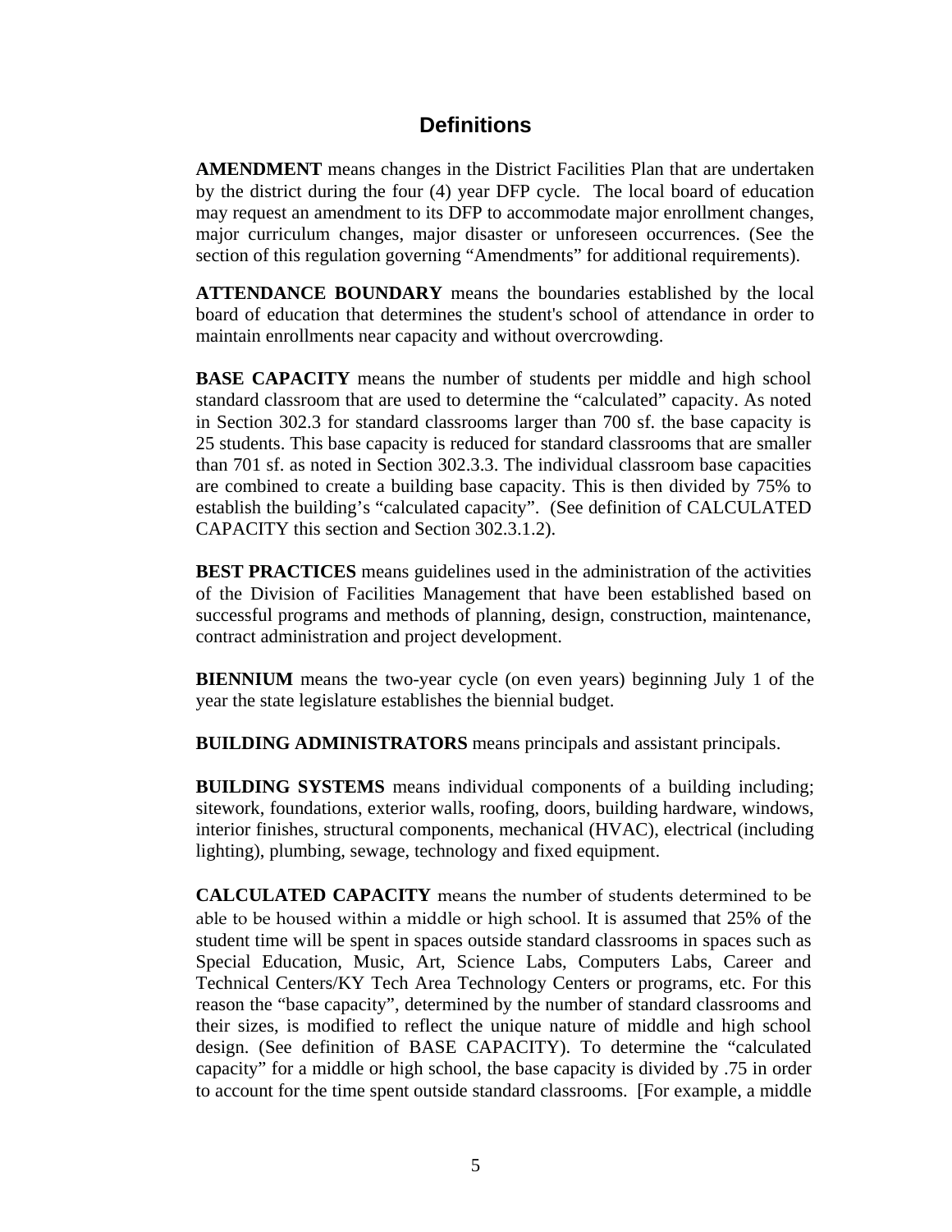## Definitions

**AMENDMENT** means changes in the District Facilities Plan that are undertaken by the district during the four (4) year DFP cycle. The local board of education may request an amendment to its DFP to accommodate major enrollment changes, major curriculum changes, major disaster or unforeseen occurrences. (See the section of this regulation governing "Amendments" for additional requirements).

**ATTENDANCE BOUNDARY** means the boundaries established by the local board of education that determines the student's school of attendance in order to maintain enrollments near capacity and without overcrowding.

**BASE CAPACITY** means the number of students per middle and high school standard classroom that are used to determine the "calculated" capacity. As noted in Section 302.3 for standard classrooms larger than 700 sf. the base capacity is 25 students. This base capacity is reduced for standard classrooms that are smaller than 701 sf. as noted in Section 302.3.3. The individual classroom base capacities are combined to create a building base capacity. This is then divided by 75% to establish the building's "calculated capacity". (See definition of CALCULATED CAPACITY this section and Section 302.3.1.2).

**BEST PRACTICES** means guidelines used in the administration of the activities of the Division of Facilities Management that have been established based on successful programs and methods of planning, design, construction, maintenance, contract administration and project development.

**BIENNIUM** means the two-year cycle (on even years) beginning July 1 of the year the state legislature establishes the biennial budget.

**BUILDING ADMINISTRATORS** means principals and assistant principals.

**BUILDING SYSTEMS** means individual components of a building including; sitework, foundations, exterior walls, roofing, doors, building hardware, windows, interior finishes, structural components, mechanical (HVAC), electrical (including lighting), plumbing, sewage, technology and fixed equipment.

**CALCULATED CAPACITY** means the number of students determined to be able to be housed within a middle or high school. It is assumed that 25% of the student time will be spent in spaces outside standard classrooms in spaces such as Special Education, Music, Art, Science Labs, Computers Labs, Career and Technical Centers/KY Tech Area Technology Centers or programs, etc. For this reason the "base capacity", determined by the number of standard classrooms and their sizes, is modified to reflect the unique nature of middle and high school design. (See definition of BASE CAPACITY). To determine the "calculated capacity" for a middle or high school, the base capacity is divided by .75 in order to account for the time spent outside standard classrooms. [For example, a middle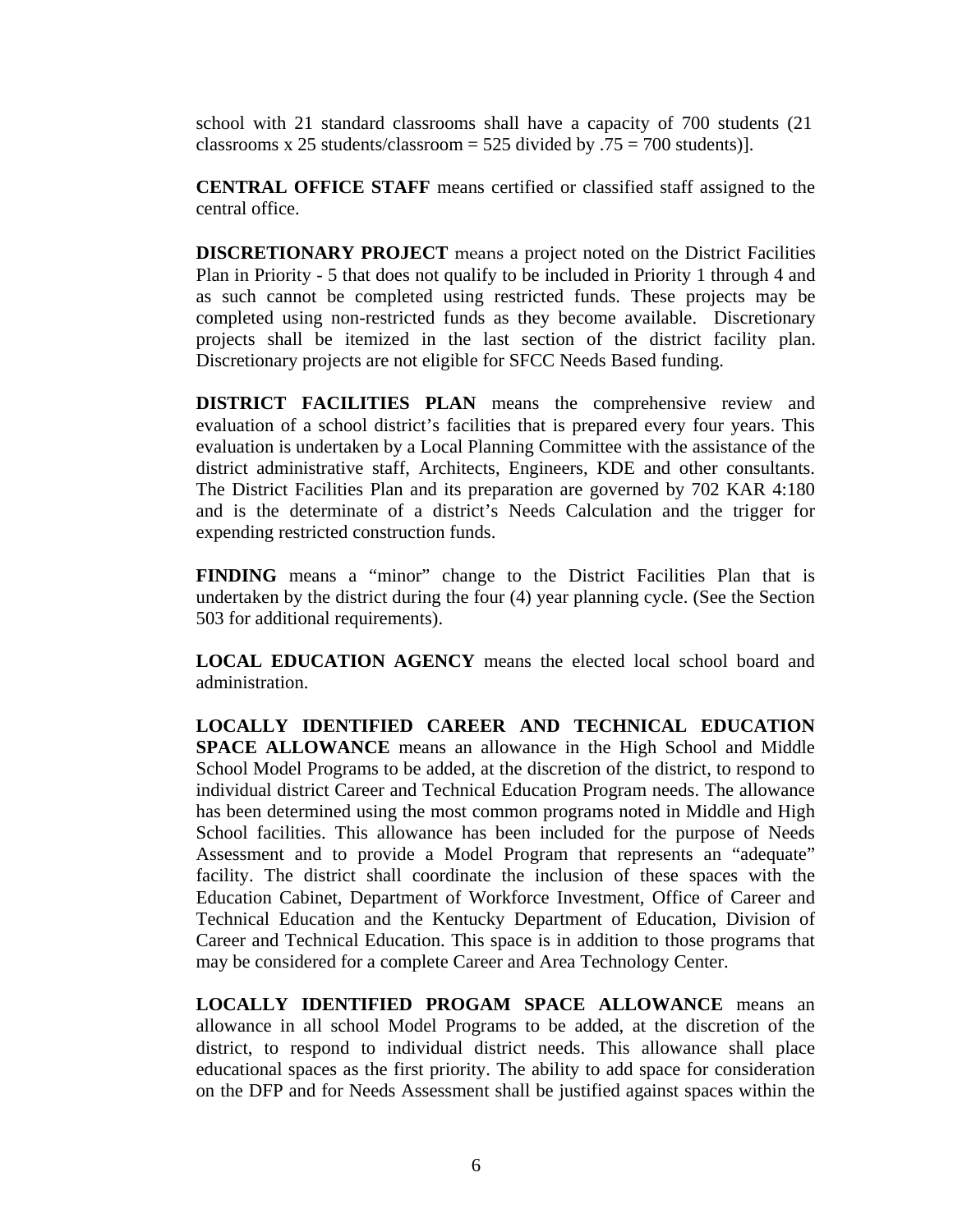school with 21 standard classrooms shall have a capacity of 700 students (21 classrooms x 25 students/classroom = 525 divided by .75 = 700 students)].

**CENTRAL OFFICE STAFF** means certified or classified staff assigned to the central office.

**DISCRETIONARY PROJECT** means a project noted on the District Facilities Plan in Priority - 5 that does not qualify to be included in Priority 1 through 4 and as such cannot be completed using restricted funds. These projects may be completed using non-restricted funds as they become available. Discretionary projects shall be itemized in the last section of the district facility plan. Discretionary projects are not eligible for SFCC Needs Based funding.

**DISTRICT FACILITIES PLAN** means the comprehensive review and evaluation of a school district's facilities that is prepared every four years. This evaluation is undertaken by a Local Planning Committee with the assistance of the district administrative staff, Architects, Engineers, KDE and other consultants. The District Facilities Plan and its preparation are governed by 702 KAR 4:180 and is the determinate of a district's Needs Calculation and the trigger for expending restricted construction funds.

**FINDING** means a "minor" change to the District Facilities Plan that is undertaken by the district during the four (4) year planning cycle. (See the Section 503 for additional requirements).

**LOCAL EDUCATION AGENCY** means the elected local school board and administration.

**LOCALLY IDENTIFIED CAREER AND TECHNICAL EDUCATION SPACE ALLOWANCE** means an allowance in the High School and Middle School Model Programs to be added, at the discretion of the district, to respond to individual district Career and Technical Education Program needs. The allowance has been determined using the most common programs noted in Middle and High School facilities. This allowance has been included for the purpose of Needs Assessment and to provide a Model Program that represents an "adequate" facility. The district shall coordinate the inclusion of these spaces with the Education Cabinet, Department of Workforce Investment, Office of Career and Technical Education and the Kentucky Department of Education, Division of Career and Technical Education. This space is in addition to those programs that may be considered for a complete Career and Area Technology Center.

**LOCALLY IDENTIFIED PROGAM SPACE ALLOWANCE** means an allowance in all school Model Programs to be added, at the discretion of the district, to respond to individual district needs. This allowance shall place educational spaces as the first priority. The ability to add space for consideration on the DFP and for Needs Assessment shall be justified against spaces within the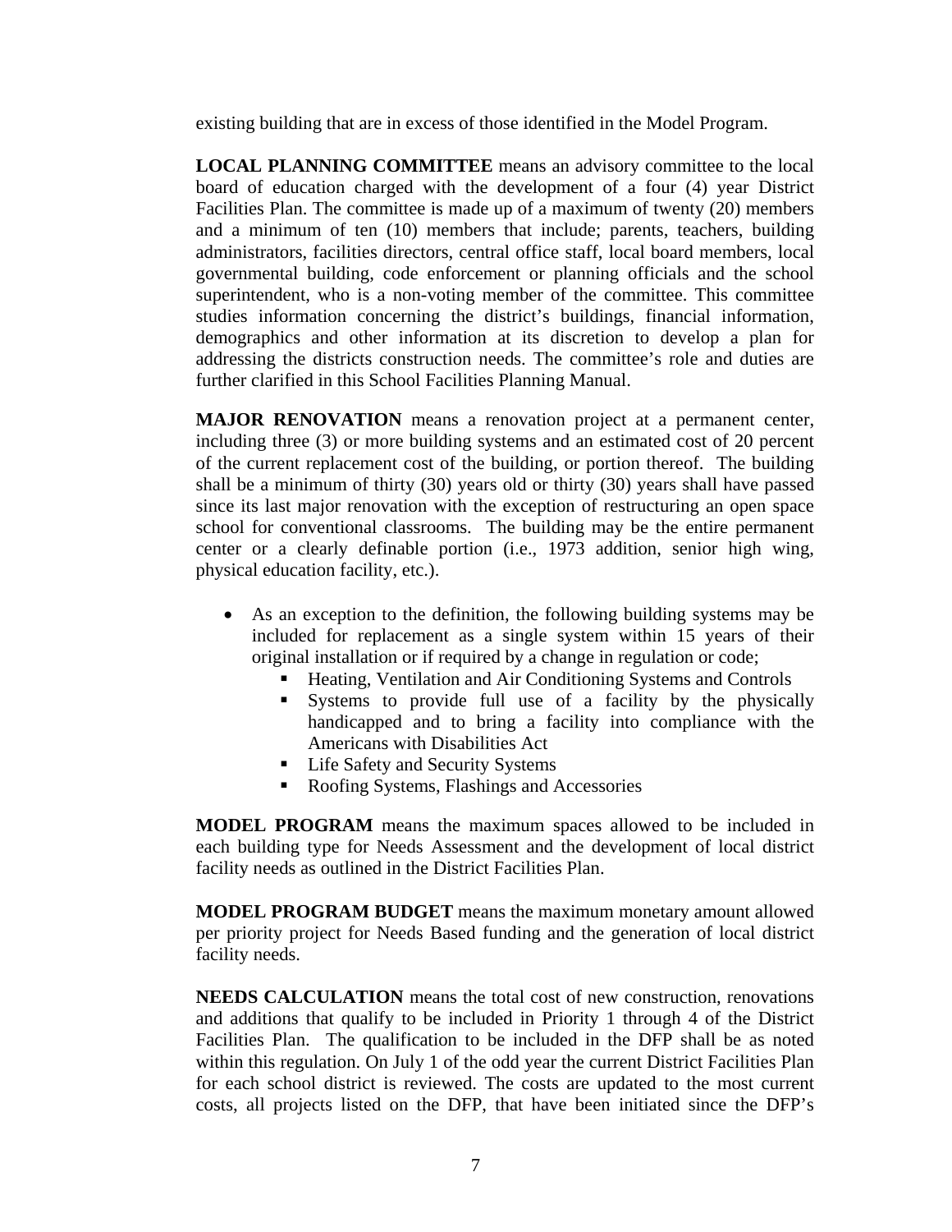existing building that are in excess of those identified in the Model Program.

**LOCAL PLANNING COMMITTEE** means an advisory committee to the local board of education charged with the development of a four (4) year District Facilities Plan. The committee is made up of a maximum of twenty (20) members and a minimum of ten (10) members that include; parents, teachers, building administrators, facilities directors, central office staff, local board members, local governmental building, code enforcement or planning officials and the school superintendent, who is a non-voting member of the committee. This committee studies information concerning the district's buildings, financial information, demographics and other information at its discretion to develop a plan for addressing the districts construction needs. The committee's role and duties are further clarified in this School Facilities Planning Manual.

**MAJOR RENOVATION** means a renovation project at a permanent center, including three (3) or more building systems and an estimated cost of 20 percent of the current replacement cost of the building, or portion thereof. The building shall be a minimum of thirty (30) years old or thirty (30) years shall have passed since its last major renovation with the exception of restructuring an open space school for conventional classrooms. The building may be the entire permanent center or a clearly definable portion (i.e., 1973 addition, senior high wing, physical education facility, etc.).

- As an exception to the definition, the following building systems may be included for replacement as a single system within 15 years of their original installation or if required by a change in regulation or code;
  - Heating, Ventilation and Air Conditioning Systems and Controls
  - Systems to provide full use of a facility by the physically handicapped and to bring a facility into compliance with the Americans with Disabilities Act
  - Life Safety and Security Systems
  - Roofing Systems, Flashings and Accessories

**MODEL PROGRAM** means the maximum spaces allowed to be included in each building type for Needs Assessment and the development of local district facility needs as outlined in the District Facilities Plan.

**MODEL PROGRAM BUDGET** means the maximum monetary amount allowed per priority project for Needs Based funding and the generation of local district facility needs.

**NEEDS CALCULATION** means the total cost of new construction, renovations and additions that qualify to be included in Priority 1 through 4 of the District Facilities Plan. The qualification to be included in the DFP shall be as noted within this regulation. On July 1 of the odd year the current District Facilities Plan for each school district is reviewed. The costs are updated to the most current costs, all projects listed on the DFP, that have been initiated since the DFP's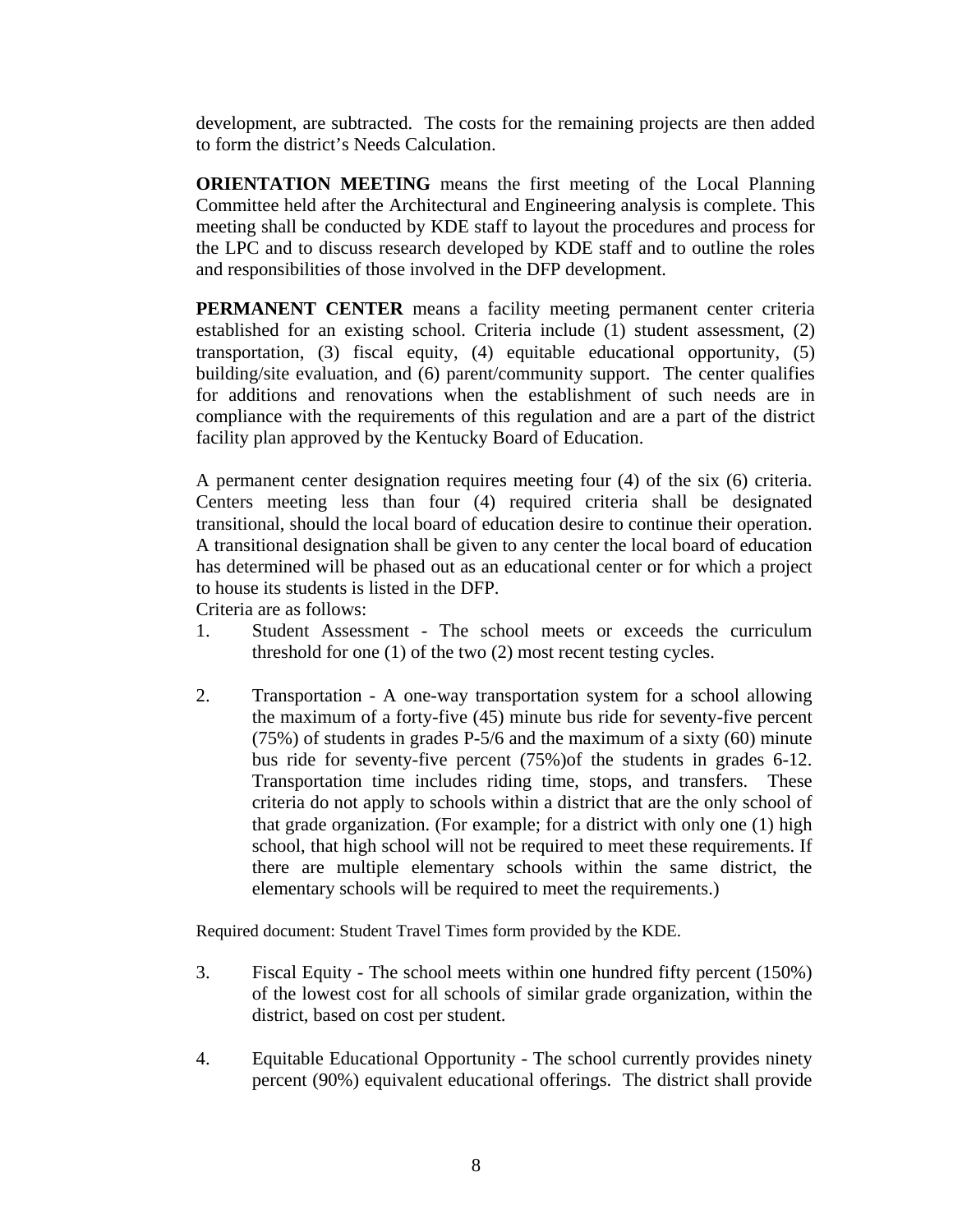development, are subtracted. The costs for the remaining projects are then added to form the district's Needs Calculation.

**ORIENTATION MEETING** means the first meeting of the Local Planning Committee held after the Architectural and Engineering analysis is complete. This meeting shall be conducted by KDE staff to layout the procedures and process for the LPC and to discuss research developed by KDE staff and to outline the roles and responsibilities of those involved in the DFP development.

**PERMANENT CENTER** means a facility meeting permanent center criteria established for an existing school. Criteria include (1) student assessment, (2) transportation, (3) fiscal equity, (4) equitable educational opportunity, (5) building/site evaluation, and (6) parent/community support. The center qualifies for additions and renovations when the establishment of such needs are in compliance with the requirements of this regulation and are a part of the district facility plan approved by the Kentucky Board of Education.

A permanent center designation requires meeting four (4) of the six (6) criteria. Centers meeting less than four (4) required criteria shall be designated transitional, should the local board of education desire to continue their operation. A transitional designation shall be given to any center the local board of education has determined will be phased out as an educational center or for which a project to house its students is listed in the DFP.
Criteria are as follows:

1. Student Assessment - The school meets or exceeds the curriculum threshold for one (1) of the two (2) most recent testing cycles.

2. Transportation - A one-way transportation system for a school allowing the maximum of a forty-five (45) minute bus ride for seventy-five percent (75%) of students in grades P-5/6 and the maximum of a sixty (60) minute bus ride for seventy-five percent (75%)of the students in grades 6-12. Transportation time includes riding time, stops, and transfers. These criteria do not apply to schools within a district that are the only school of that grade organization. (For example; for a district with only one (1) high school, that high school will not be required to meet these requirements. If there are multiple elementary schools within the same district, the elementary schools will be required to meet the requirements.)

Required document: Student Travel Times form provided by the KDE.

3. Fiscal Equity - The school meets within one hundred fifty percent (150%) of the lowest cost for all schools of similar grade organization, within the district, based on cost per student.

4. Equitable Educational Opportunity - The school currently provides ninety percent (90%) equivalent educational offerings. The district shall provide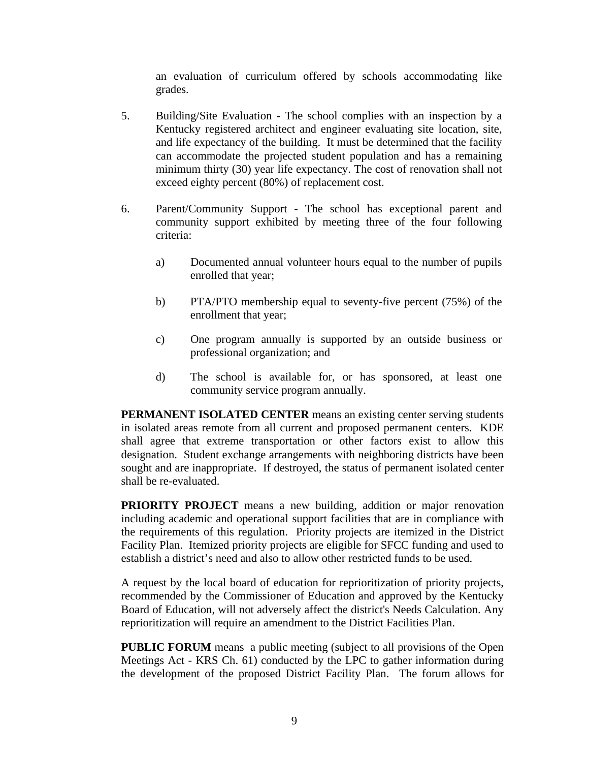an evaluation of curriculum offered by schools accommodating like grades.

5. Building/Site Evaluation - The school complies with an inspection by a Kentucky registered architect and engineer evaluating site location, site, and life expectancy of the building. It must be determined that the facility can accommodate the projected student population and has a remaining minimum thirty (30) year life expectancy. The cost of renovation shall not exceed eighty percent (80%) of replacement cost.

6. Parent/Community Support - The school has exceptional parent and community support exhibited by meeting three of the four following criteria:

   a) Documented annual volunteer hours equal to the number of pupils enrolled that year;

   b) PTA/PTO membership equal to seventy-five percent (75%) of the enrollment that year;

   c) One program annually is supported by an outside business or professional organization; and

   d) The school is available for, or has sponsored, at least one community service program annually.

**PERMANENT ISOLATED CENTER** means an existing center serving students in isolated areas remote from all current and proposed permanent centers. KDE shall agree that extreme transportation or other factors exist to allow this designation. Student exchange arrangements with neighboring districts have been sought and are inappropriate. If destroyed, the status of permanent isolated center shall be re-evaluated.

**PRIORITY PROJECT** means a new building, addition or major renovation including academic and operational support facilities that are in compliance with the requirements of this regulation. Priority projects are itemized in the District Facility Plan. Itemized priority projects are eligible for SFCC funding and used to establish a district's need and also to allow other restricted funds to be used.

A request by the local board of education for reprioritization of priority projects, recommended by the Commissioner of Education and approved by the Kentucky Board of Education, will not adversely affect the district's Needs Calculation. Any reprioritization will require an amendment to the District Facilities Plan.

**PUBLIC FORUM** means a public meeting (subject to all provisions of the Open Meetings Act - KRS Ch. 61) conducted by the LPC to gather information during the development of the proposed District Facility Plan. The forum allows for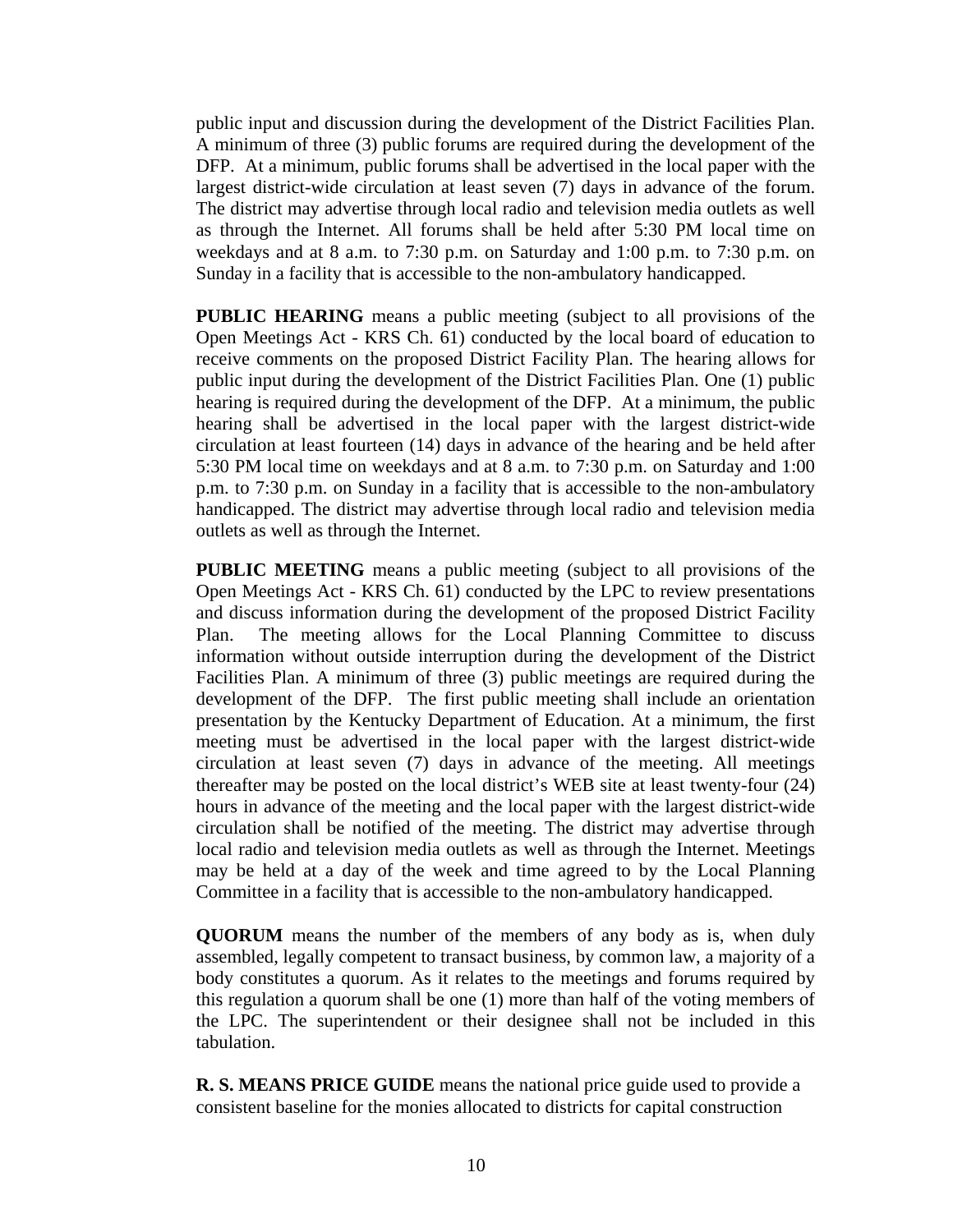public input and discussion during the development of the District Facilities Plan. A minimum of three (3) public forums are required during the development of the DFP. At a minimum, public forums shall be advertised in the local paper with the largest district-wide circulation at least seven (7) days in advance of the forum. The district may advertise through local radio and television media outlets as well as through the Internet. All forums shall be held after 5:30 PM local time on weekdays and at 8 a.m. to 7:30 p.m. on Saturday and 1:00 p.m. to 7:30 p.m. on Sunday in a facility that is accessible to the non-ambulatory handicapped.

**PUBLIC HEARING** means a public meeting (subject to all provisions of the Open Meetings Act - KRS Ch. 61) conducted by the local board of education to receive comments on the proposed District Facility Plan. The hearing allows for public input during the development of the District Facilities Plan. One (1) public hearing is required during the development of the DFP. At a minimum, the public hearing shall be advertised in the local paper with the largest district-wide circulation at least fourteen (14) days in advance of the hearing and be held after 5:30 PM local time on weekdays and at 8 a.m. to 7:30 p.m. on Saturday and 1:00 p.m. to 7:30 p.m. on Sunday in a facility that is accessible to the non-ambulatory handicapped. The district may advertise through local radio and television media outlets as well as through the Internet.

**PUBLIC MEETING** means a public meeting (subject to all provisions of the Open Meetings Act - KRS Ch. 61) conducted by the LPC to review presentations and discuss information during the development of the proposed District Facility Plan. The meeting allows for the Local Planning Committee to discuss information without outside interruption during the development of the District Facilities Plan. A minimum of three (3) public meetings are required during the development of the DFP. The first public meeting shall include an orientation presentation by the Kentucky Department of Education. At a minimum, the first meeting must be advertised in the local paper with the largest district-wide circulation at least seven (7) days in advance of the meeting. All meetings thereafter may be posted on the local district's WEB site at least twenty-four (24) hours in advance of the meeting and the local paper with the largest district-wide circulation shall be notified of the meeting. The district may advertise through local radio and television media outlets as well as through the Internet. Meetings may be held at a day of the week and time agreed to by the Local Planning Committee in a facility that is accessible to the non-ambulatory handicapped.

**QUORUM** means the number of the members of any body as is, when duly assembled, legally competent to transact business, by common law, a majority of a body constitutes a quorum. As it relates to the meetings and forums required by this regulation a quorum shall be one (1) more than half of the voting members of the LPC. The superintendent or their designee shall not be included in this tabulation.

**R. S. MEANS PRICE GUIDE** means the national price guide used to provide a consistent baseline for the monies allocated to districts for capital construction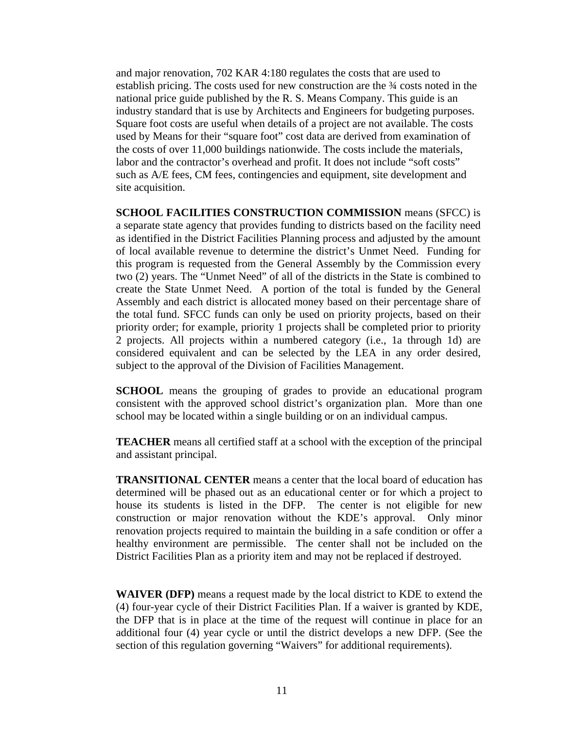and major renovation, 702 KAR 4:180 regulates the costs that are used to establish pricing. The costs used for new construction are the ¾ costs noted in the national price guide published by the R. S. Means Company. This guide is an industry standard that is use by Architects and Engineers for budgeting purposes. Square foot costs are useful when details of a project are not available. The costs used by Means for their "square foot" cost data are derived from examination of the costs of over 11,000 buildings nationwide. The costs include the materials, labor and the contractor's overhead and profit. It does not include "soft costs" such as A/E fees, CM fees, contingencies and equipment, site development and site acquisition.

**SCHOOL FACILITIES CONSTRUCTION COMMISSION** means (SFCC) is a separate state agency that provides funding to districts based on the facility need as identified in the District Facilities Planning process and adjusted by the amount of local available revenue to determine the district's Unmet Need. Funding for this program is requested from the General Assembly by the Commission every two (2) years. The "Unmet Need" of all of the districts in the State is combined to create the State Unmet Need. A portion of the total is funded by the General Assembly and each district is allocated money based on their percentage share of the total fund. SFCC funds can only be used on priority projects, based on their priority order; for example, priority 1 projects shall be completed prior to priority 2 projects. All projects within a numbered category (i.e., 1a through 1d) are considered equivalent and can be selected by the LEA in any order desired, subject to the approval of the Division of Facilities Management.

**SCHOOL** means the grouping of grades to provide an educational program consistent with the approved school district's organization plan. More than one school may be located within a single building or on an individual campus.

**TEACHER** means all certified staff at a school with the exception of the principal and assistant principal.

**TRANSITIONAL CENTER** means a center that the local board of education has determined will be phased out as an educational center or for which a project to house its students is listed in the DFP. The center is not eligible for new construction or major renovation without the KDE's approval. Only minor renovation projects required to maintain the building in a safe condition or offer a healthy environment are permissible. The center shall not be included on the District Facilities Plan as a priority item and may not be replaced if destroyed.

**WAIVER (DFP)** means a request made by the local district to KDE to extend the (4) four-year cycle of their District Facilities Plan. If a waiver is granted by KDE, the DFP that is in place at the time of the request will continue in place for an additional four (4) year cycle or until the district develops a new DFP. (See the section of this regulation governing "Waivers" for additional requirements).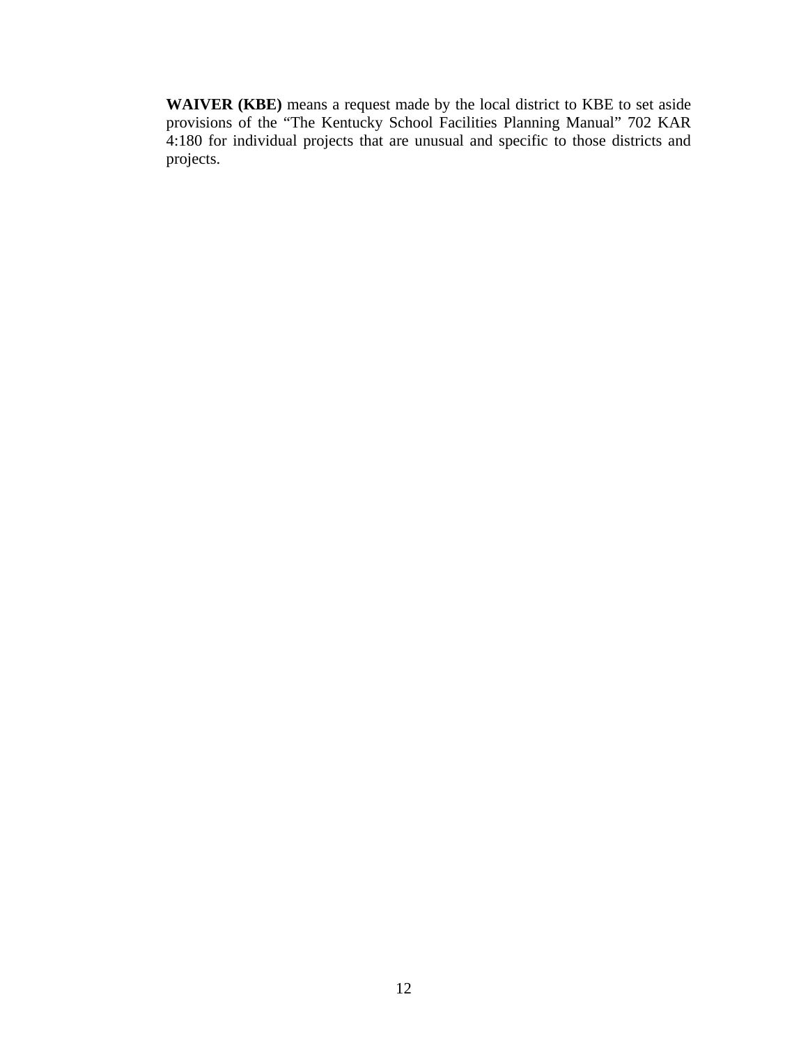**WAIVER (KBE)** means a request made by the local district to KBE to set aside provisions of the “The Kentucky School Facilities Planning Manual” 702 KAR 4:180 for individual projects that are unusual and specific to those districts and projects.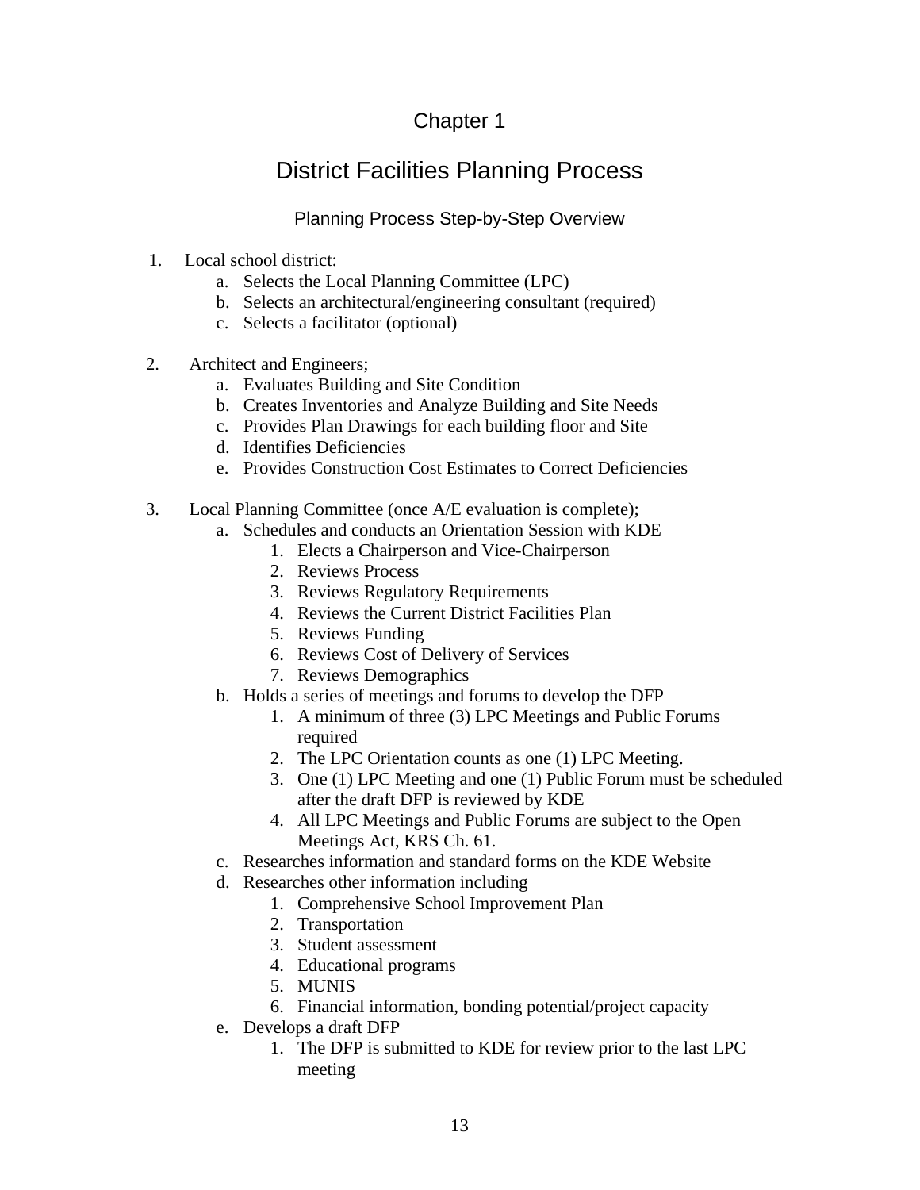# Chapter 1

# District Facilities Planning Process

## Planning Process Step-by-Step Overview

1. Local school district:
    a. Selects the Local Planning Committee (LPC)
    b. Selects an architectural/engineering consultant (required)
    c. Selects a facilitator (optional)

2. Architect and Engineers;
    a. Evaluates Building and Site Condition
    b. Creates Inventories and Analyze Building and Site Needs
    c. Provides Plan Drawings for each building floor and Site
    d. Identifies Deficiencies
    e. Provides Construction Cost Estimates to Correct Deficiencies

3. Local Planning Committee (once A/E evaluation is complete);
    a. Schedules and conducts an Orientation Session with KDE
        1. Elects a Chairperson and Vice-Chairperson
        2. Reviews Process
        3. Reviews Regulatory Requirements
        4. Reviews the Current District Facilities Plan
        5. Reviews Funding
        6. Reviews Cost of Delivery of Services
        7. Reviews Demographics
    b. Holds a series of meetings and forums to develop the DFP
        1. A minimum of three (3) LPC Meetings and Public Forums required
        2. The LPC Orientation counts as one (1) LPC Meeting.
        3. One (1) LPC Meeting and one (1) Public Forum must be scheduled after the draft DFP is reviewed by KDE
        4. All LPC Meetings and Public Forums are subject to the Open Meetings Act, KRS Ch. 61.
    c. Researches information and standard forms on the KDE Website
    d. Researches other information including
        1. Comprehensive School Improvement Plan
        2. Transportation
        3. Student assessment
        4. Educational programs
        5. MUNIS
        6. Financial information, bonding potential/project capacity
    e. Develops a draft DFP
        1. The DFP is submitted to KDE for review prior to the last LPC meeting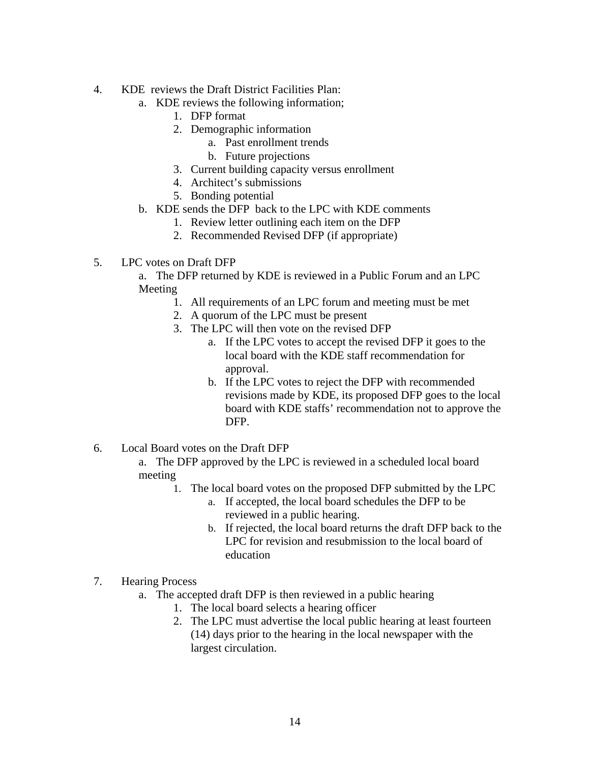4. KDE reviews the Draft District Facilities Plan:
    a. KDE reviews the following information;
        1. DFP format
        2. Demographic information
            a. Past enrollment trends
            b. Future projections
        3. Current building capacity versus enrollment
        4. Architect's submissions
        5. Bonding potential
    b. KDE sends the DFP back to the LPC with KDE comments
        1. Review letter outlining each item on the DFP
        2. Recommended Revised DFP (if appropriate)

5. LPC votes on Draft DFP
    a. The DFP returned by KDE is reviewed in a Public Forum and an LPC Meeting
        1. All requirements of an LPC forum and meeting must be met
        2. A quorum of the LPC must be present
        3. The LPC will then vote on the revised DFP
            a. If the LPC votes to accept the revised DFP it goes to the local board with the KDE staff recommendation for approval.
            b. If the LPC votes to reject the DFP with recommended revisions made by KDE, its proposed DFP goes to the local board with KDE staffs' recommendation not to approve the DFP.

6. Local Board votes on the Draft DFP
    a. The DFP approved by the LPC is reviewed in a scheduled local board meeting
        1. The local board votes on the proposed DFP submitted by the LPC
            a. If accepted, the local board schedules the DFP to be reviewed in a public hearing.
            b. If rejected, the local board returns the draft DFP back to the LPC for revision and resubmission to the local board of education

7. Hearing Process
    a. The accepted draft DFP is then reviewed in a public hearing
        1. The local board selects a hearing officer
        2. The LPC must advertise the local public hearing at least fourteen (14) days prior to the hearing in the local newspaper with the largest circulation.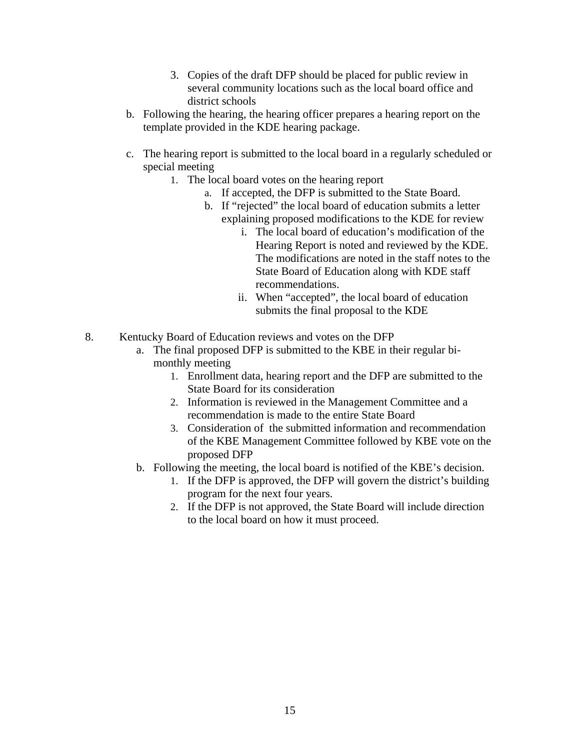3. Copies of the draft DFP should be placed for public review in several community locations such as the local board office and district schools

   b. Following the hearing, the hearing officer prepares a hearing report on the template provided in the KDE hearing package.

   c. The hearing report is submitted to the local board in a regularly scheduled or special meeting
        1. The local board votes on the hearing report
            a. If accepted, the DFP is submitted to the State Board.
            b. If "rejected" the local board of education submits a letter explaining proposed modifications to the KDE for review
                i. The local board of education's modification of the Hearing Report is noted and reviewed by the KDE. The modifications are noted in the staff notes to the State Board of Education along with KDE staff recommendations.
                ii. When "accepted", the local board of education submits the final proposal to the KDE

8. Kentucky Board of Education reviews and votes on the DFP
   a. The final proposed DFP is submitted to the KBE in their regular bi-monthly meeting
        1. Enrollment data, hearing report and the DFP are submitted to the State Board for its consideration
        2. Information is reviewed in the Management Committee and a recommendation is made to the entire State Board
        3. Consideration of the submitted information and recommendation of the KBE Management Committee followed by KBE vote on the proposed DFP
   b. Following the meeting, the local board is notified of the KBE's decision.
        1. If the DFP is approved, the DFP will govern the district's building program for the next four years.
        2. If the DFP is not approved, the State Board will include direction to the local board on how it must proceed.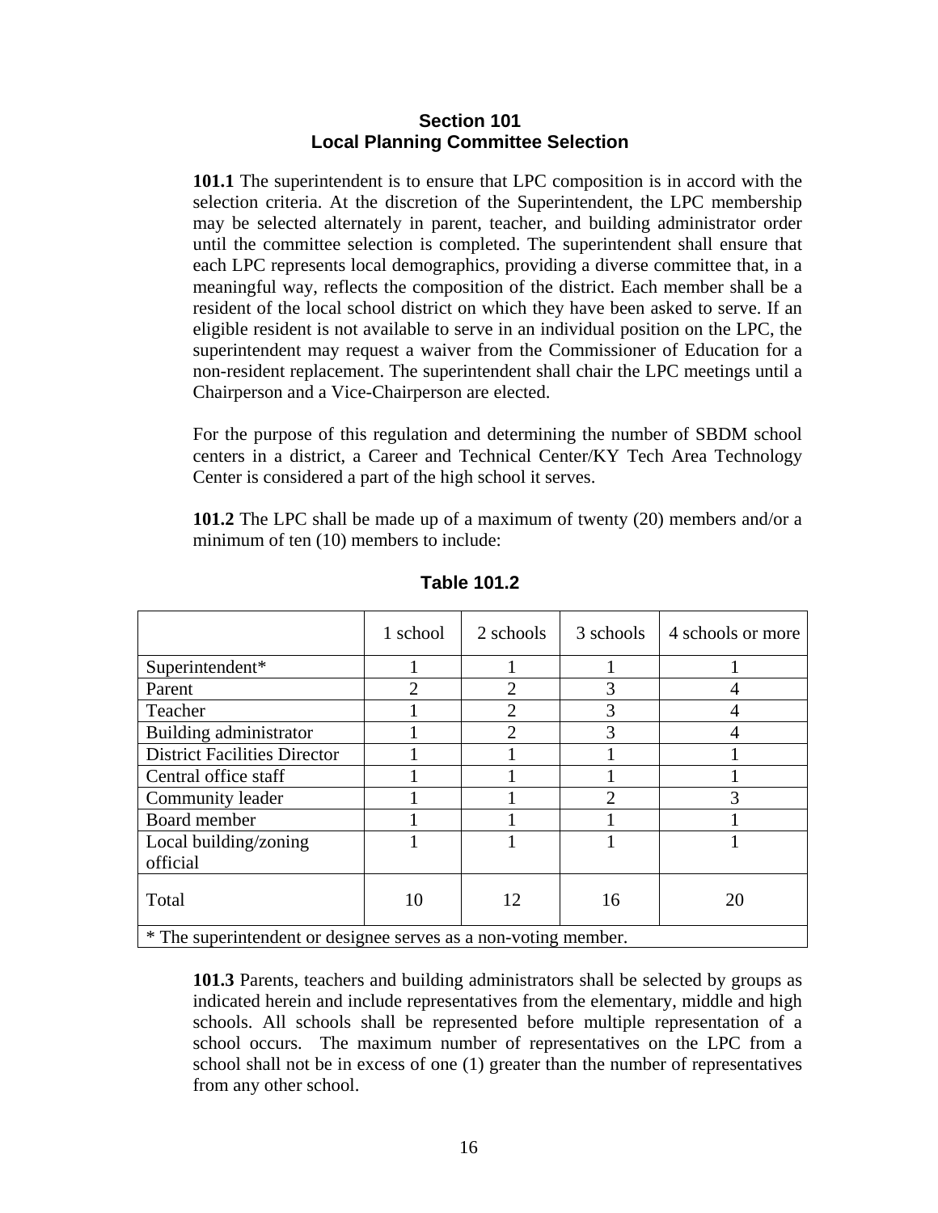## Section 101
## Local Planning Committee Selection

**101.1** The superintendent is to ensure that LPC composition is in accord with the selection criteria. At the discretion of the Superintendent, the LPC membership may be selected alternately in parent, teacher, and building administrator order until the committee selection is completed. The superintendent shall ensure that each LPC represents local demographics, providing a diverse committee that, in a meaningful way, reflects the composition of the district. Each member shall be a resident of the local school district on which they have been asked to serve. If an eligible resident is not available to serve in an individual position on the LPC, the superintendent may request a waiver from the Commissioner of Education for a non-resident replacement. The superintendent shall chair the LPC meetings until a Chairperson and a Vice-Chairperson are elected.

For the purpose of this regulation and determining the number of SBDM school centers in a district, a Career and Technical Center/KY Tech Area Technology Center is considered a part of the high school it serves.

**101.2** The LPC shall be made up of a maximum of twenty (20) members and/or a minimum of ten (10) members to include:

**Table 101.2**

| | 1 school | 2 schools | 3 schools | 4 schools or more |
|---|---|---|---|---|
| Superintendent* | 1 | 1 | 1 | 1 |
| Parent | 2 | 2 | 3 | 4 |
| Teacher | 1 | 2 | 3 | 4 |
| Building administrator | 1 | 2 | 3 | 4 |
| District Facilities Director | 1 | 1 | 1 | 1 |
| Central office staff | 1 | 1 | 1 | 1 |
| Community leader | 1 | 1 | 2 | 3 |
| Board member | 1 | 1 | 1 | 1 |
| Local building/zoning official | 1 | 1 | 1 | 1 |
| Total | 10 | 12 | 16 | 20 |
| * The superintendent or designee serves as a non-voting member. | | | | |

**101.3** Parents, teachers and building administrators shall be selected by groups as indicated herein and include representatives from the elementary, middle and high schools. All schools shall be represented before multiple representation of a school occurs. The maximum number of representatives on the LPC from a school shall not be in excess of one (1) greater than the number of representatives from any other school.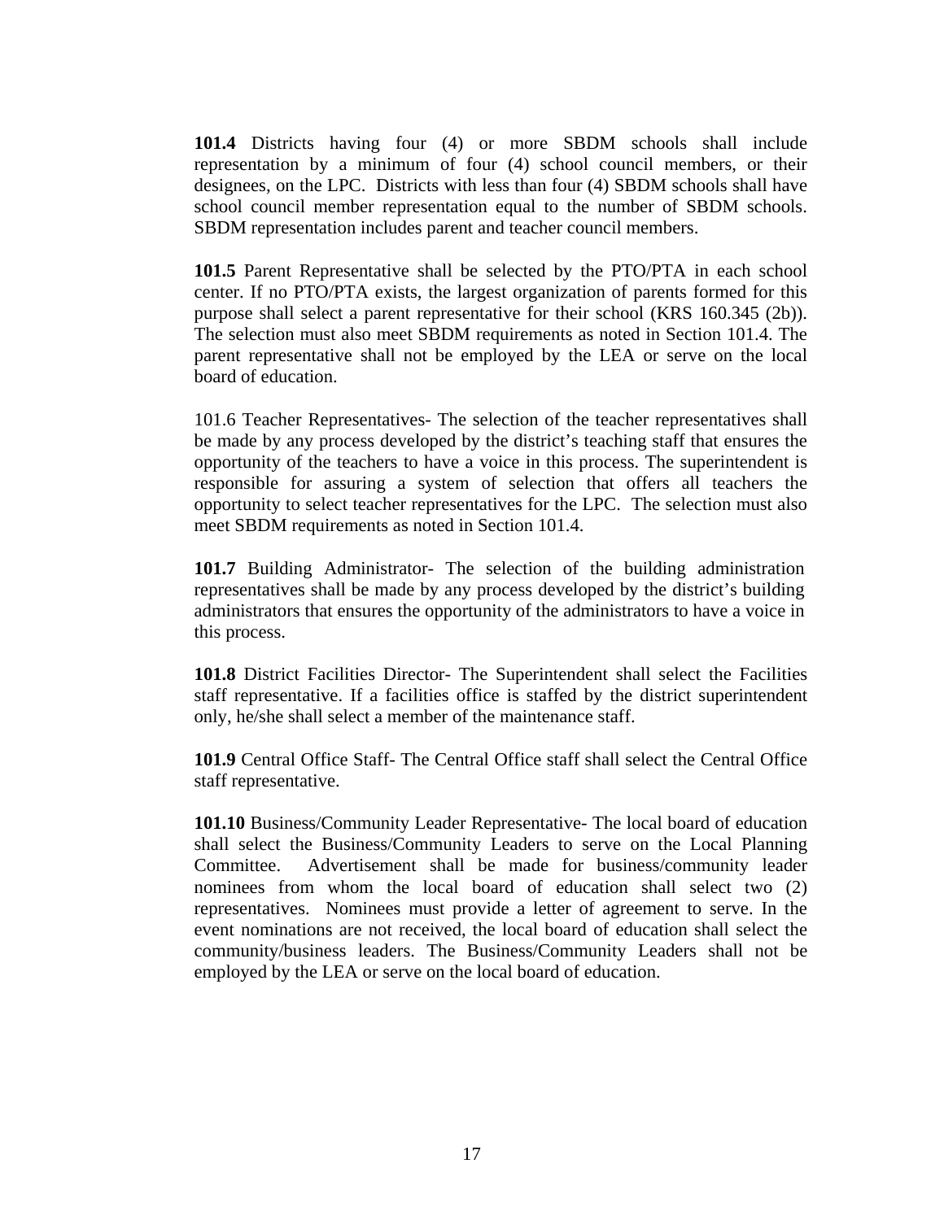**101.4** Districts having four (4) or more SBDM schools shall include representation by a minimum of four (4) school council members, or their designees, on the LPC. Districts with less than four (4) SBDM schools shall have school council member representation equal to the number of SBDM schools. SBDM representation includes parent and teacher council members.

**101.5** Parent Representative shall be selected by the PTO/PTA in each school center. If no PTO/PTA exists, the largest organization of parents formed for this purpose shall select a parent representative for their school (KRS 160.345 (2b)). The selection must also meet SBDM requirements as noted in Section 101.4. The parent representative shall not be employed by the LEA or serve on the local board of education.

101.6 Teacher Representatives- The selection of the teacher representatives shall be made by any process developed by the district's teaching staff that ensures the opportunity of the teachers to have a voice in this process. The superintendent is responsible for assuring a system of selection that offers all teachers the opportunity to select teacher representatives for the LPC. The selection must also meet SBDM requirements as noted in Section 101.4.

**101.7** Building Administrator- The selection of the building administration representatives shall be made by any process developed by the district's building administrators that ensures the opportunity of the administrators to have a voice in this process.

**101.8** District Facilities Director- The Superintendent shall select the Facilities staff representative. If a facilities office is staffed by the district superintendent only, he/she shall select a member of the maintenance staff.

**101.9** Central Office Staff- The Central Office staff shall select the Central Office staff representative.

**101.10** Business/Community Leader Representative- The local board of education shall select the Business/Community Leaders to serve on the Local Planning Committee. Advertisement shall be made for business/community leader nominees from whom the local board of education shall select two (2) representatives. Nominees must provide a letter of agreement to serve. In the event nominations are not received, the local board of education shall select the community/business leaders. The Business/Community Leaders shall not be employed by the LEA or serve on the local board of education.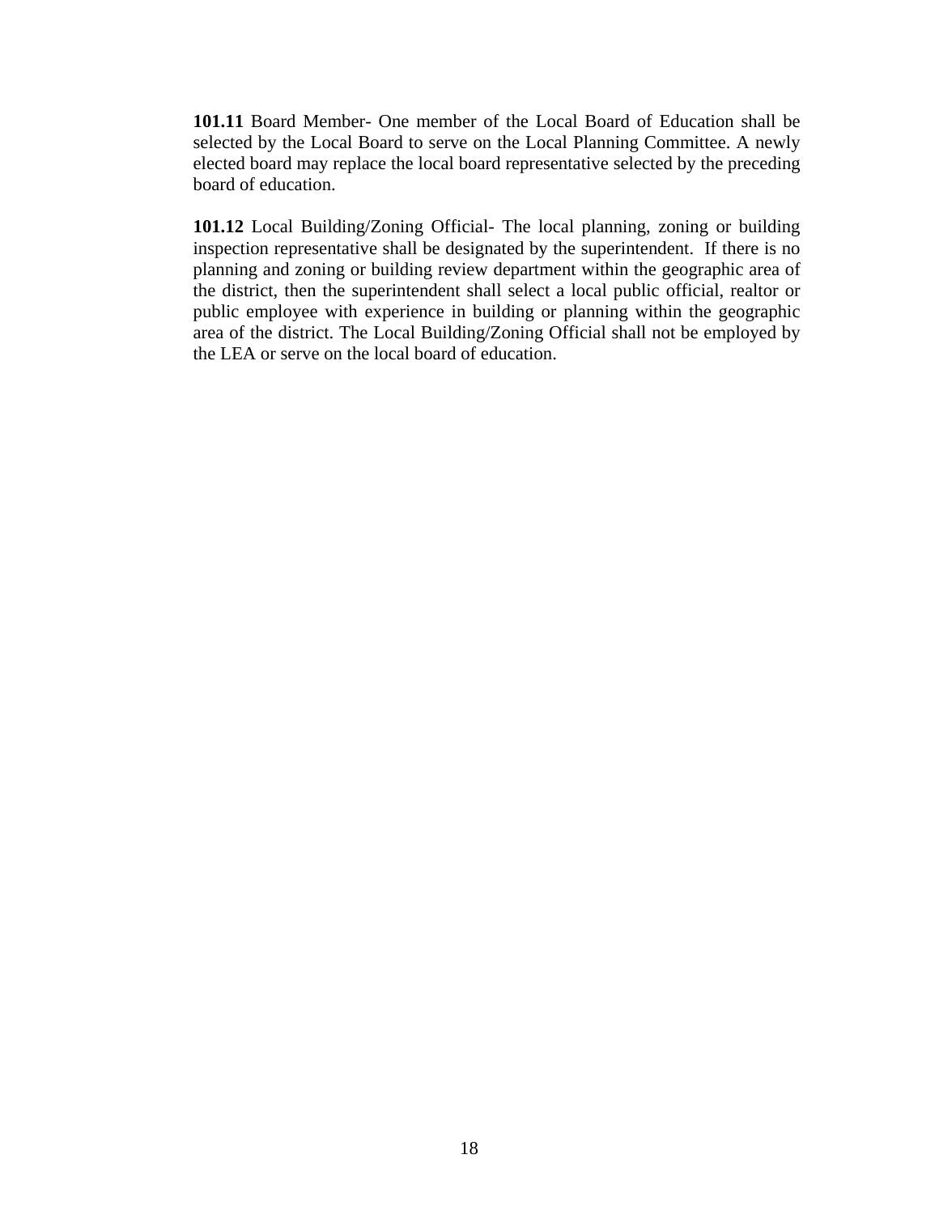**101.11** Board Member- One member of the Local Board of Education shall be selected by the Local Board to serve on the Local Planning Committee. A newly elected board may replace the local board representative selected by the preceding board of education.

**101.12** Local Building/Zoning Official- The local planning, zoning or building inspection representative shall be designated by the superintendent. If there is no planning and zoning or building review department within the geographic area of the district, then the superintendent shall select a local public official, realtor or public employee with experience in building or planning within the geographic area of the district. The Local Building/Zoning Official shall not be employed by the LEA or serve on the local board of education.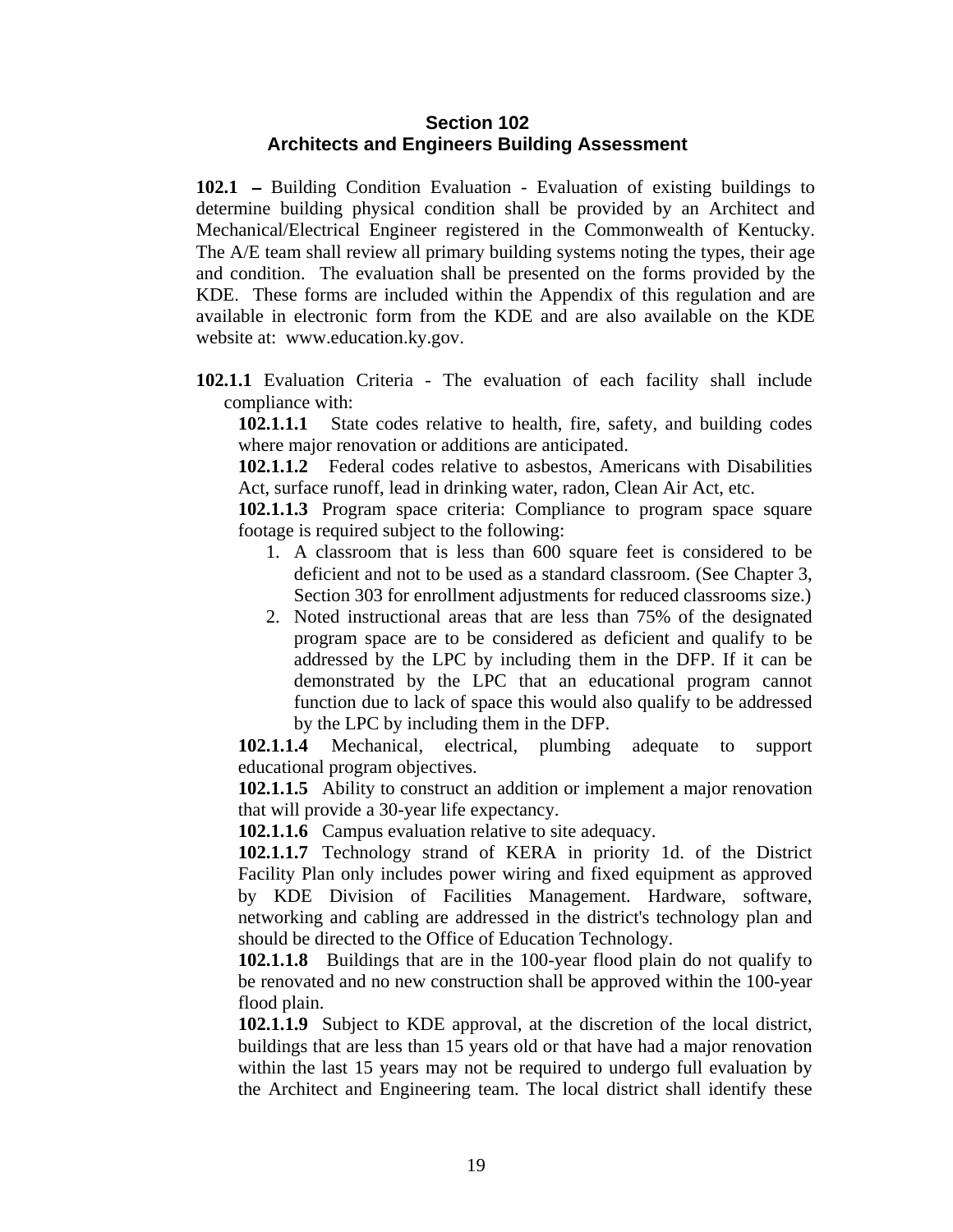## Section 102
## Architects and Engineers Building Assessment

**102.1 –** Building Condition Evaluation - Evaluation of existing buildings to determine building physical condition shall be provided by an Architect and Mechanical/Electrical Engineer registered in the Commonwealth of Kentucky. The A/E team shall review all primary building systems noting the types, their age and condition. The evaluation shall be presented on the forms provided by the KDE. These forms are included within the Appendix of this regulation and are available in electronic form from the KDE and are also available on the KDE website at: www.education.ky.gov.

**102.1.1** Evaluation Criteria - The evaluation of each facility shall include compliance with:

**102.1.1.1** State codes relative to health, fire, safety, and building codes where major renovation or additions are anticipated.

**102.1.1.2** Federal codes relative to asbestos, Americans with Disabilities Act, surface runoff, lead in drinking water, radon, Clean Air Act, etc.

**102.1.1.3** Program space criteria: Compliance to program space square footage is required subject to the following:

1. A classroom that is less than 600 square feet is considered to be deficient and not to be used as a standard classroom. (See Chapter 3, Section 303 for enrollment adjustments for reduced classrooms size.)
2. Noted instructional areas that are less than 75% of the designated program space are to be considered as deficient and qualify to be addressed by the LPC by including them in the DFP. If it can be demonstrated by the LPC that an educational program cannot function due to lack of space this would also qualify to be addressed by the LPC by including them in the DFP.

**102.1.1.4** Mechanical, electrical, plumbing adequate to support educational program objectives.

**102.1.1.5** Ability to construct an addition or implement a major renovation that will provide a 30-year life expectancy.

**102.1.1.6** Campus evaluation relative to site adequacy.

**102.1.1.7** Technology strand of KERA in priority 1d. of the District Facility Plan only includes power wiring and fixed equipment as approved by KDE Division of Facilities Management. Hardware, software, networking and cabling are addressed in the district's technology plan and should be directed to the Office of Education Technology.

**102.1.1.8** Buildings that are in the 100-year flood plain do not qualify to be renovated and no new construction shall be approved within the 100-year flood plain.

**102.1.1.9** Subject to KDE approval, at the discretion of the local district, buildings that are less than 15 years old or that have had a major renovation within the last 15 years may not be required to undergo full evaluation by the Architect and Engineering team. The local district shall identify these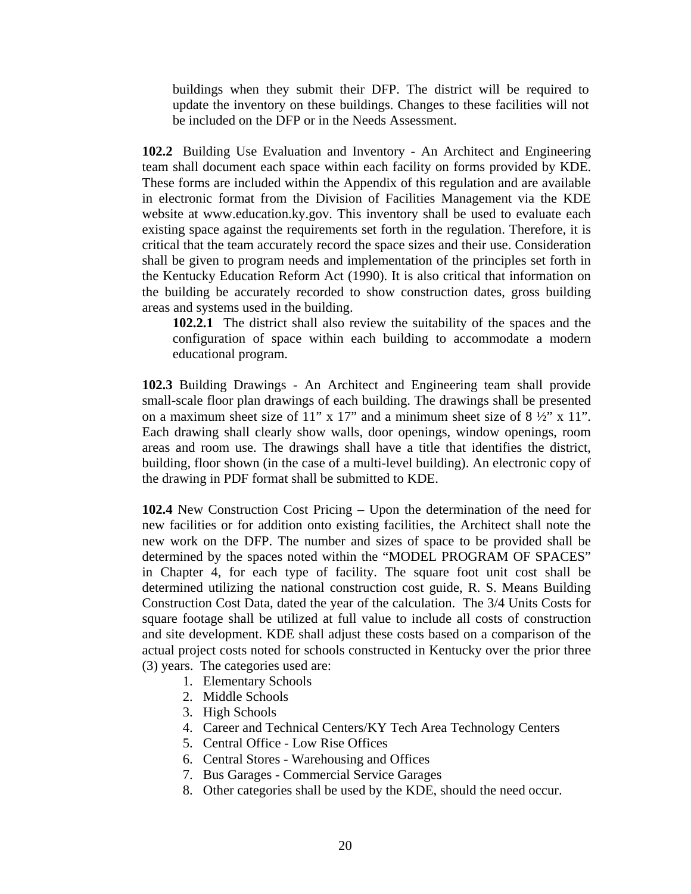buildings when they submit their DFP. The district will be required to update the inventory on these buildings. Changes to these facilities will not be included on the DFP or in the Needs Assessment.

**102.2** Building Use Evaluation and Inventory - An Architect and Engineering team shall document each space within each facility on forms provided by KDE. These forms are included within the Appendix of this regulation and are available in electronic format from the Division of Facilities Management via the KDE website at www.education.ky.gov. This inventory shall be used to evaluate each existing space against the requirements set forth in the regulation. Therefore, it is critical that the team accurately record the space sizes and their use. Consideration shall be given to program needs and implementation of the principles set forth in the Kentucky Education Reform Act (1990). It is also critical that information on the building be accurately recorded to show construction dates, gross building areas and systems used in the building.

**102.2.1** The district shall also review the suitability of the spaces and the configuration of space within each building to accommodate a modern educational program.

**102.3** Building Drawings - An Architect and Engineering team shall provide small-scale floor plan drawings of each building. The drawings shall be presented on a maximum sheet size of 11" x 17" and a minimum sheet size of 8 ½" x 11". Each drawing shall clearly show walls, door openings, window openings, room areas and room use. The drawings shall have a title that identifies the district, building, floor shown (in the case of a multi-level building). An electronic copy of the drawing in PDF format shall be submitted to KDE.

**102.4** New Construction Cost Pricing – Upon the determination of the need for new facilities or for addition onto existing facilities, the Architect shall note the new work on the DFP. The number and sizes of space to be provided shall be determined by the spaces noted within the "MODEL PROGRAM OF SPACES" in Chapter 4, for each type of facility. The square foot unit cost shall be determined utilizing the national construction cost guide, R. S. Means Building Construction Cost Data, dated the year of the calculation. The 3/4 Units Costs for square footage shall be utilized at full value to include all costs of construction and site development. KDE shall adjust these costs based on a comparison of the actual project costs noted for schools constructed in Kentucky over the prior three (3) years. The categories used are:

1. Elementary Schools
2. Middle Schools
3. High Schools
4. Career and Technical Centers/KY Tech Area Technology Centers
5. Central Office - Low Rise Offices
6. Central Stores - Warehousing and Offices
7. Bus Garages - Commercial Service Garages
8. Other categories shall be used by the KDE, should the need occur.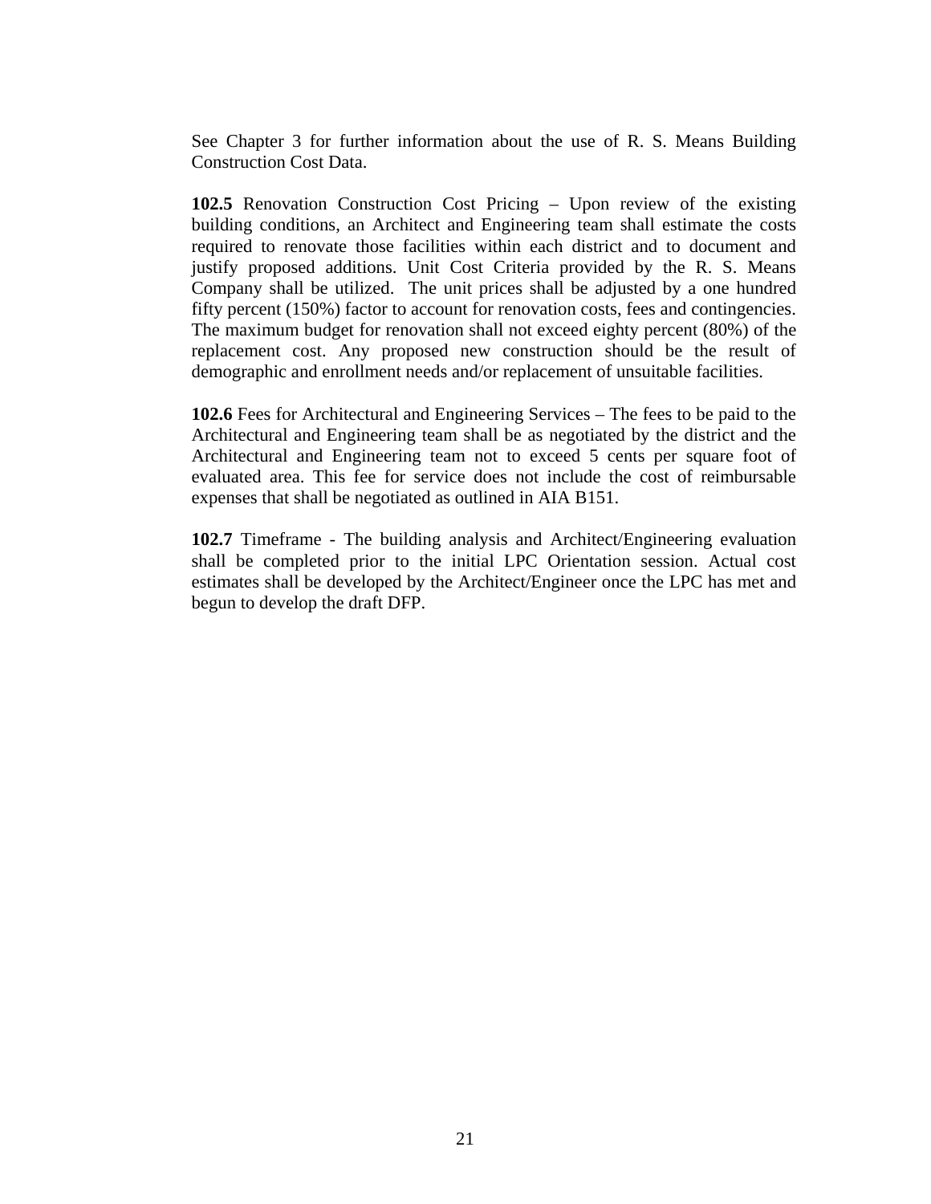See Chapter 3 for further information about the use of R. S. Means Building Construction Cost Data.

**102.5** Renovation Construction Cost Pricing – Upon review of the existing building conditions, an Architect and Engineering team shall estimate the costs required to renovate those facilities within each district and to document and justify proposed additions. Unit Cost Criteria provided by the R. S. Means Company shall be utilized. The unit prices shall be adjusted by a one hundred fifty percent (150%) factor to account for renovation costs, fees and contingencies. The maximum budget for renovation shall not exceed eighty percent (80%) of the replacement cost. Any proposed new construction should be the result of demographic and enrollment needs and/or replacement of unsuitable facilities.

**102.6** Fees for Architectural and Engineering Services – The fees to be paid to the Architectural and Engineering team shall be as negotiated by the district and the Architectural and Engineering team not to exceed 5 cents per square foot of evaluated area. This fee for service does not include the cost of reimbursable expenses that shall be negotiated as outlined in AIA B151.

**102.7** Timeframe - The building analysis and Architect/Engineering evaluation shall be completed prior to the initial LPC Orientation session. Actual cost estimates shall be developed by the Architect/Engineer once the LPC has met and begun to develop the draft DFP.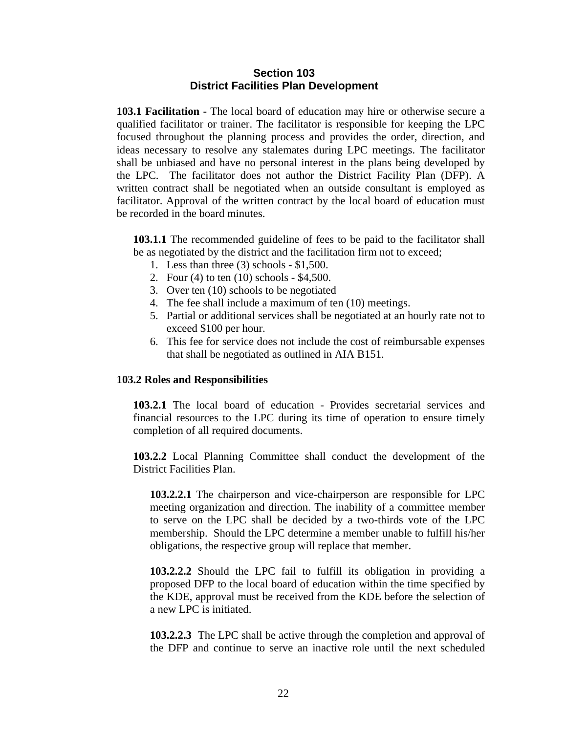## Section 103
## District Facilities Plan Development

**103.1 Facilitation** - The local board of education may hire or otherwise secure a qualified facilitator or trainer. The facilitator is responsible for keeping the LPC focused throughout the planning process and provides the order, direction, and ideas necessary to resolve any stalemates during LPC meetings. The facilitator shall be unbiased and have no personal interest in the plans being developed by the LPC. The facilitator does not author the District Facility Plan (DFP). A written contract shall be negotiated when an outside consultant is employed as facilitator. Approval of the written contract by the local board of education must be recorded in the board minutes.

**103.1.1** The recommended guideline of fees to be paid to the facilitator shall be as negotiated by the district and the facilitation firm not to exceed;

1. Less than three (3) schools - $1,500.
2. Four (4) to ten (10) schools - $4,500.
3. Over ten (10) schools to be negotiated
4. The fee shall include a maximum of ten (10) meetings.
5. Partial or additional services shall be negotiated at an hourly rate not to exceed $100 per hour.
6. This fee for service does not include the cost of reimbursable expenses that shall be negotiated as outlined in AIA B151.

**103.2 Roles and Responsibilities**

**103.2.1** The local board of education - Provides secretarial services and financial resources to the LPC during its time of operation to ensure timely completion of all required documents.

**103.2.2** Local Planning Committee shall conduct the development of the District Facilities Plan.

**103.2.2.1** The chairperson and vice-chairperson are responsible for LPC meeting organization and direction. The inability of a committee member to serve on the LPC shall be decided by a two-thirds vote of the LPC membership. Should the LPC determine a member unable to fulfill his/her obligations, the respective group will replace that member.

**103.2.2.2** Should the LPC fail to fulfill its obligation in providing a proposed DFP to the local board of education within the time specified by the KDE, approval must be received from the KDE before the selection of a new LPC is initiated.

**103.2.2.3** The LPC shall be active through the completion and approval of the DFP and continue to serve an inactive role until the next scheduled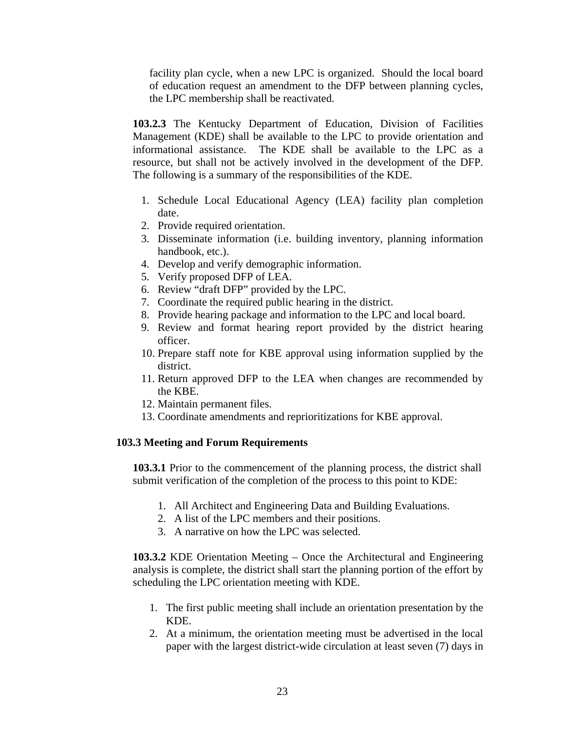facility plan cycle, when a new LPC is organized. Should the local board of education request an amendment to the DFP between planning cycles, the LPC membership shall be reactivated.

**103.2.3** The Kentucky Department of Education, Division of Facilities Management (KDE) shall be available to the LPC to provide orientation and informational assistance. The KDE shall be available to the LPC as a resource, but shall not be actively involved in the development of the DFP. The following is a summary of the responsibilities of the KDE.

1. Schedule Local Educational Agency (LEA) facility plan completion date.
2. Provide required orientation.
3. Disseminate information (i.e. building inventory, planning information handbook, etc.).
4. Develop and verify demographic information.
5. Verify proposed DFP of LEA.
6. Review "draft DFP" provided by the LPC.
7. Coordinate the required public hearing in the district.
8. Provide hearing package and information to the LPC and local board.
9. Review and format hearing report provided by the district hearing officer.
10. Prepare staff note for KBE approval using information supplied by the district.
11. Return approved DFP to the LEA when changes are recommended by the KBE.
12. Maintain permanent files.
13. Coordinate amendments and reprioritizations for KBE approval.

**103.3 Meeting and Forum Requirements**

**103.3.1** Prior to the commencement of the planning process, the district shall submit verification of the completion of the process to this point to KDE:

1. All Architect and Engineering Data and Building Evaluations.
2. A list of the LPC members and their positions.
3. A narrative on how the LPC was selected.

**103.3.2** KDE Orientation Meeting – Once the Architectural and Engineering analysis is complete, the district shall start the planning portion of the effort by scheduling the LPC orientation meeting with KDE.

1. The first public meeting shall include an orientation presentation by the KDE.
2. At a minimum, the orientation meeting must be advertised in the local paper with the largest district-wide circulation at least seven (7) days in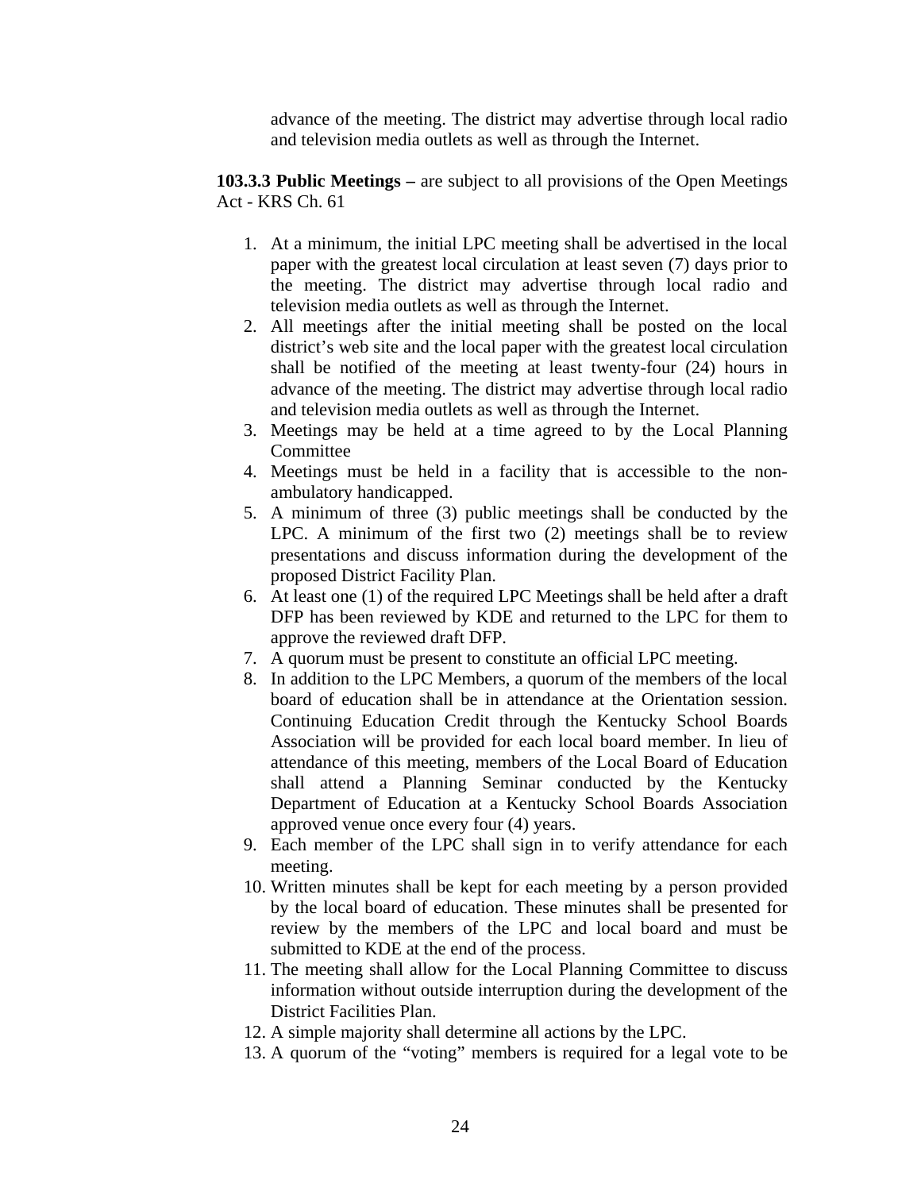advance of the meeting. The district may advertise through local radio and television media outlets as well as through the Internet.

**103.3.3 Public Meetings –** are subject to all provisions of the Open Meetings Act - KRS Ch. 61

1. At a minimum, the initial LPC meeting shall be advertised in the local paper with the greatest local circulation at least seven (7) days prior to the meeting. The district may advertise through local radio and television media outlets as well as through the Internet.
2. All meetings after the initial meeting shall be posted on the local district's web site and the local paper with the greatest local circulation shall be notified of the meeting at least twenty-four (24) hours in advance of the meeting. The district may advertise through local radio and television media outlets as well as through the Internet.
3. Meetings may be held at a time agreed to by the Local Planning Committee
4. Meetings must be held in a facility that is accessible to the non-ambulatory handicapped.
5. A minimum of three (3) public meetings shall be conducted by the LPC. A minimum of the first two (2) meetings shall be to review presentations and discuss information during the development of the proposed District Facility Plan.
6. At least one (1) of the required LPC Meetings shall be held after a draft DFP has been reviewed by KDE and returned to the LPC for them to approve the reviewed draft DFP.
7. A quorum must be present to constitute an official LPC meeting.
8. In addition to the LPC Members, a quorum of the members of the local board of education shall be in attendance at the Orientation session. Continuing Education Credit through the Kentucky School Boards Association will be provided for each local board member. In lieu of attendance of this meeting, members of the Local Board of Education shall attend a Planning Seminar conducted by the Kentucky Department of Education at a Kentucky School Boards Association approved venue once every four (4) years.
9. Each member of the LPC shall sign in to verify attendance for each meeting.
10. Written minutes shall be kept for each meeting by a person provided by the local board of education. These minutes shall be presented for review by the members of the LPC and local board and must be submitted to KDE at the end of the process.
11. The meeting shall allow for the Local Planning Committee to discuss information without outside interruption during the development of the District Facilities Plan.
12. A simple majority shall determine all actions by the LPC.
13. A quorum of the "voting" members is required for a legal vote to be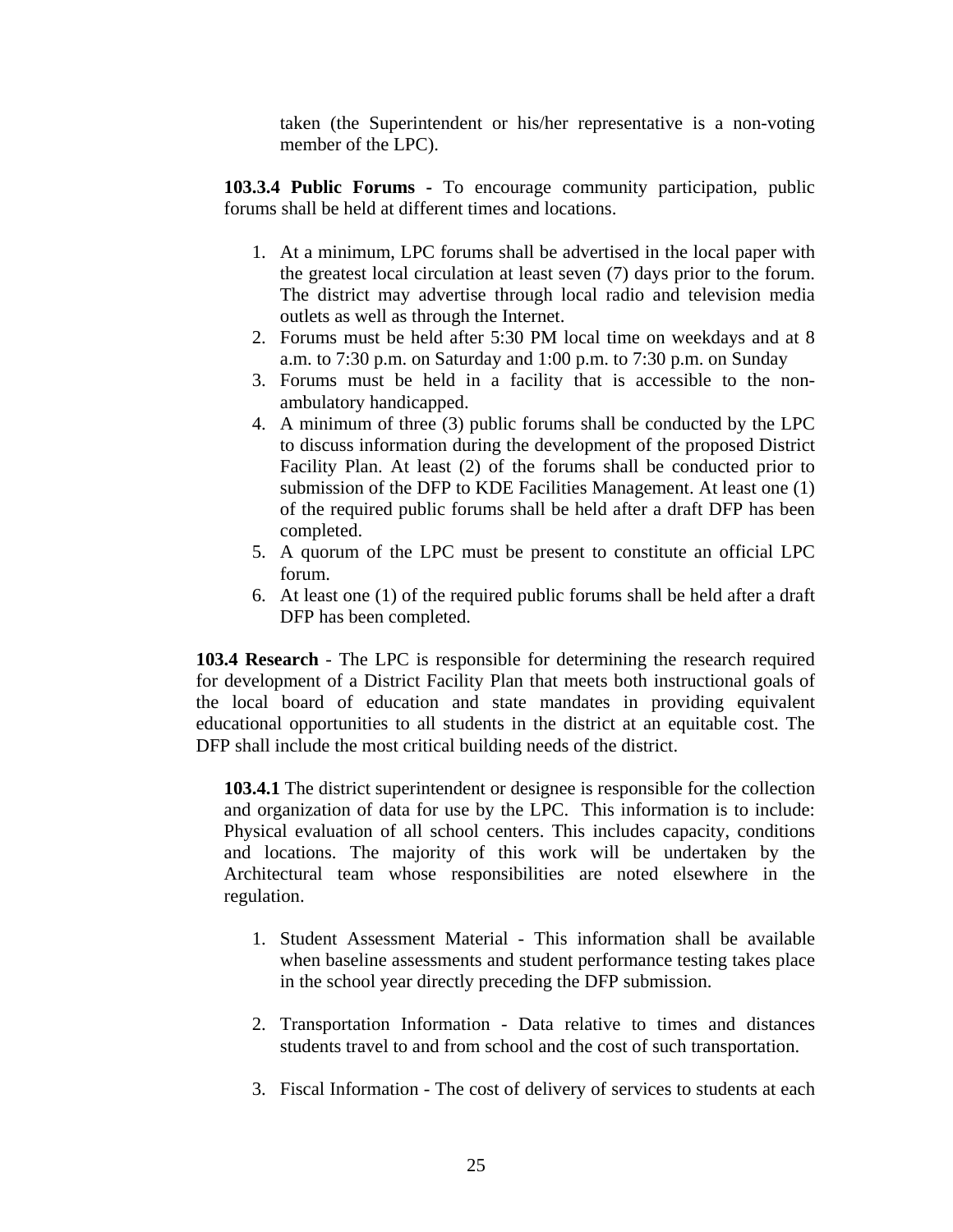taken (the Superintendent or his/her representative is a non-voting member of the LPC).

**103.3.4 Public Forums -** To encourage community participation, public forums shall be held at different times and locations.

1. At a minimum, LPC forums shall be advertised in the local paper with the greatest local circulation at least seven (7) days prior to the forum. The district may advertise through local radio and television media outlets as well as through the Internet.
2. Forums must be held after 5:30 PM local time on weekdays and at 8 a.m. to 7:30 p.m. on Saturday and 1:00 p.m. to 7:30 p.m. on Sunday
3. Forums must be held in a facility that is accessible to the non-ambulatory handicapped.
4. A minimum of three (3) public forums shall be conducted by the LPC to discuss information during the development of the proposed District Facility Plan. At least (2) of the forums shall be conducted prior to submission of the DFP to KDE Facilities Management. At least one (1) of the required public forums shall be held after a draft DFP has been completed.
5. A quorum of the LPC must be present to constitute an official LPC forum.
6. At least one (1) of the required public forums shall be held after a draft DFP has been completed.

**103.4 Research** - The LPC is responsible for determining the research required for development of a District Facility Plan that meets both instructional goals of the local board of education and state mandates in providing equivalent educational opportunities to all students in the district at an equitable cost. The DFP shall include the most critical building needs of the district.

**103.4.1** The district superintendent or designee is responsible for the collection and organization of data for use by the LPC. This information is to include: Physical evaluation of all school centers. This includes capacity, conditions and locations. The majority of this work will be undertaken by the Architectural team whose responsibilities are noted elsewhere in the regulation.

1. Student Assessment Material - This information shall be available when baseline assessments and student performance testing takes place in the school year directly preceding the DFP submission.

2. Transportation Information - Data relative to times and distances students travel to and from school and the cost of such transportation.

3. Fiscal Information - The cost of delivery of services to students at each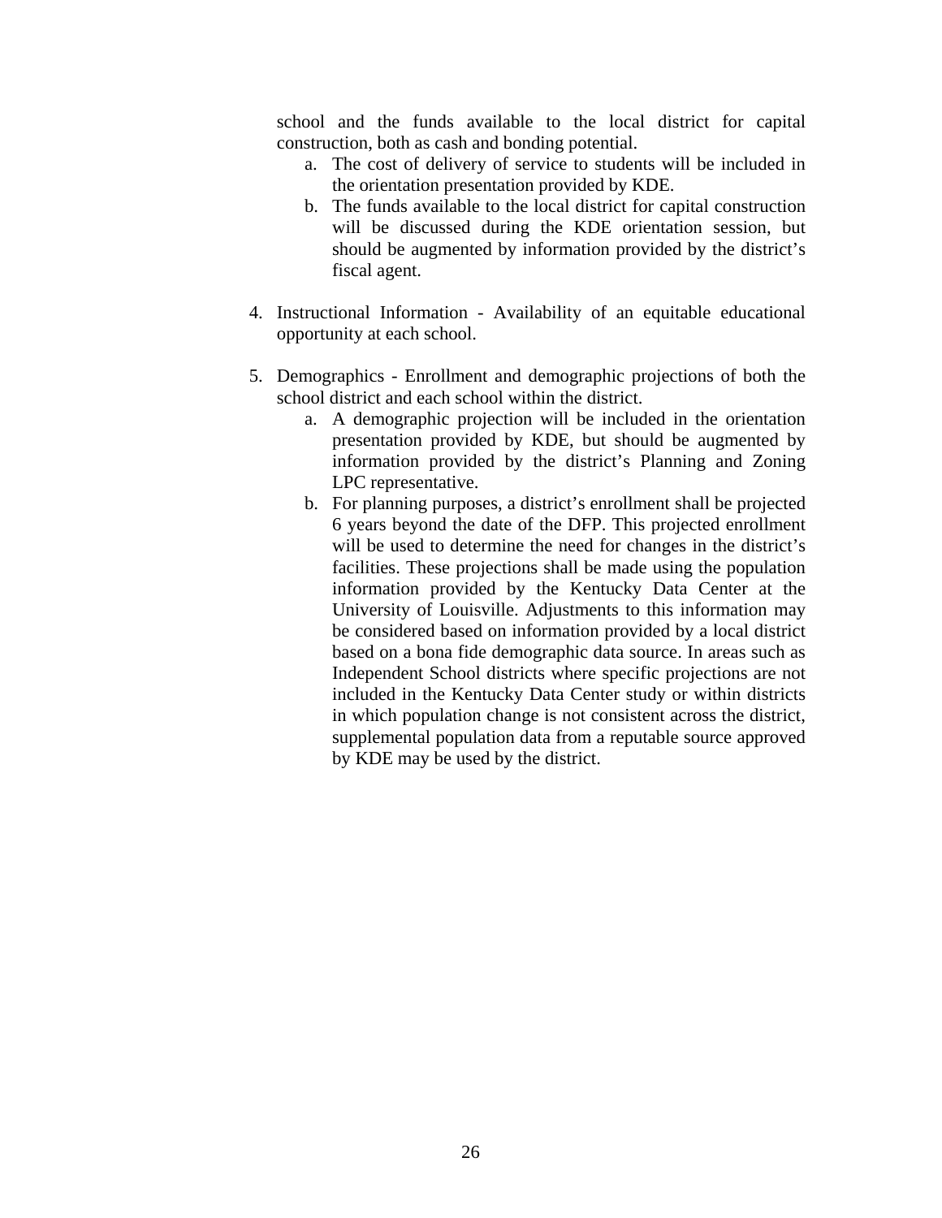school and the funds available to the local district for capital construction, both as cash and bonding potential.

   a. The cost of delivery of service to students will be included in the orientation presentation provided by KDE.
   b. The funds available to the local district for capital construction will be discussed during the KDE orientation session, but should be augmented by information provided by the district's fiscal agent.

4. Instructional Information - Availability of an equitable educational opportunity at each school.

5. Demographics - Enrollment and demographic projections of both the school district and each school within the district.
   a. A demographic projection will be included in the orientation presentation provided by KDE, but should be augmented by information provided by the district's Planning and Zoning LPC representative.
   b. For planning purposes, a district's enrollment shall be projected 6 years beyond the date of the DFP. This projected enrollment will be used to determine the need for changes in the district's facilities. These projections shall be made using the population information provided by the Kentucky Data Center at the University of Louisville. Adjustments to this information may be considered based on information provided by a local district based on a bona fide demographic data source. In areas such as Independent School districts where specific projections are not included in the Kentucky Data Center study or within districts in which population change is not consistent across the district, supplemental population data from a reputable source approved by KDE may be used by the district.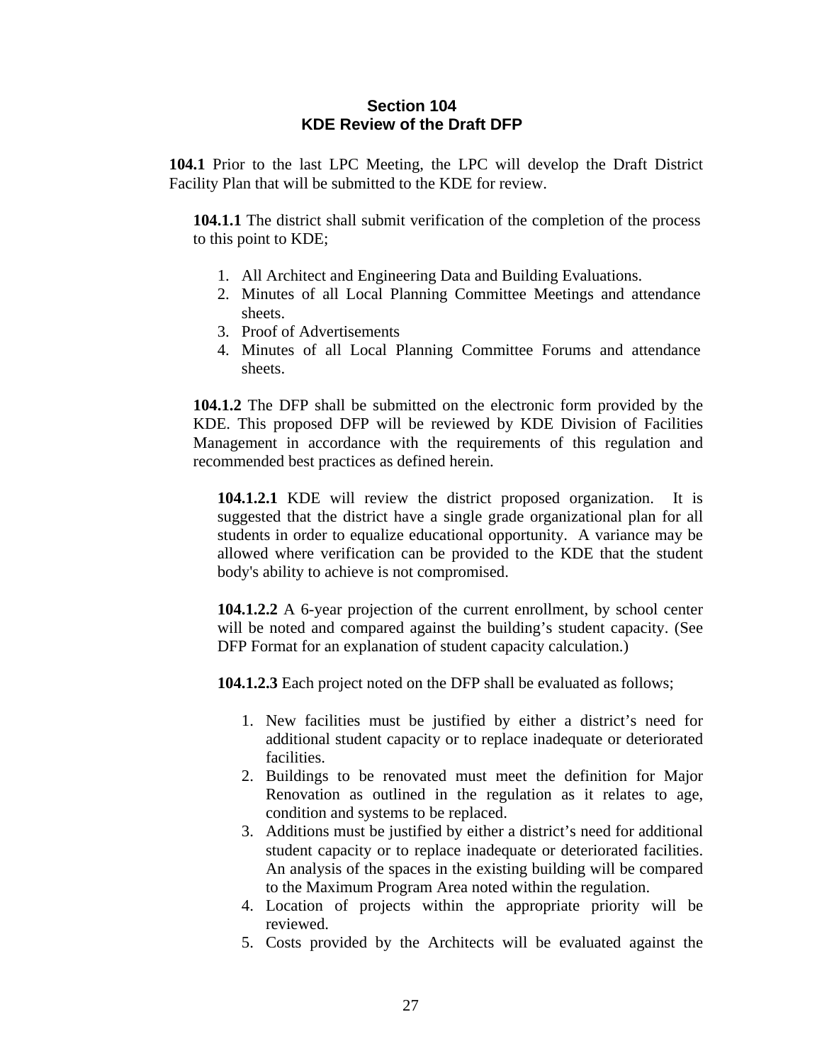## Section 104
## KDE Review of the Draft DFP

**104.1** Prior to the last LPC Meeting, the LPC will develop the Draft District Facility Plan that will be submitted to the KDE for review.

**104.1.1** The district shall submit verification of the completion of the process to this point to KDE;

1. All Architect and Engineering Data and Building Evaluations.
2. Minutes of all Local Planning Committee Meetings and attendance sheets.
3. Proof of Advertisements
4. Minutes of all Local Planning Committee Forums and attendance sheets.

**104.1.2** The DFP shall be submitted on the electronic form provided by the KDE. This proposed DFP will be reviewed by KDE Division of Facilities Management in accordance with the requirements of this regulation and recommended best practices as defined herein.

**104.1.2.1** KDE will review the district proposed organization. It is suggested that the district have a single grade organizational plan for all students in order to equalize educational opportunity. A variance may be allowed where verification can be provided to the KDE that the student body's ability to achieve is not compromised.

**104.1.2.2** A 6-year projection of the current enrollment, by school center will be noted and compared against the building's student capacity. (See DFP Format for an explanation of student capacity calculation.)

**104.1.2.3** Each project noted on the DFP shall be evaluated as follows;

1. New facilities must be justified by either a district's need for additional student capacity or to replace inadequate or deteriorated facilities.
2. Buildings to be renovated must meet the definition for Major Renovation as outlined in the regulation as it relates to age, condition and systems to be replaced.
3. Additions must be justified by either a district's need for additional student capacity or to replace inadequate or deteriorated facilities. An analysis of the spaces in the existing building will be compared to the Maximum Program Area noted within the regulation.
4. Location of projects within the appropriate priority will be reviewed.
5. Costs provided by the Architects will be evaluated against the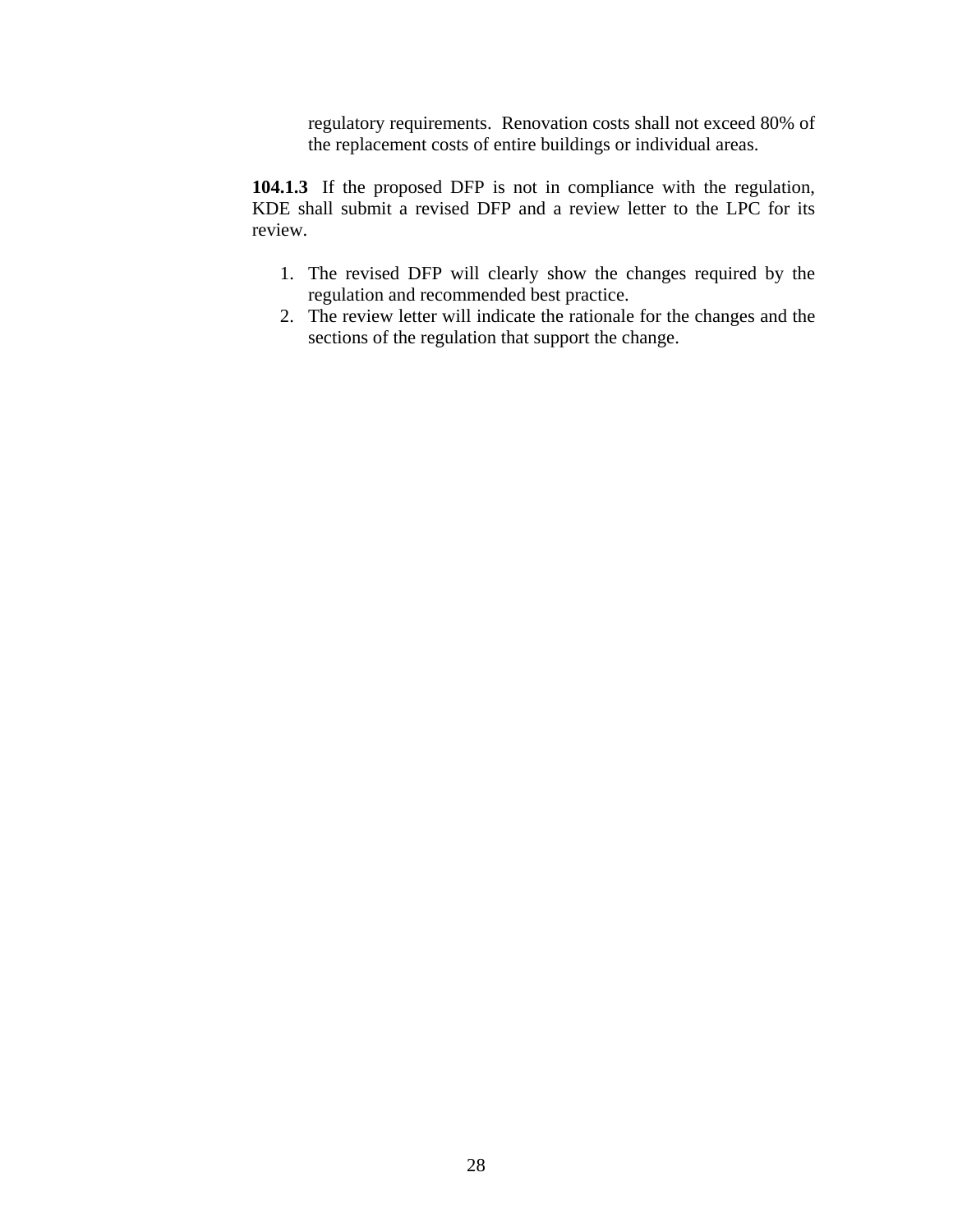regulatory requirements. Renovation costs shall not exceed 80% of the replacement costs of entire buildings or individual areas.

**104.1.3** If the proposed DFP is not in compliance with the regulation, KDE shall submit a revised DFP and a review letter to the LPC for its review.

1. The revised DFP will clearly show the changes required by the regulation and recommended best practice.
2. The review letter will indicate the rationale for the changes and the sections of the regulation that support the change.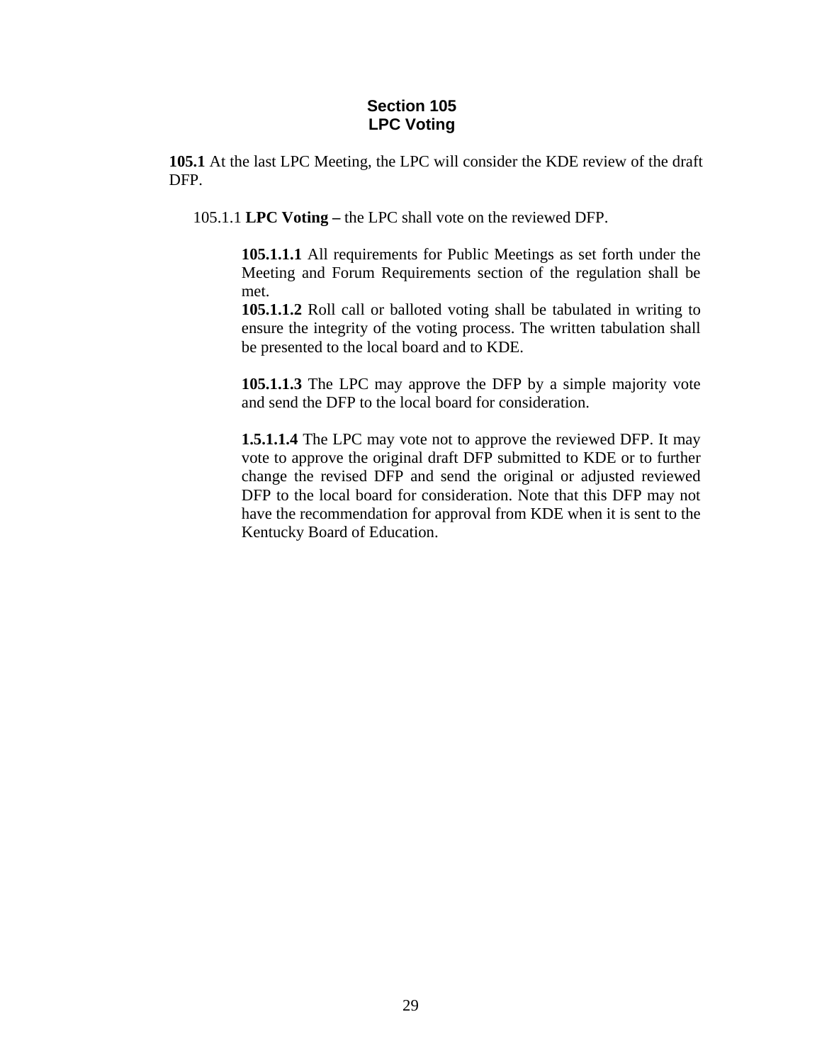## Section 105
## LPC Voting

**105.1** At the last LPC Meeting, the LPC will consider the KDE review of the draft DFP.

105.1.1 **LPC Voting –** the LPC shall vote on the reviewed DFP.

**105.1.1.1** All requirements for Public Meetings as set forth under the Meeting and Forum Requirements section of the regulation shall be met.

**105.1.1.2** Roll call or balloted voting shall be tabulated in writing to ensure the integrity of the voting process. The written tabulation shall be presented to the local board and to KDE.

**105.1.1.3** The LPC may approve the DFP by a simple majority vote and send the DFP to the local board for consideration.

**1.5.1.1.4** The LPC may vote not to approve the reviewed DFP. It may vote to approve the original draft DFP submitted to KDE or to further change the revised DFP and send the original or adjusted reviewed DFP to the local board for consideration. Note that this DFP may not have the recommendation for approval from KDE when it is sent to the Kentucky Board of Education.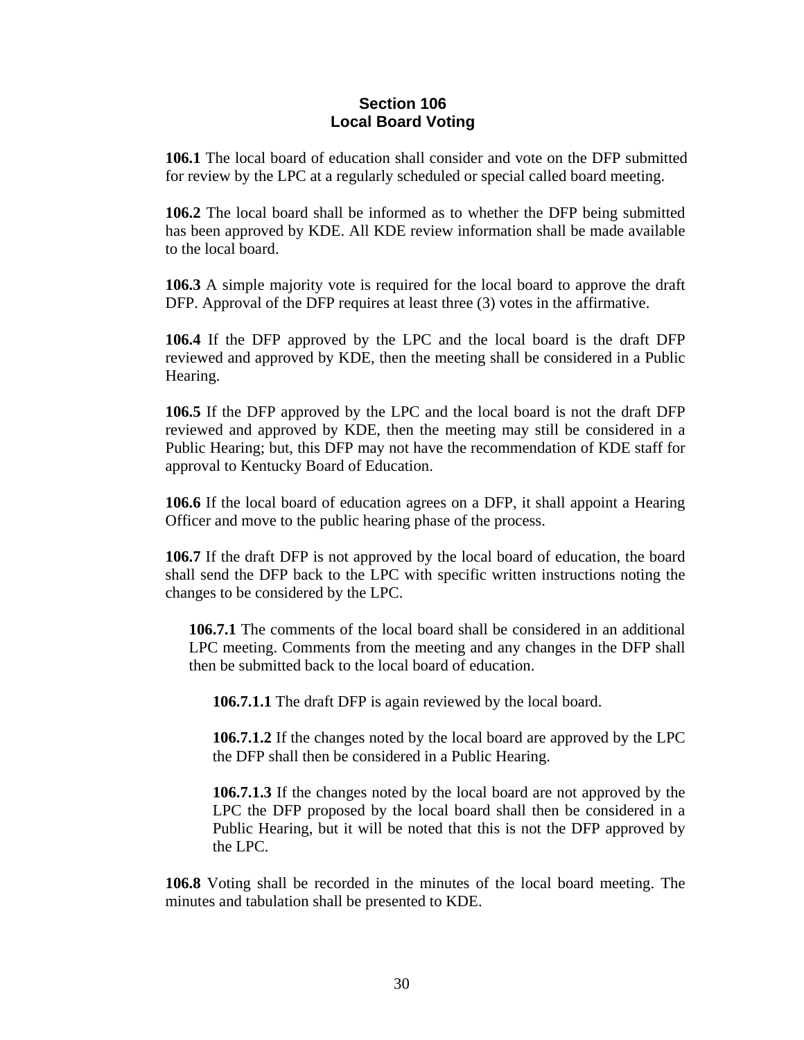## Section 106
## Local Board Voting

**106.1** The local board of education shall consider and vote on the DFP submitted for review by the LPC at a regularly scheduled or special called board meeting.

**106.2** The local board shall be informed as to whether the DFP being submitted has been approved by KDE. All KDE review information shall be made available to the local board.

**106.3** A simple majority vote is required for the local board to approve the draft DFP. Approval of the DFP requires at least three (3) votes in the affirmative.

**106.4** If the DFP approved by the LPC and the local board is the draft DFP reviewed and approved by KDE, then the meeting shall be considered in a Public Hearing.

**106.5** If the DFP approved by the LPC and the local board is not the draft DFP reviewed and approved by KDE, then the meeting may still be considered in a Public Hearing; but, this DFP may not have the recommendation of KDE staff for approval to Kentucky Board of Education.

**106.6** If the local board of education agrees on a DFP, it shall appoint a Hearing Officer and move to the public hearing phase of the process.

**106.7** If the draft DFP is not approved by the local board of education, the board shall send the DFP back to the LPC with specific written instructions noting the changes to be considered by the LPC.

> **106.7.1** The comments of the local board shall be considered in an additional LPC meeting. Comments from the meeting and any changes in the DFP shall then be submitted back to the local board of education.
>
> > **106.7.1.1** The draft DFP is again reviewed by the local board.
> >
> > **106.7.1.2** If the changes noted by the local board are approved by the LPC the DFP shall then be considered in a Public Hearing.
> >
> > **106.7.1.3** If the changes noted by the local board are not approved by the LPC the DFP proposed by the local board shall then be considered in a Public Hearing, but it will be noted that this is not the DFP approved by the LPC.

**106.8** Voting shall be recorded in the minutes of the local board meeting. The minutes and tabulation shall be presented to KDE.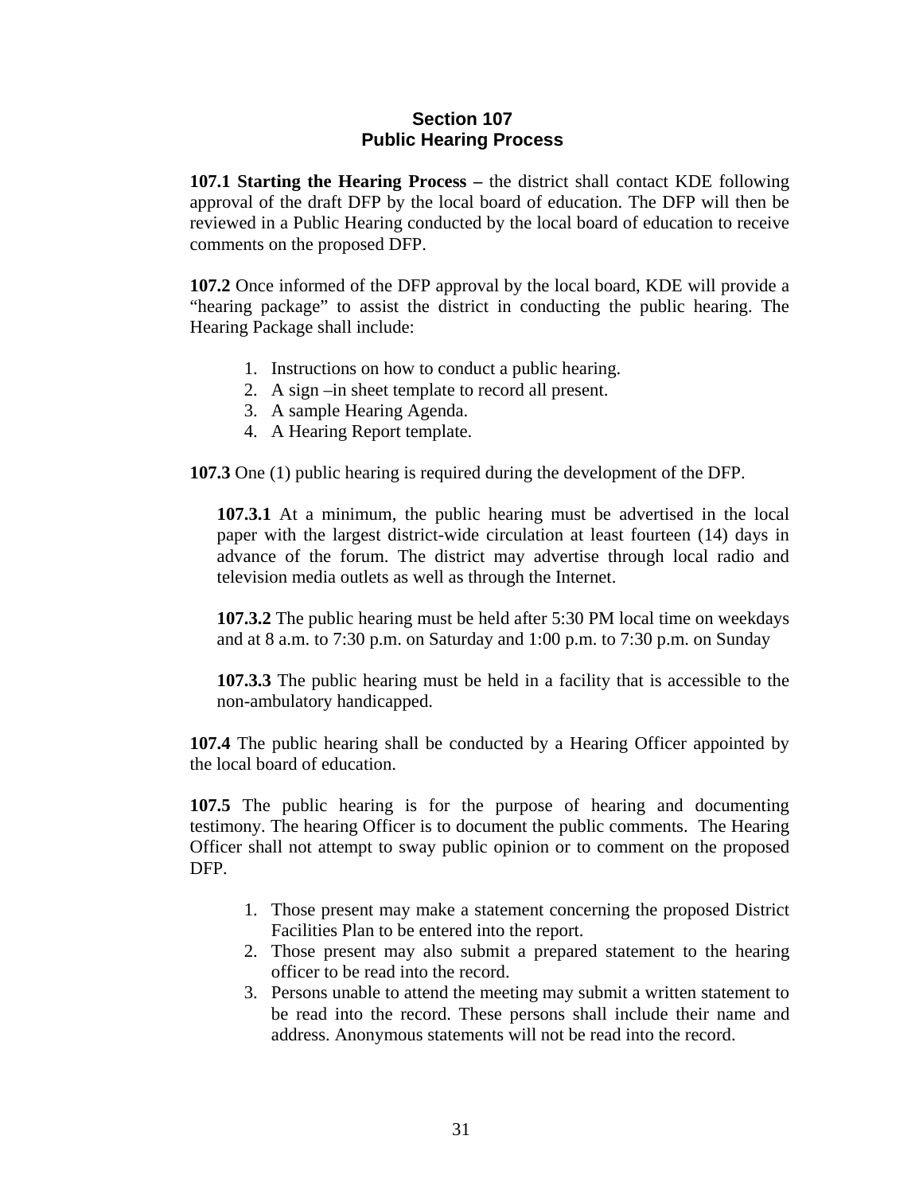# Section 107
# Public Hearing Process

**107.1 Starting the Hearing Process –** the district shall contact KDE following approval of the draft DFP by the local board of education. The DFP will then be reviewed in a Public Hearing conducted by the local board of education to receive comments on the proposed DFP.

**107.2** Once informed of the DFP approval by the local board, KDE will provide a "hearing package" to assist the district in conducting the public hearing. The Hearing Package shall include:

1. Instructions on how to conduct a public hearing.
2. A sign –in sheet template to record all present.
3. A sample Hearing Agenda.
4. A Hearing Report template.

**107.3** One (1) public hearing is required during the development of the DFP.

**107.3.1** At a minimum, the public hearing must be advertised in the local paper with the largest district-wide circulation at least fourteen (14) days in advance of the forum. The district may advertise through local radio and television media outlets as well as through the Internet.

**107.3.2** The public hearing must be held after 5:30 PM local time on weekdays and at 8 a.m. to 7:30 p.m. on Saturday and 1:00 p.m. to 7:30 p.m. on Sunday

**107.3.3** The public hearing must be held in a facility that is accessible to the non-ambulatory handicapped.

**107.4** The public hearing shall be conducted by a Hearing Officer appointed by the local board of education.

**107.5** The public hearing is for the purpose of hearing and documenting testimony. The hearing Officer is to document the public comments. The Hearing Officer shall not attempt to sway public opinion or to comment on the proposed DFP.

1. Those present may make a statement concerning the proposed District Facilities Plan to be entered into the report.
2. Those present may also submit a prepared statement to the hearing officer to be read into the record.
3. Persons unable to attend the meeting may submit a written statement to be read into the record. These persons shall include their name and address. Anonymous statements will not be read into the record.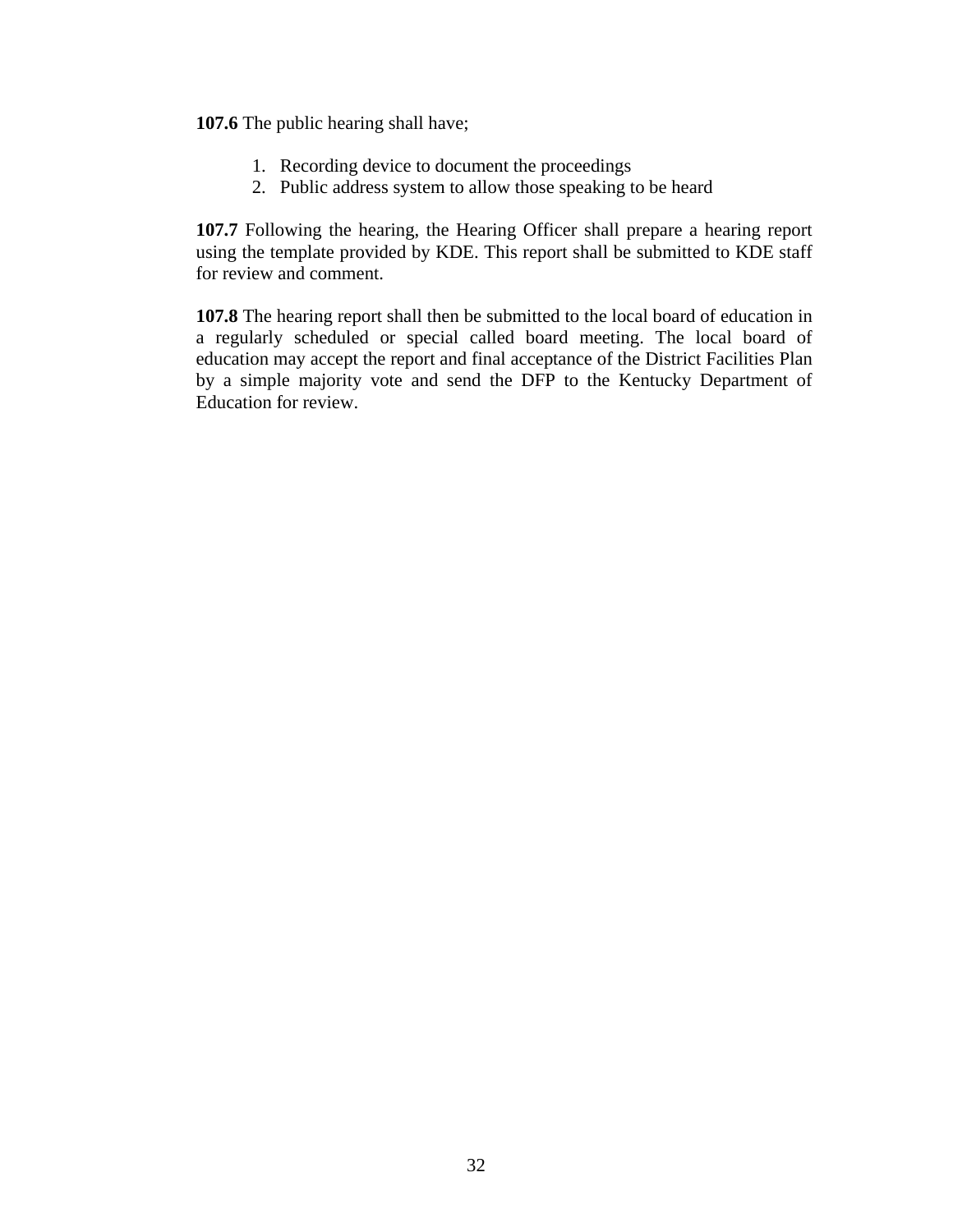**107.6** The public hearing shall have;

1. Recording device to document the proceedings
2. Public address system to allow those speaking to be heard

**107.7** Following the hearing, the Hearing Officer shall prepare a hearing report using the template provided by KDE. This report shall be submitted to KDE staff for review and comment.

**107.8** The hearing report shall then be submitted to the local board of education in a regularly scheduled or special called board meeting. The local board of education may accept the report and final acceptance of the District Facilities Plan by a simple majority vote and send the DFP to the Kentucky Department of Education for review.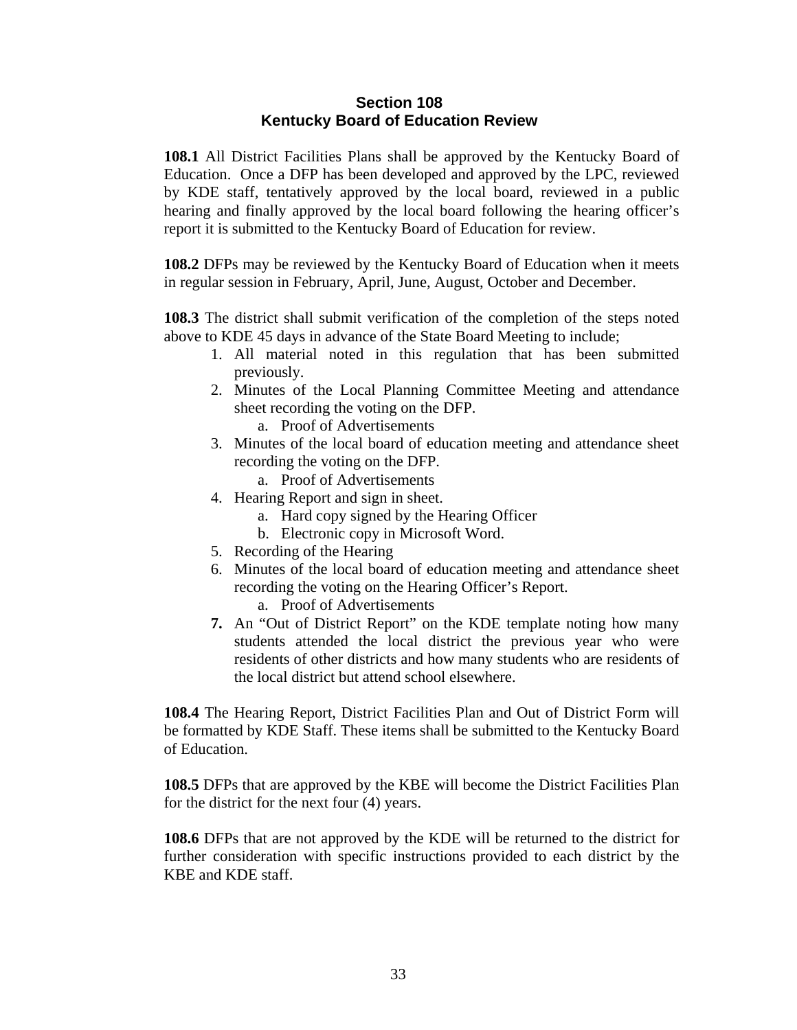## Section 108
## Kentucky Board of Education Review

**108.1** All District Facilities Plans shall be approved by the Kentucky Board of Education. Once a DFP has been developed and approved by the LPC, reviewed by KDE staff, tentatively approved by the local board, reviewed in a public hearing and finally approved by the local board following the hearing officer's report it is submitted to the Kentucky Board of Education for review.

**108.2** DFPs may be reviewed by the Kentucky Board of Education when it meets in regular session in February, April, June, August, October and December.

**108.3** The district shall submit verification of the completion of the steps noted above to KDE 45 days in advance of the State Board Meeting to include;

1. All material noted in this regulation that has been submitted previously.
2. Minutes of the Local Planning Committee Meeting and attendance sheet recording the voting on the DFP.
    a. Proof of Advertisements
3. Minutes of the local board of education meeting and attendance sheet recording the voting on the DFP.
    a. Proof of Advertisements
4. Hearing Report and sign in sheet.
    a. Hard copy signed by the Hearing Officer
    b. Electronic copy in Microsoft Word.
5. Recording of the Hearing
6. Minutes of the local board of education meeting and attendance sheet recording the voting on the Hearing Officer's Report.
    a. Proof of Advertisements
7. An "Out of District Report" on the KDE template noting how many students attended the local district the previous year who were residents of other districts and how many students who are residents of the local district but attend school elsewhere.

**108.4** The Hearing Report, District Facilities Plan and Out of District Form will be formatted by KDE Staff. These items shall be submitted to the Kentucky Board of Education.

**108.5** DFPs that are approved by the KBE will become the District Facilities Plan for the district for the next four (4) years.

**108.6** DFPs that are not approved by the KDE will be returned to the district for further consideration with specific instructions provided to each district by the KBE and KDE staff.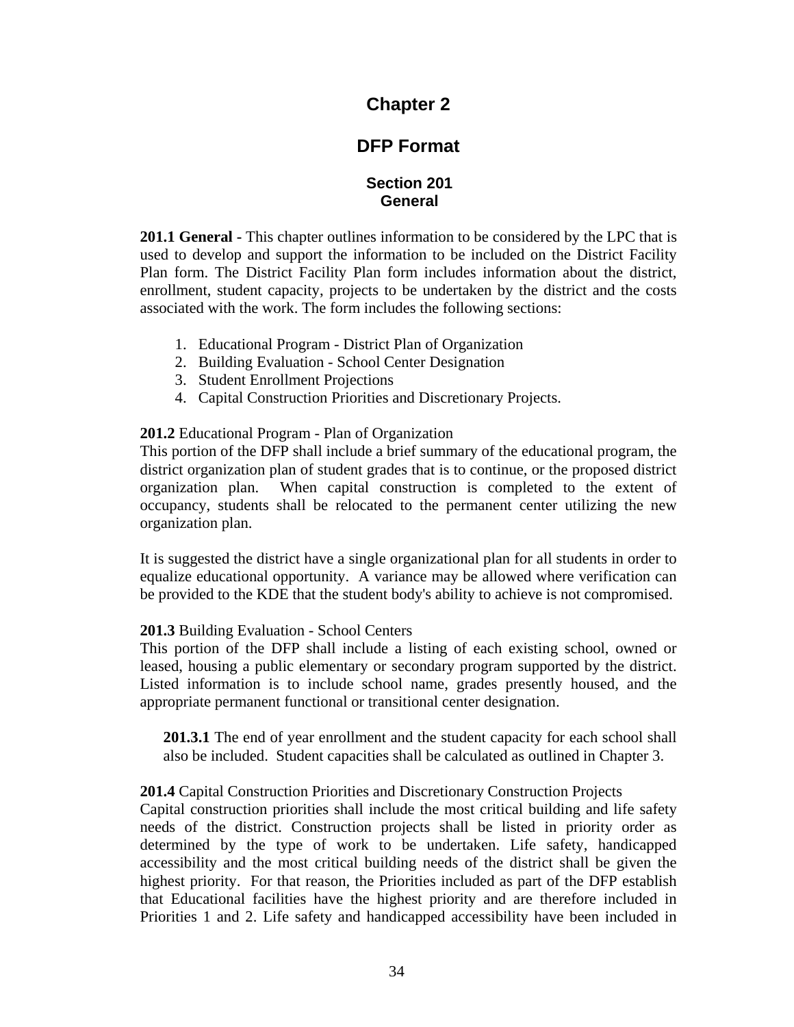# Chapter 2

# DFP Format

## Section 201
## General

**201.1 General -** This chapter outlines information to be considered by the LPC that is used to develop and support the information to be included on the District Facility Plan form. The District Facility Plan form includes information about the district, enrollment, student capacity, projects to be undertaken by the district and the costs associated with the work. The form includes the following sections:

1. Educational Program - District Plan of Organization
2. Building Evaluation - School Center Designation
3. Student Enrollment Projections
4. Capital Construction Priorities and Discretionary Projects.

**201.2** Educational Program - Plan of Organization
This portion of the DFP shall include a brief summary of the educational program, the district organization plan of student grades that is to continue, or the proposed district organization plan. When capital construction is completed to the extent of occupancy, students shall be relocated to the permanent center utilizing the new organization plan.

It is suggested the district have a single organizational plan for all students in order to equalize educational opportunity. A variance may be allowed where verification can be provided to the KDE that the student body's ability to achieve is not compromised.

**201.3** Building Evaluation - School Centers
This portion of the DFP shall include a listing of each existing school, owned or leased, housing a public elementary or secondary program supported by the district. Listed information is to include school name, grades presently housed, and the appropriate permanent functional or transitional center designation.

**201.3.1** The end of year enrollment and the student capacity for each school shall also be included. Student capacities shall be calculated as outlined in Chapter 3.

**201.4** Capital Construction Priorities and Discretionary Construction Projects
Capital construction priorities shall include the most critical building and life safety needs of the district. Construction projects shall be listed in priority order as determined by the type of work to be undertaken. Life safety, handicapped accessibility and the most critical building needs of the district shall be given the highest priority. For that reason, the Priorities included as part of the DFP establish that Educational facilities have the highest priority and are therefore included in Priorities 1 and 2. Life safety and handicapped accessibility have been included in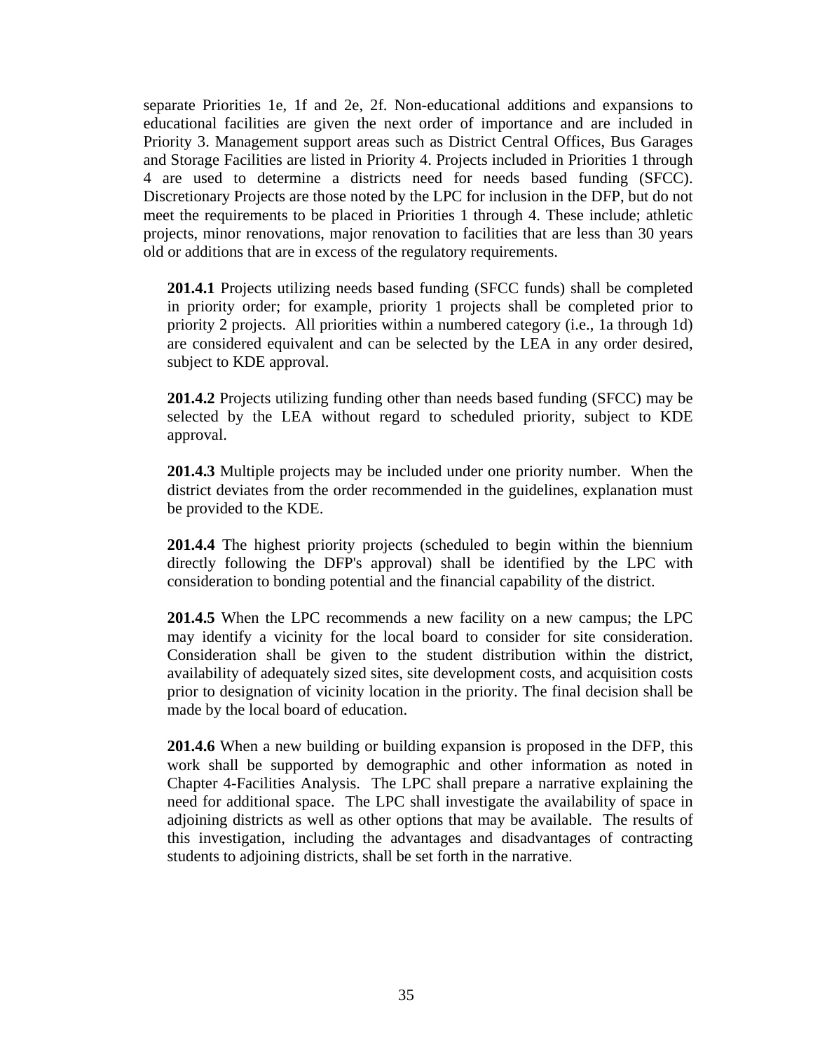separate Priorities 1e, 1f and 2e, 2f. Non-educational additions and expansions to educational facilities are given the next order of importance and are included in Priority 3. Management support areas such as District Central Offices, Bus Garages and Storage Facilities are listed in Priority 4. Projects included in Priorities 1 through 4 are used to determine a districts need for needs based funding (SFCC). Discretionary Projects are those noted by the LPC for inclusion in the DFP, but do not meet the requirements to be placed in Priorities 1 through 4. These include; athletic projects, minor renovations, major renovation to facilities that are less than 30 years old or additions that are in excess of the regulatory requirements.

**201.4.1** Projects utilizing needs based funding (SFCC funds) shall be completed in priority order; for example, priority 1 projects shall be completed prior to priority 2 projects. All priorities within a numbered category (i.e., 1a through 1d) are considered equivalent and can be selected by the LEA in any order desired, subject to KDE approval.

**201.4.2** Projects utilizing funding other than needs based funding (SFCC) may be selected by the LEA without regard to scheduled priority, subject to KDE approval.

**201.4.3** Multiple projects may be included under one priority number. When the district deviates from the order recommended in the guidelines, explanation must be provided to the KDE.

**201.4.4** The highest priority projects (scheduled to begin within the biennium directly following the DFP's approval) shall be identified by the LPC with consideration to bonding potential and the financial capability of the district.

**201.4.5** When the LPC recommends a new facility on a new campus; the LPC may identify a vicinity for the local board to consider for site consideration. Consideration shall be given to the student distribution within the district, availability of adequately sized sites, site development costs, and acquisition costs prior to designation of vicinity location in the priority. The final decision shall be made by the local board of education.

**201.4.6** When a new building or building expansion is proposed in the DFP, this work shall be supported by demographic and other information as noted in Chapter 4-Facilities Analysis. The LPC shall prepare a narrative explaining the need for additional space. The LPC shall investigate the availability of space in adjoining districts as well as other options that may be available. The results of this investigation, including the advantages and disadvantages of contracting students to adjoining districts, shall be set forth in the narrative.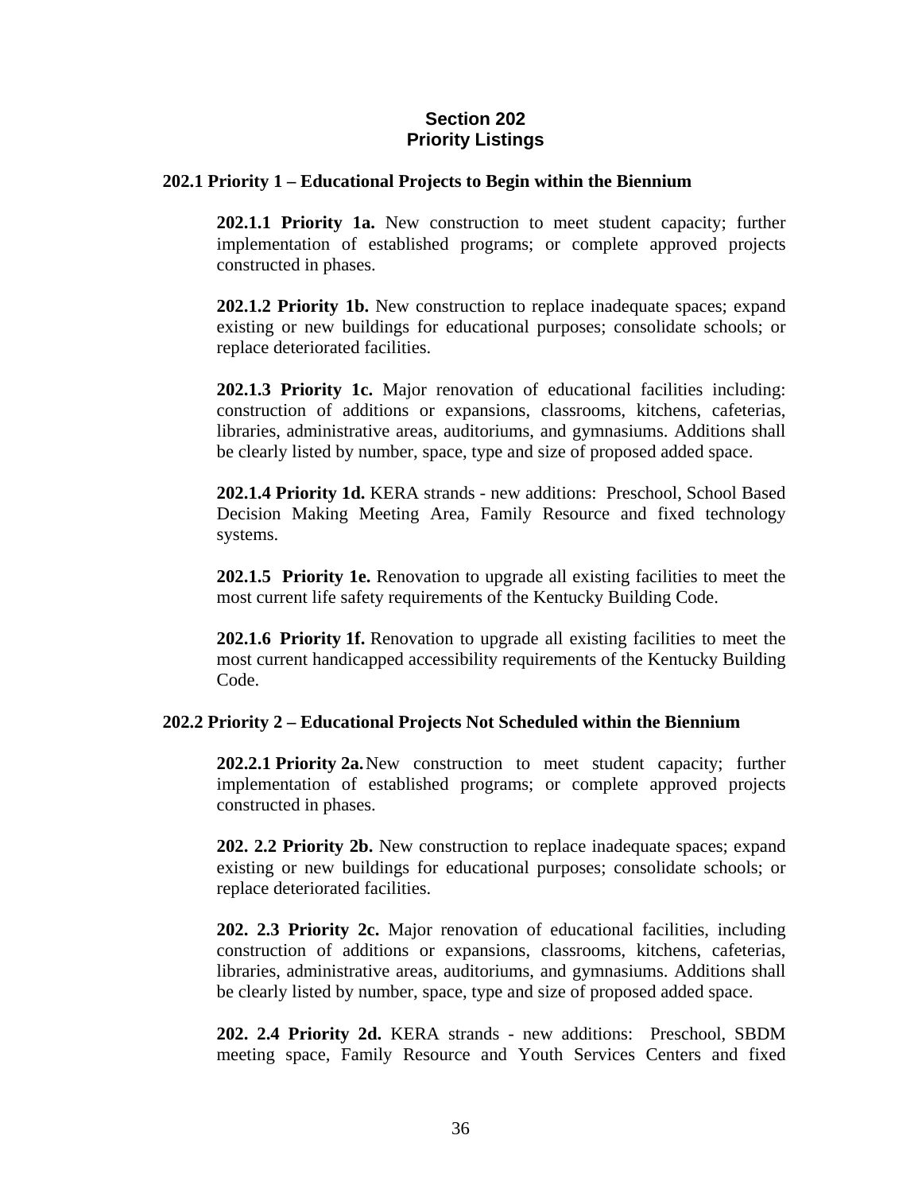## Section 202
## Priority Listings

### 202.1 Priority 1 – Educational Projects to Begin within the Biennium

**202.1.1 Priority 1a.** New construction to meet student capacity; further implementation of established programs; or complete approved projects constructed in phases.

**202.1.2 Priority 1b.** New construction to replace inadequate spaces; expand existing or new buildings for educational purposes; consolidate schools; or replace deteriorated facilities.

**202.1.3 Priority 1c.** Major renovation of educational facilities including: construction of additions or expansions, classrooms, kitchens, cafeterias, libraries, administrative areas, auditoriums, and gymnasiums. Additions shall be clearly listed by number, space, type and size of proposed added space.

**202.1.4 Priority 1d.** KERA strands - new additions: Preschool, School Based Decision Making Meeting Area, Family Resource and fixed technology systems.

**202.1.5 Priority 1e.** Renovation to upgrade all existing facilities to meet the most current life safety requirements of the Kentucky Building Code.

**202.1.6 Priority 1f.** Renovation to upgrade all existing facilities to meet the most current handicapped accessibility requirements of the Kentucky Building Code.

### 202.2 Priority 2 – Educational Projects Not Scheduled within the Biennium

**202.2.1 Priority 2a.** New construction to meet student capacity; further implementation of established programs; or complete approved projects constructed in phases.

**202. 2.2 Priority 2b.** New construction to replace inadequate spaces; expand existing or new buildings for educational purposes; consolidate schools; or replace deteriorated facilities.

**202. 2.3 Priority 2c.** Major renovation of educational facilities, including construction of additions or expansions, classrooms, kitchens, cafeterias, libraries, administrative areas, auditoriums, and gymnasiums. Additions shall be clearly listed by number, space, type and size of proposed added space.

**202. 2.4 Priority 2d.** KERA strands - new additions: Preschool, SBDM meeting space, Family Resource and Youth Services Centers and fixed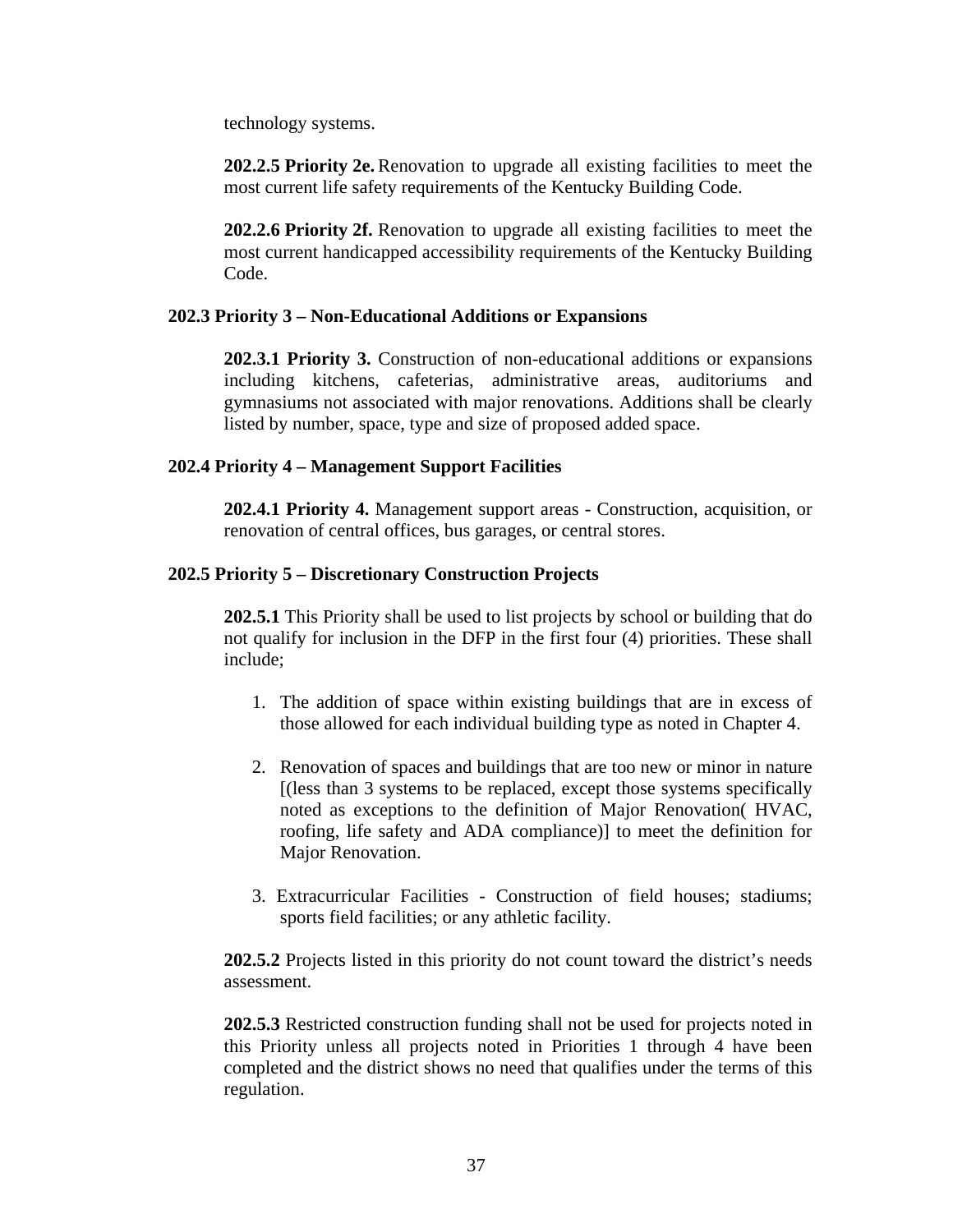technology systems.

**202.2.5 Priority 2e.** Renovation to upgrade all existing facilities to meet the most current life safety requirements of the Kentucky Building Code.

**202.2.6 Priority 2f.** Renovation to upgrade all existing facilities to meet the most current handicapped accessibility requirements of the Kentucky Building Code.

### 202.3 Priority 3 – Non-Educational Additions or Expansions

**202.3.1 Priority 3.** Construction of non-educational additions or expansions including kitchens, cafeterias, administrative areas, auditoriums and gymnasiums not associated with major renovations. Additions shall be clearly listed by number, space, type and size of proposed added space.

### 202.4 Priority 4 – Management Support Facilities

**202.4.1 Priority 4.** Management support areas - Construction, acquisition, or renovation of central offices, bus garages, or central stores.

### 202.5 Priority 5 – Discretionary Construction Projects

**202.5.1** This Priority shall be used to list projects by school or building that do not qualify for inclusion in the DFP in the first four (4) priorities. These shall include;

1. The addition of space within existing buildings that are in excess of those allowed for each individual building type as noted in Chapter 4.

2. Renovation of spaces and buildings that are too new or minor in nature [(less than 3 systems to be replaced, except those systems specifically noted as exceptions to the definition of Major Renovation( HVAC, roofing, life safety and ADA compliance)] to meet the definition for Major Renovation.

3. Extracurricular Facilities - Construction of field houses; stadiums; sports field facilities; or any athletic facility.

**202.5.2** Projects listed in this priority do not count toward the district's needs assessment.

**202.5.3** Restricted construction funding shall not be used for projects noted in this Priority unless all projects noted in Priorities 1 through 4 have been completed and the district shows no need that qualifies under the terms of this regulation.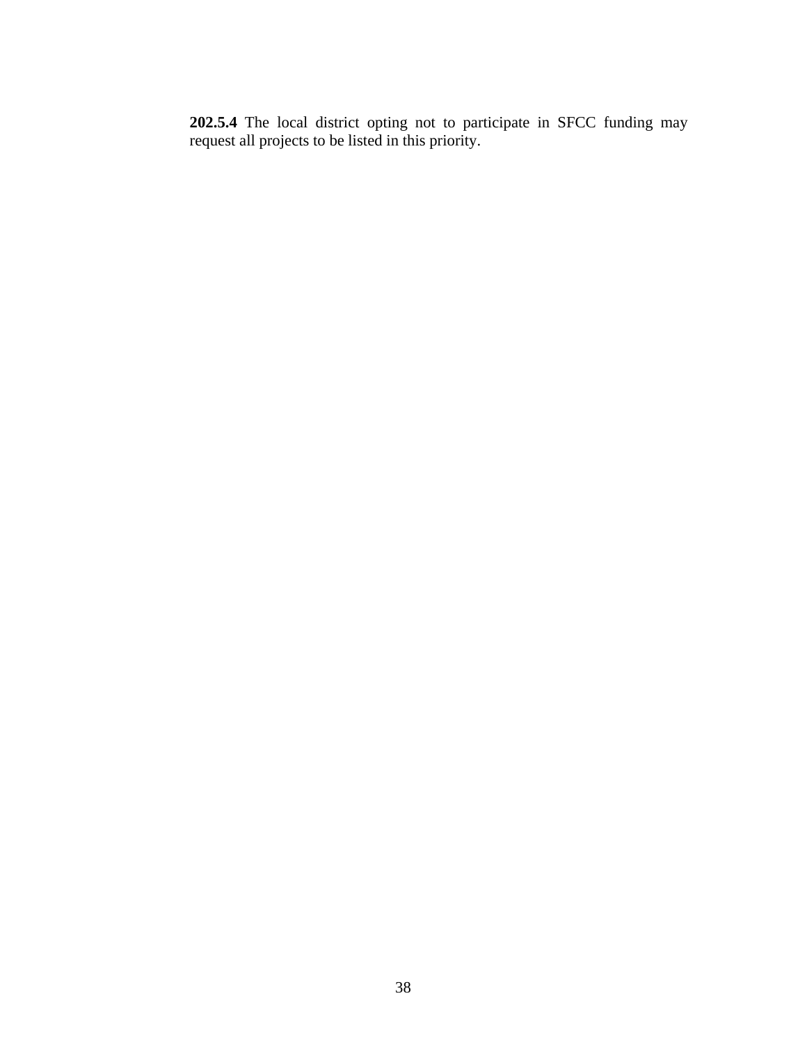**202.5.4** The local district opting not to participate in SFCC funding may request all projects to be listed in this priority.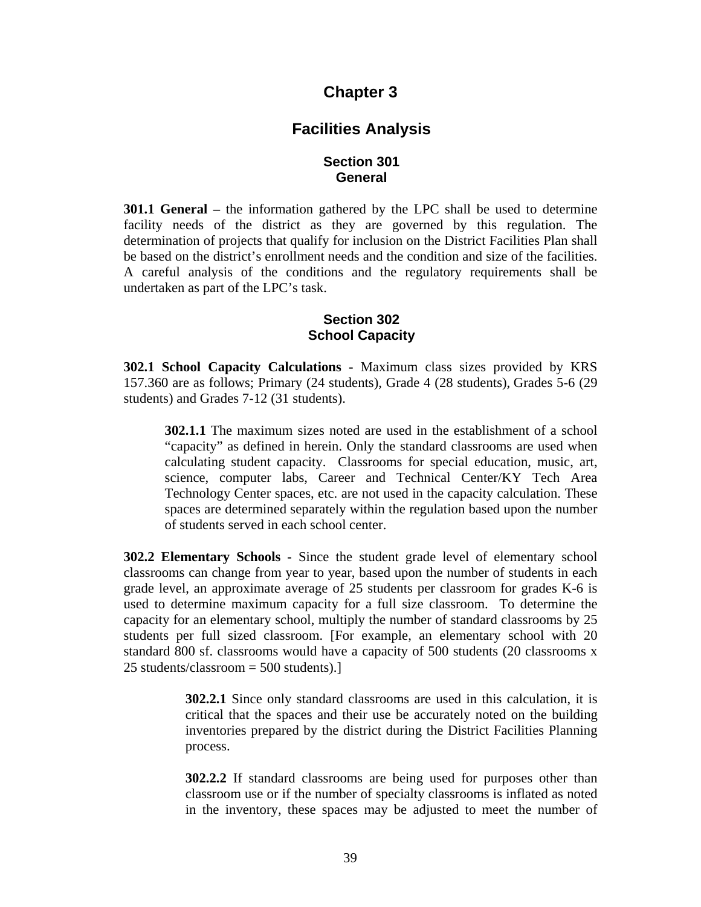# Chapter 3

## Facilities Analysis

### Section 301
### General

**301.1 General –** the information gathered by the LPC shall be used to determine facility needs of the district as they are governed by this regulation. The determination of projects that qualify for inclusion on the District Facilities Plan shall be based on the district's enrollment needs and the condition and size of the facilities. A careful analysis of the conditions and the regulatory requirements shall be undertaken as part of the LPC's task.

### Section 302
### School Capacity

**302.1 School Capacity Calculations -** Maximum class sizes provided by KRS 157.360 are as follows; Primary (24 students), Grade 4 (28 students), Grades 5-6 (29 students) and Grades 7-12 (31 students).

> **302.1.1** The maximum sizes noted are used in the establishment of a school "capacity" as defined in herein. Only the standard classrooms are used when calculating student capacity. Classrooms for special education, music, art, science, computer labs, Career and Technical Center/KY Tech Area Technology Center spaces, etc. are not used in the capacity calculation. These spaces are determined separately within the regulation based upon the number of students served in each school center.

**302.2 Elementary Schools -** Since the student grade level of elementary school classrooms can change from year to year, based upon the number of students in each grade level, an approximate average of 25 students per classroom for grades K-6 is used to determine maximum capacity for a full size classroom. To determine the capacity for an elementary school, multiply the number of standard classrooms by 25 students per full sized classroom. [For example, an elementary school with 20 standard 800 sf. classrooms would have a capacity of 500 students (20 classrooms x 25 students/classroom = 500 students).]

> **302.2.1** Since only standard classrooms are used in this calculation, it is critical that the spaces and their use be accurately noted on the building inventories prepared by the district during the District Facilities Planning process.
>
> **302.2.2** If standard classrooms are being used for purposes other than classroom use or if the number of specialty classrooms is inflated as noted in the inventory, these spaces may be adjusted to meet the number of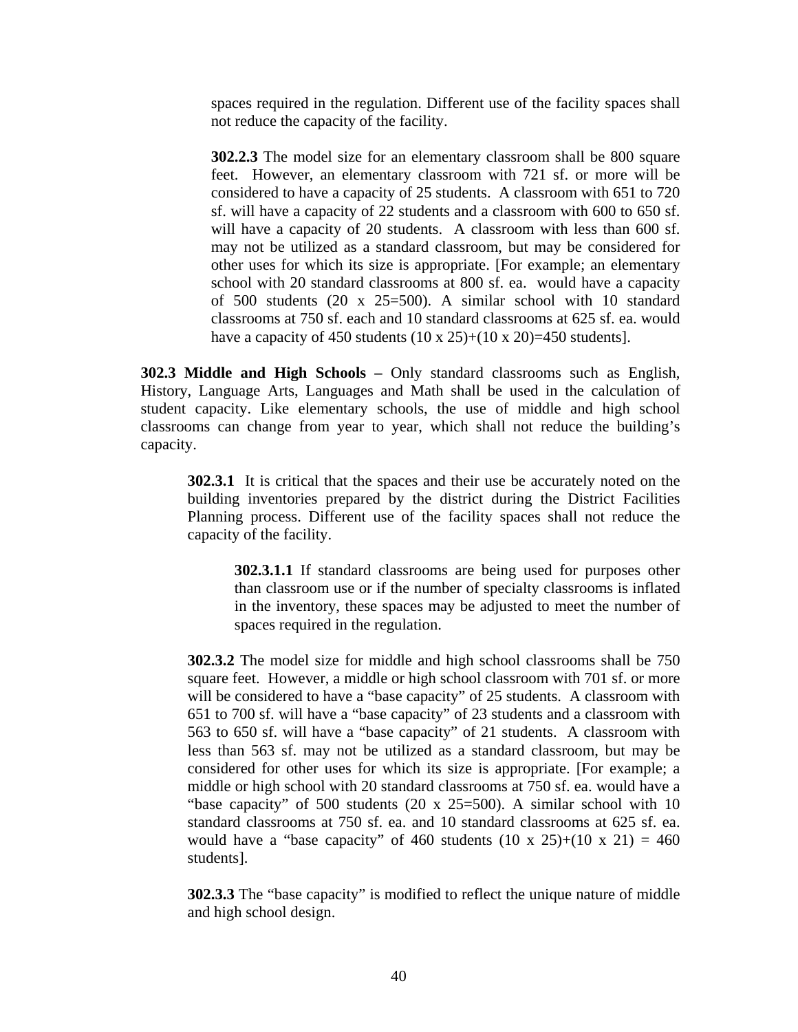spaces required in the regulation. Different use of the facility spaces shall not reduce the capacity of the facility.

**302.2.3** The model size for an elementary classroom shall be 800 square feet. However, an elementary classroom with 721 sf. or more will be considered to have a capacity of 25 students. A classroom with 651 to 720 sf. will have a capacity of 22 students and a classroom with 600 to 650 sf. will have a capacity of 20 students. A classroom with less than 600 sf. may not be utilized as a standard classroom, but may be considered for other uses for which its size is appropriate. [For example; an elementary school with 20 standard classrooms at 800 sf. ea. would have a capacity of 500 students (20 x 25=500). A similar school with 10 standard classrooms at 750 sf. each and 10 standard classrooms at 625 sf. ea. would have a capacity of 450 students (10 x 25)+(10 x 20)=450 students].

**302.3 Middle and High Schools –** Only standard classrooms such as English, History, Language Arts, Languages and Math shall be used in the calculation of student capacity. Like elementary schools, the use of middle and high school classrooms can change from year to year, which shall not reduce the building's capacity.

**302.3.1** It is critical that the spaces and their use be accurately noted on the building inventories prepared by the district during the District Facilities Planning process. Different use of the facility spaces shall not reduce the capacity of the facility.

**302.3.1.1** If standard classrooms are being used for purposes other than classroom use or if the number of specialty classrooms is inflated in the inventory, these spaces may be adjusted to meet the number of spaces required in the regulation.

**302.3.2** The model size for middle and high school classrooms shall be 750 square feet. However, a middle or high school classroom with 701 sf. or more will be considered to have a "base capacity" of 25 students. A classroom with 651 to 700 sf. will have a "base capacity" of 23 students and a classroom with 563 to 650 sf. will have a "base capacity" of 21 students. A classroom with less than 563 sf. may not be utilized as a standard classroom, but may be considered for other uses for which its size is appropriate. [For example; a middle or high school with 20 standard classrooms at 750 sf. ea. would have a "base capacity" of 500 students (20 x 25=500). A similar school with 10 standard classrooms at 750 sf. ea. and 10 standard classrooms at 625 sf. ea. would have a "base capacity" of 460 students (10 x 25)+(10 x 21) = 460 students].

**302.3.3** The "base capacity" is modified to reflect the unique nature of middle and high school design.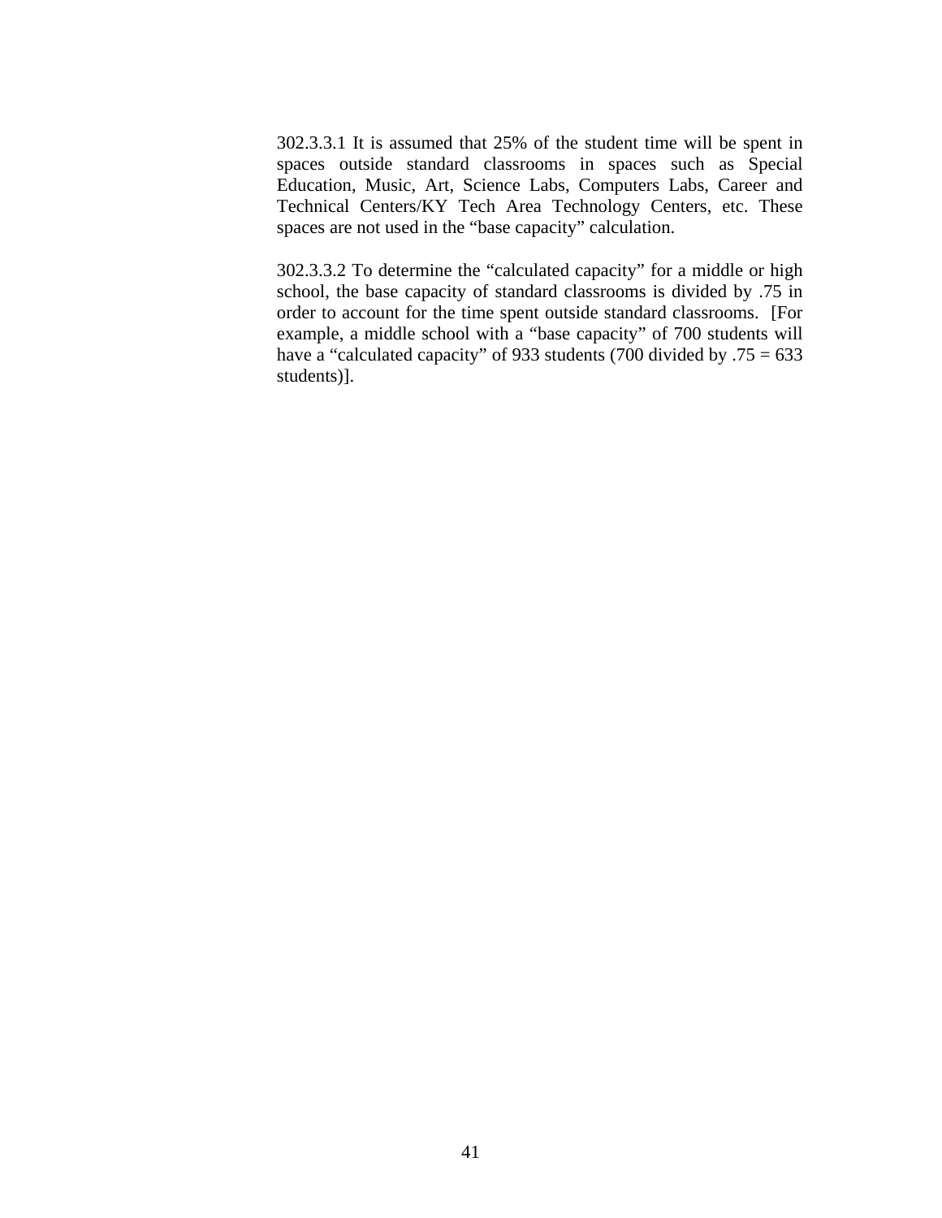302.3.3.1 It is assumed that 25% of the student time will be spent in spaces outside standard classrooms in spaces such as Special Education, Music, Art, Science Labs, Computers Labs, Career and Technical Centers/KY Tech Area Technology Centers, etc. These spaces are not used in the "base capacity" calculation.

302.3.3.2 To determine the "calculated capacity" for a middle or high school, the base capacity of standard classrooms is divided by .75 in order to account for the time spent outside standard classrooms. [For example, a middle school with a "base capacity" of 700 students will have a "calculated capacity" of 933 students (700 divided by .75 = 633 students)].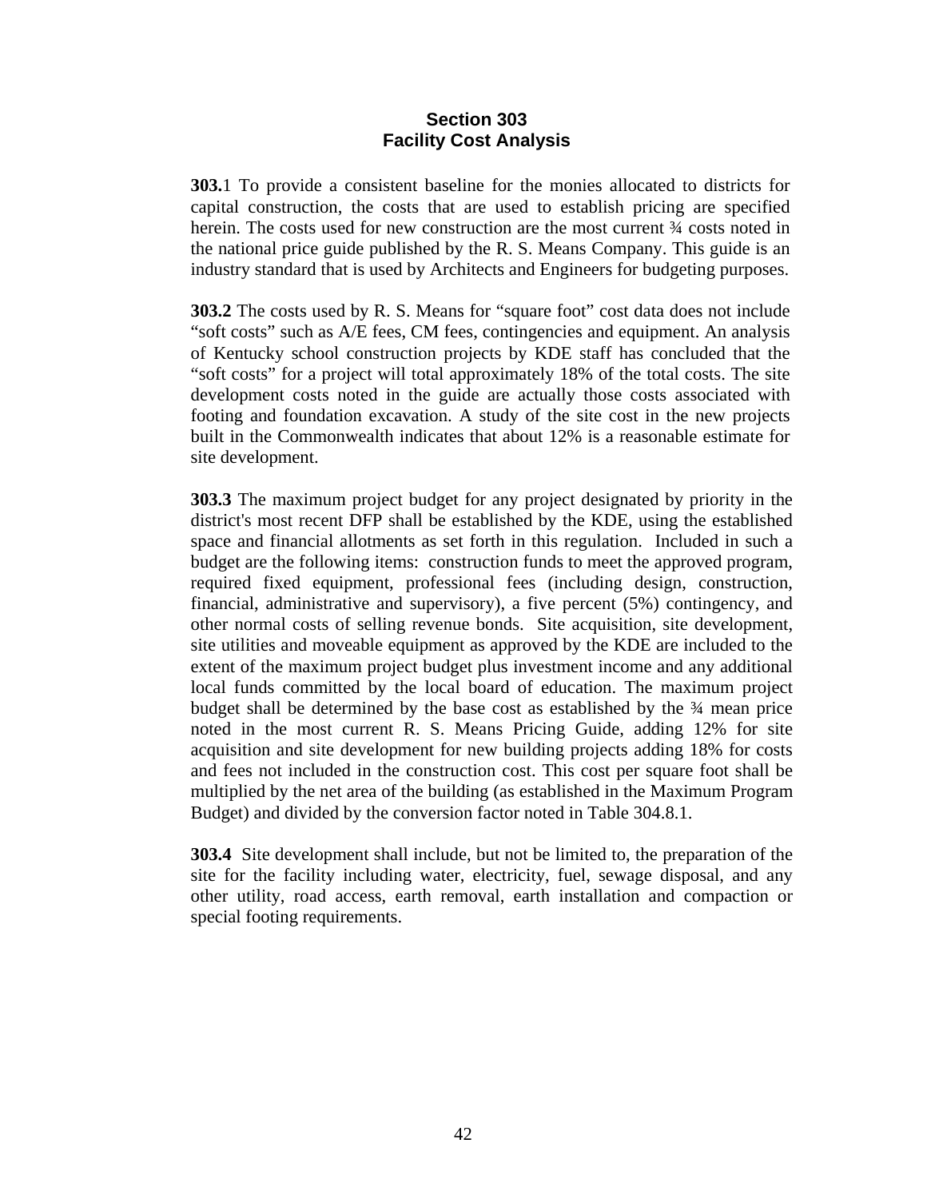## Section 303
## Facility Cost Analysis

**303.**1 To provide a consistent baseline for the monies allocated to districts for capital construction, the costs that are used to establish pricing are specified herein. The costs used for new construction are the most current ¾ costs noted in the national price guide published by the R. S. Means Company. This guide is an industry standard that is used by Architects and Engineers for budgeting purposes.

**303.2** The costs used by R. S. Means for "square foot" cost data does not include "soft costs" such as A/E fees, CM fees, contingencies and equipment. An analysis of Kentucky school construction projects by KDE staff has concluded that the "soft costs" for a project will total approximately 18% of the total costs. The site development costs noted in the guide are actually those costs associated with footing and foundation excavation. A study of the site cost in the new projects built in the Commonwealth indicates that about 12% is a reasonable estimate for site development.

**303.3** The maximum project budget for any project designated by priority in the district's most recent DFP shall be established by the KDE, using the established space and financial allotments as set forth in this regulation. Included in such a budget are the following items: construction funds to meet the approved program, required fixed equipment, professional fees (including design, construction, financial, administrative and supervisory), a five percent (5%) contingency, and other normal costs of selling revenue bonds. Site acquisition, site development, site utilities and moveable equipment as approved by the KDE are included to the extent of the maximum project budget plus investment income and any additional local funds committed by the local board of education. The maximum project budget shall be determined by the base cost as established by the ¾ mean price noted in the most current R. S. Means Pricing Guide, adding 12% for site acquisition and site development for new building projects adding 18% for costs and fees not included in the construction cost. This cost per square foot shall be multiplied by the net area of the building (as established in the Maximum Program Budget) and divided by the conversion factor noted in Table 304.8.1.

**303.4** Site development shall include, but not be limited to, the preparation of the site for the facility including water, electricity, fuel, sewage disposal, and any other utility, road access, earth removal, earth installation and compaction or special footing requirements.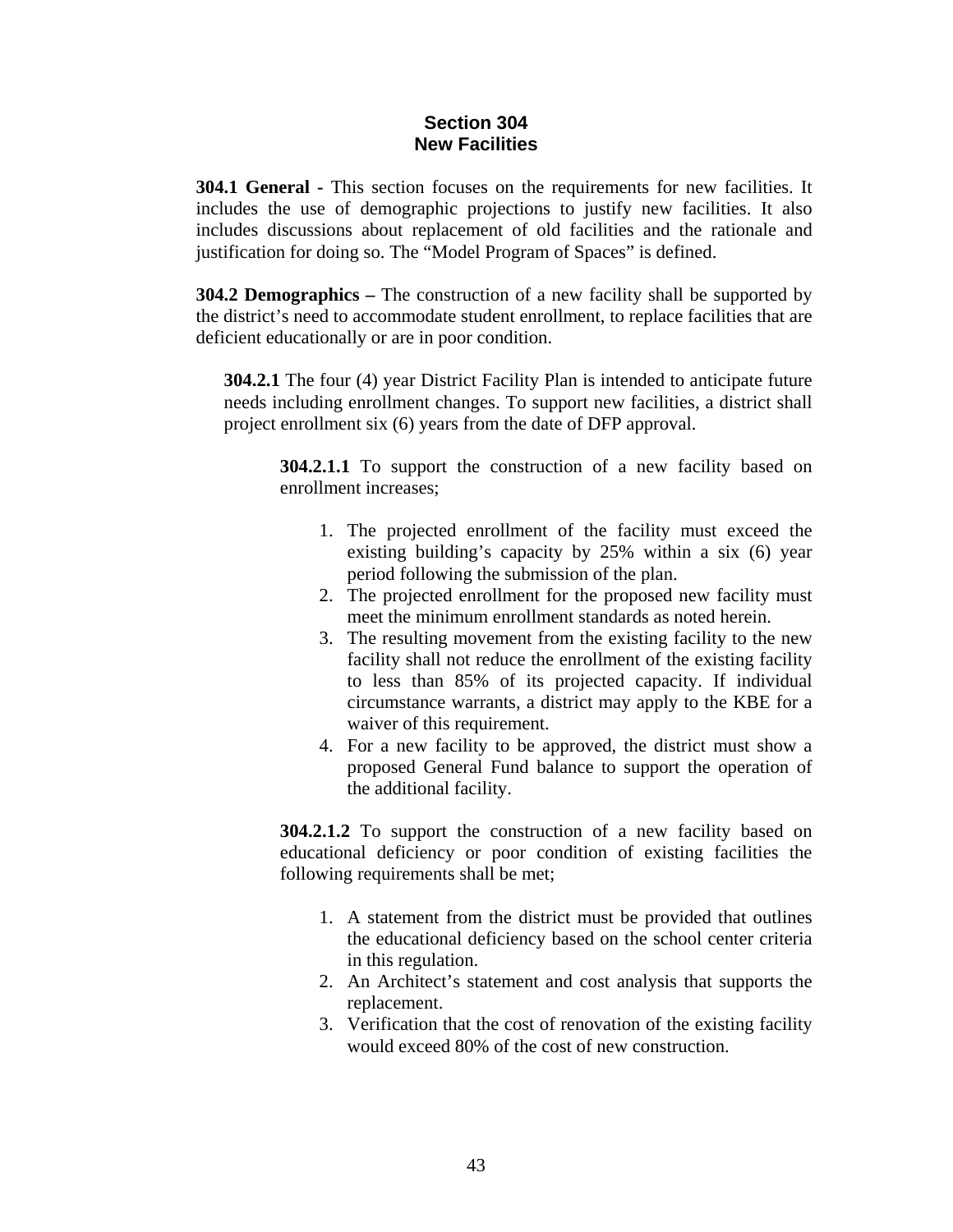## Section 304
## New Facilities

**304.1 General -** This section focuses on the requirements for new facilities. It includes the use of demographic projections to justify new facilities. It also includes discussions about replacement of old facilities and the rationale and justification for doing so. The “Model Program of Spaces” is defined.

**304.2 Demographics –** The construction of a new facility shall be supported by the district’s need to accommodate student enrollment, to replace facilities that are deficient educationally or are in poor condition.

**304.2.1** The four (4) year District Facility Plan is intended to anticipate future needs including enrollment changes. To support new facilities, a district shall project enrollment six (6) years from the date of DFP approval.

**304.2.1.1** To support the construction of a new facility based on enrollment increases;

1. The projected enrollment of the facility must exceed the existing building’s capacity by 25% within a six (6) year period following the submission of the plan.
2. The projected enrollment for the proposed new facility must meet the minimum enrollment standards as noted herein.
3. The resulting movement from the existing facility to the new facility shall not reduce the enrollment of the existing facility to less than 85% of its projected capacity. If individual circumstance warrants, a district may apply to the KBE for a waiver of this requirement.
4. For a new facility to be approved, the district must show a proposed General Fund balance to support the operation of the additional facility.

**304.2.1.2** To support the construction of a new facility based on educational deficiency or poor condition of existing facilities the following requirements shall be met;

1. A statement from the district must be provided that outlines the educational deficiency based on the school center criteria in this regulation.
2. An Architect’s statement and cost analysis that supports the replacement.
3. Verification that the cost of renovation of the existing facility would exceed 80% of the cost of new construction.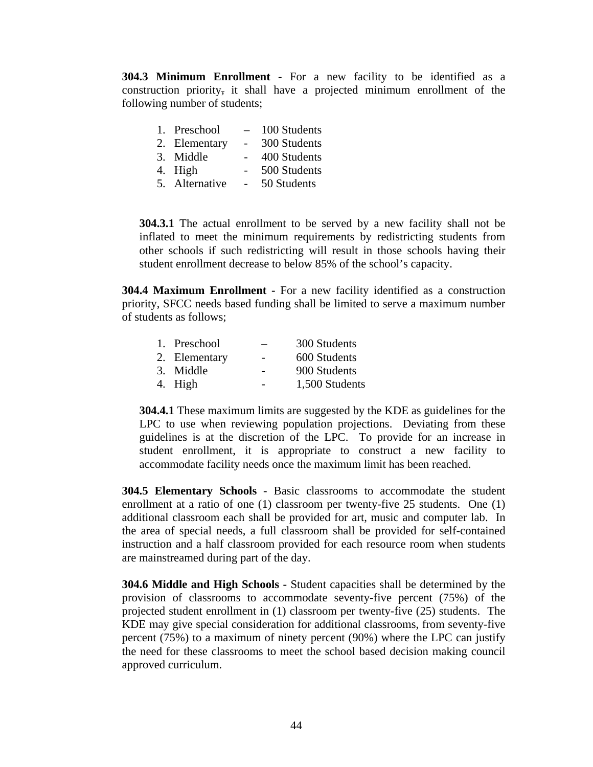**304.3 Minimum Enrollment** - For a new facility to be identified as a construction priority, it shall have a projected minimum enrollment of the following number of students;

1. Preschool – 100 Students
2. Elementary - 300 Students
3. Middle - 400 Students
4. High - 500 Students
5. Alternative - 50 Students

**304.3.1** The actual enrollment to be served by a new facility shall not be inflated to meet the minimum requirements by redistricting students from other schools if such redistricting will result in those schools having their student enrollment decrease to below 85% of the school's capacity.

**304.4 Maximum Enrollment -** For a new facility identified as a construction priority, SFCC needs based funding shall be limited to serve a maximum number of students as follows;

1. Preschool – 300 Students
2. Elementary - 600 Students
3. Middle - 900 Students
4. High - 1,500 Students

**304.4.1** These maximum limits are suggested by the KDE as guidelines for the LPC to use when reviewing population projections. Deviating from these guidelines is at the discretion of the LPC. To provide for an increase in student enrollment, it is appropriate to construct a new facility to accommodate facility needs once the maximum limit has been reached.

**304.5 Elementary Schools** - Basic classrooms to accommodate the student enrollment at a ratio of one (1) classroom per twenty-five 25 students. One (1) additional classroom each shall be provided for art, music and computer lab. In the area of special needs, a full classroom shall be provided for self-contained instruction and a half classroom provided for each resource room when students are mainstreamed during part of the day.

**304.6 Middle and High Schools -** Student capacities shall be determined by the provision of classrooms to accommodate seventy-five percent (75%) of the projected student enrollment in (1) classroom per twenty-five (25) students. The KDE may give special consideration for additional classrooms, from seventy-five percent (75%) to a maximum of ninety percent (90%) where the LPC can justify the need for these classrooms to meet the school based decision making council approved curriculum.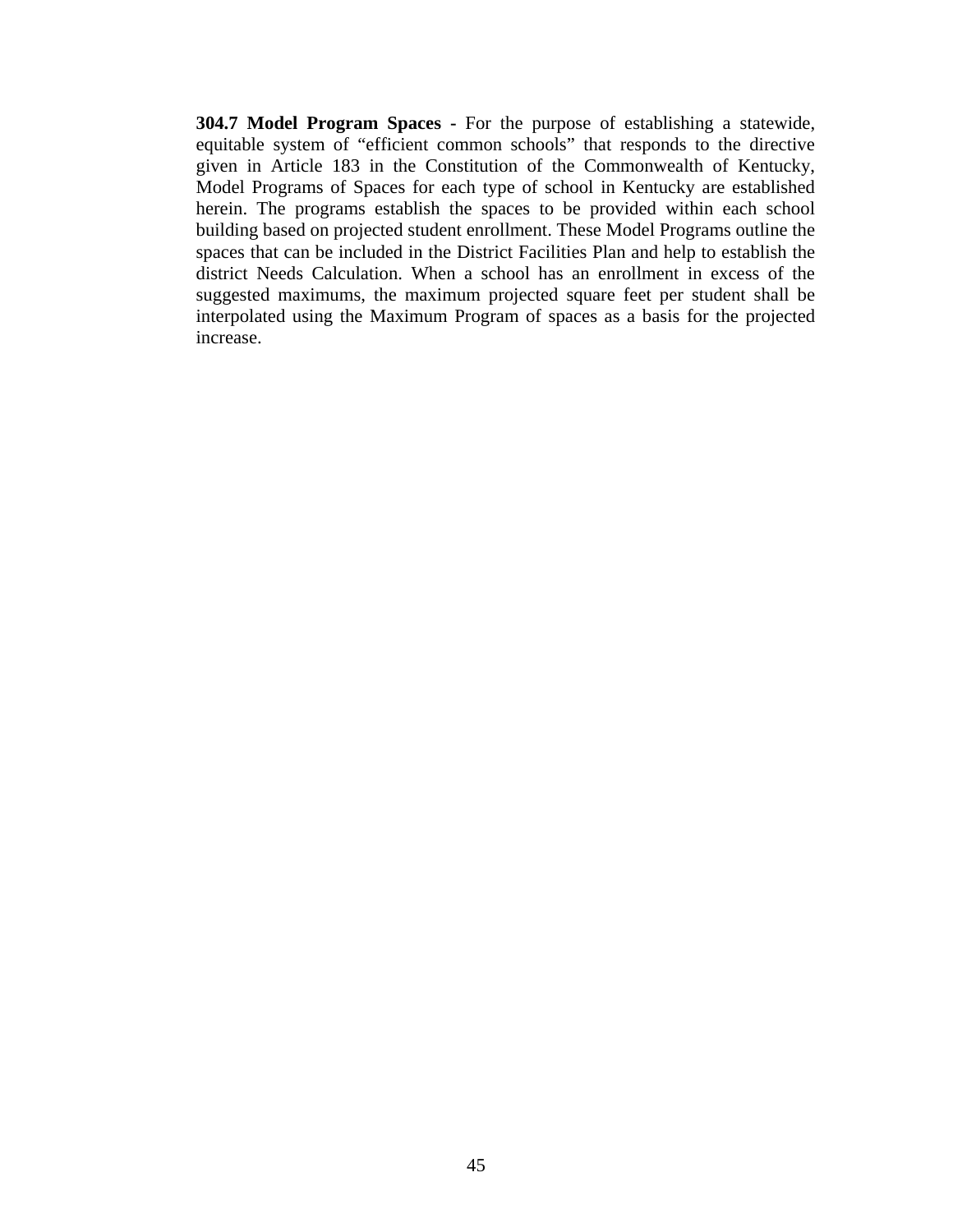**304.7 Model Program Spaces -** For the purpose of establishing a statewide, equitable system of "efficient common schools" that responds to the directive given in Article 183 in the Constitution of the Commonwealth of Kentucky, Model Programs of Spaces for each type of school in Kentucky are established herein. The programs establish the spaces to be provided within each school building based on projected student enrollment. These Model Programs outline the spaces that can be included in the District Facilities Plan and help to establish the district Needs Calculation. When a school has an enrollment in excess of the suggested maximums, the maximum projected square feet per student shall be interpolated using the Maximum Program of spaces as a basis for the projected increase.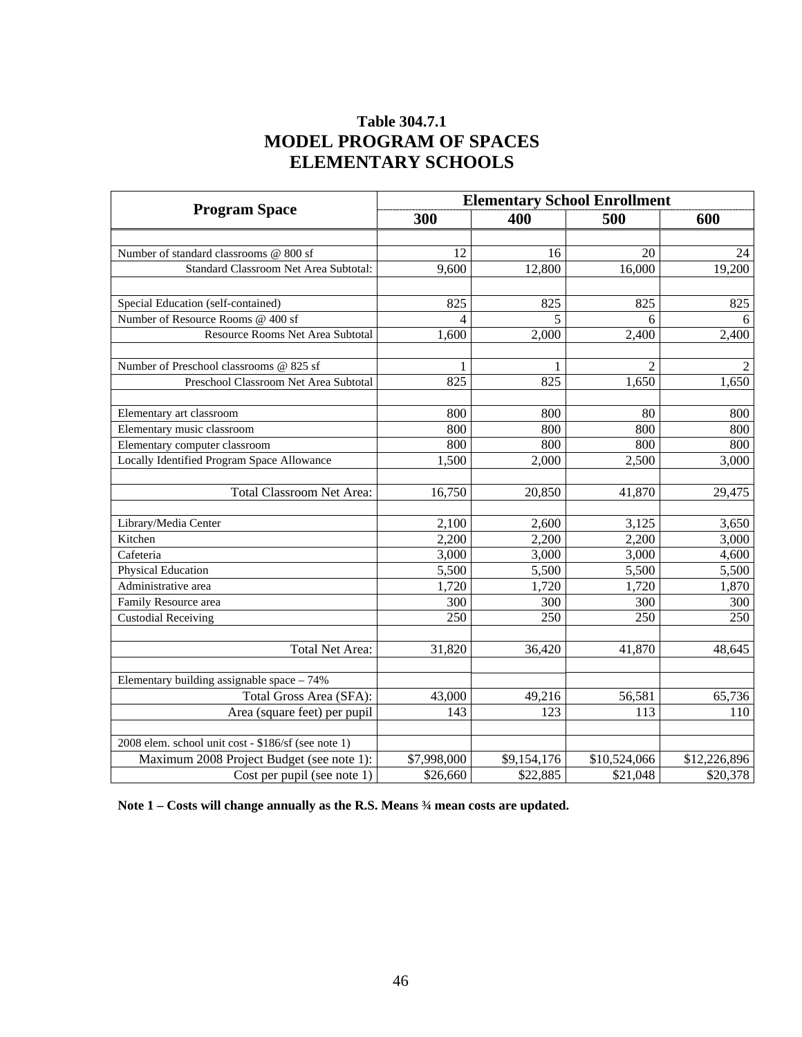**Table 304.7.1**

## MODEL PROGRAM OF SPACES
## ELEMENTARY SCHOOLS

| Program Space | Elementary School Enrollment | | | |
|---|---|---|---|---|
| | 300 | 400 | 500 | 600 |
| | | | | |
| Number of standard classrooms @ 800 sf | 12 | 16 | 20 | 24 |
| Standard Classroom Net Area Subtotal: | 9,600 | 12,800 | 16,000 | 19,200 |
| | | | | |
| Special Education (self-contained) | 825 | 825 | 825 | 825 |
| Number of Resource Rooms @ 400 sf | 4 | 5 | 6 | 6 |
| Resource Rooms Net Area Subtotal | 1,600 | 2,000 | 2,400 | 2,400 |
| | | | | |
| Number of Preschool classrooms @ 825 sf | 1 | 1 | 2 | 2 |
| Preschool Classroom Net Area Subtotal | 825 | 825 | 1,650 | 1,650 |
| | | | | |
| Elementary art classroom | 800 | 800 | 80 | 800 |
| Elementary music classroom | 800 | 800 | 800 | 800 |
| Elementary computer classroom | 800 | 800 | 800 | 800 |
| Locally Identified Program Space Allowance | 1,500 | 2,000 | 2,500 | 3,000 |
| | | | | |
| Total Classroom Net Area: | 16,750 | 20,850 | 41,870 | 29,475 |
| | | | | |
| Library/Media Center | 2,100 | 2,600 | 3,125 | 3,650 |
| Kitchen | 2,200 | 2,200 | 2,200 | 3,000 |
| Cafeteria | 3,000 | 3,000 | 3,000 | 4,600 |
| Physical Education | 5,500 | 5,500 | 5,500 | 5,500 |
| Administrative area | 1,720 | 1,720 | 1,720 | 1,870 |
| Family Resource area | 300 | 300 | 300 | 300 |
| Custodial Receiving | 250 | 250 | 250 | 250 |
| | | | | |
| Total Net Area: | 31,820 | 36,420 | 41,870 | 48,645 |
| | | | | |
| Elementary building assignable space – 74% | | | | |
| Total Gross Area (SFA): | 43,000 | 49,216 | 56,581 | 65,736 |
| Area (square feet) per pupil | 143 | 123 | 113 | 110 |
| | | | | |
| 2008 elem. school unit cost - $186/sf (see note 1) | | | | |
| Maximum 2008 Project Budget (see note 1): | $7,998,000 | $9,154,176 | $10,524,066 | $12,226,896 |
| Cost per pupil (see note 1) | $26,660 | $22,885 | $21,048 | $20,378 |

**Note 1 – Costs will change annually as the R.S. Means ¾ mean costs are updated.**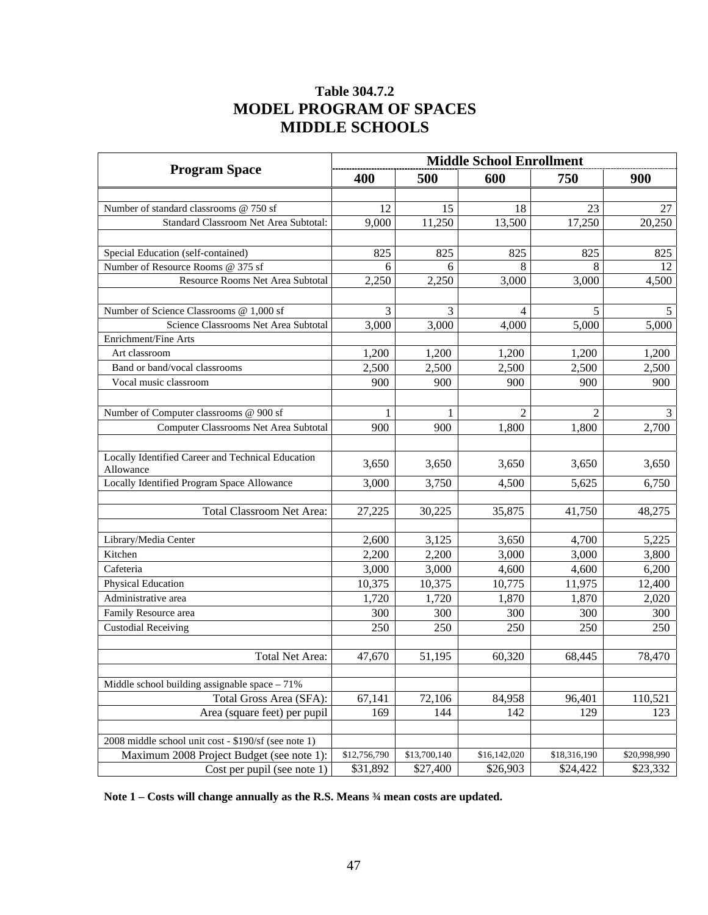# Table 304.7.2
## MODEL PROGRAM OF SPACES
## MIDDLE SCHOOLS

| Program Space | Middle School Enrollment | | | | |
|---|---|---|---|---|---|
| | 400 | 500 | 600 | 750 | 900 |
| | | | | | |
| Number of standard classrooms @ 750 sf | 12 | 15 | 18 | 23 | 27 |
| Standard Classroom Net Area Subtotal: | 9,000 | 11,250 | 13,500 | 17,250 | 20,250 |
| | | | | | |
| Special Education (self-contained) | 825 | 825 | 825 | 825 | 825 |
| Number of Resource Rooms @ 375 sf | 6 | 6 | 8 | 8 | 12 |
| Resource Rooms Net Area Subtotal | 2,250 | 2,250 | 3,000 | 3,000 | 4,500 |
| | | | | | |
| Number of Science Classrooms @ 1,000 sf | 3 | 3 | 4 | 5 | 5 |
| Science Classrooms Net Area Subtotal | 3,000 | 3,000 | 4,000 | 5,000 | 5,000 |
| Enrichment/Fine Arts | | | | | |
| Art classroom | 1,200 | 1,200 | 1,200 | 1,200 | 1,200 |
| Band or band/vocal classrooms | 2,500 | 2,500 | 2,500 | 2,500 | 2,500 |
| Vocal music classroom | 900 | 900 | 900 | 900 | 900 |
| | | | | | |
| Number of Computer classrooms @ 900 sf | 1 | 1 | 2 | 2 | 3 |
| Computer Classrooms Net Area Subtotal | 900 | 900 | 1,800 | 1,800 | 2,700 |
| | | | | | |
| Locally Identified Career and Technical Education Allowance | 3,650 | 3,650 | 3,650 | 3,650 | 3,650 |
| Locally Identified Program Space Allowance | 3,000 | 3,750 | 4,500 | 5,625 | 6,750 |
| | | | | | |
| Total Classroom Net Area: | 27,225 | 30,225 | 35,875 | 41,750 | 48,275 |
| | | | | | |
| Library/Media Center | 2,600 | 3,125 | 3,650 | 4,700 | 5,225 |
| Kitchen | 2,200 | 2,200 | 3,000 | 3,000 | 3,800 |
| Cafeteria | 3,000 | 3,000 | 4,600 | 4,600 | 6,200 |
| Physical Education | 10,375 | 10,375 | 10,775 | 11,975 | 12,400 |
| Administrative area | 1,720 | 1,720 | 1,870 | 1,870 | 2,020 |
| Family Resource area | 300 | 300 | 300 | 300 | 300 |
| Custodial Receiving | 250 | 250 | 250 | 250 | 250 |
| | | | | | |
| Total Net Area: | 47,670 | 51,195 | 60,320 | 68,445 | 78,470 |
| | | | | | |
| Middle school building assignable space – 71% | | | | | |
| Total Gross Area (SFA): | 67,141 | 72,106 | 84,958 | 96,401 | 110,521 |
| Area (square feet) per pupil | 169 | 144 | 142 | 129 | 123 |
| | | | | | |
| 2008 middle school unit cost - $190/sf (see note 1) | | | | | |
| Maximum 2008 Project Budget (see note 1): | $12,756,790 | $13,700,140 | $16,142,020 | $18,316,190 | $20,998,990 |
| Cost per pupil (see note 1) | $31,892 | $27,400 | $26,903 | $24,422 | $23,332 |

**Note 1 – Costs will change annually as the R.S. Means ¾ mean costs are updated.**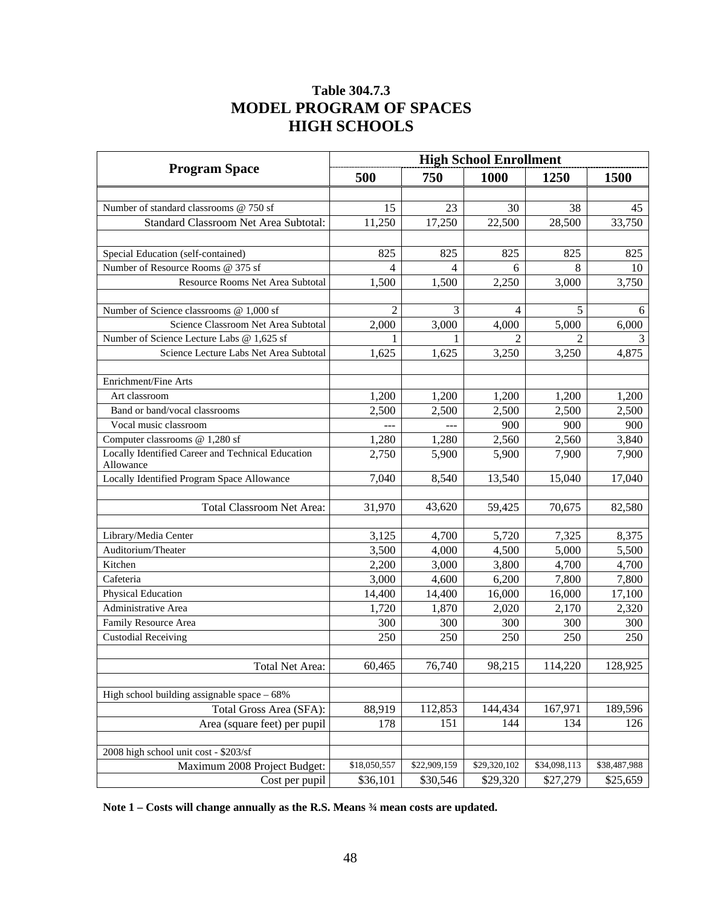## Table 304.7.3
# MODEL PROGRAM OF SPACES
# HIGH SCHOOLS

| Program Space | High School Enrollment | | | | |
|---|---|---|---|---|---|
| | 500 | 750 | 1000 | 1250 | 1500 |
| Number of standard classrooms @ 750 sf | 15 | 23 | 30 | 38 | 45 |
| Standard Classroom Net Area Subtotal: | 11,250 | 17,250 | 22,500 | 28,500 | 33,750 |
| Special Education (self-contained) | 825 | 825 | 825 | 825 | 825 |
| Number of Resource Rooms @ 375 sf | 4 | 4 | 6 | 8 | 10 |
| Resource Rooms Net Area Subtotal | 1,500 | 1,500 | 2,250 | 3,000 | 3,750 |
| Number of Science classrooms @ 1,000 sf | 2 | 3 | 4 | 5 | 6 |
| Science Classroom Net Area Subtotal | 2,000 | 3,000 | 4,000 | 5,000 | 6,000 |
| Number of Science Lecture Labs @ 1,625 sf | 1 | 1 | 2 | 2 | 3 |
| Science Lecture Labs Net Area Subtotal | 1,625 | 1,625 | 3,250 | 3,250 | 4,875 |
| Enrichment/Fine Arts | | | | | |
| Art classroom | 1,200 | 1,200 | 1,200 | 1,200 | 1,200 |
| Band or band/vocal classrooms | 2,500 | 2,500 | 2,500 | 2,500 | 2,500 |
| Vocal music classroom | --- | --- | 900 | 900 | 900 |
| Computer classrooms @ 1,280 sf | 1,280 | 1,280 | 2,560 | 2,560 | 3,840 |
| Locally Identified Career and Technical Education Allowance | 2,750 | 5,900 | 5,900 | 7,900 | 7,900 |
| Locally Identified Program Space Allowance | 7,040 | 8,540 | 13,540 | 15,040 | 17,040 |
| Total Classroom Net Area: | 31,970 | 43,620 | 59,425 | 70,675 | 82,580 |
| Library/Media Center | 3,125 | 4,700 | 5,720 | 7,325 | 8,375 |
| Auditorium/Theater | 3,500 | 4,000 | 4,500 | 5,000 | 5,500 |
| Kitchen | 2,200 | 3,000 | 3,800 | 4,700 | 4,700 |
| Cafeteria | 3,000 | 4,600 | 6,200 | 7,800 | 7,800 |
| Physical Education | 14,400 | 14,400 | 16,000 | 16,000 | 17,100 |
| Administrative Area | 1,720 | 1,870 | 2,020 | 2,170 | 2,320 |
| Family Resource Area | 300 | 300 | 300 | 300 | 300 |
| Custodial Receiving | 250 | 250 | 250 | 250 | 250 |
| Total Net Area: | 60,465 | 76,740 | 98,215 | 114,220 | 128,925 |
| High school building assignable space – 68% | | | | | |
| Total Gross Area (SFA): | 88,919 | 112,853 | 144,434 | 167,971 | 189,596 |
| Area (square feet) per pupil | 178 | 151 | 144 | 134 | 126 |
| 2008 high school unit cost - $203/sf | | | | | |
| Maximum 2008 Project Budget: | $18,050,557 | $22,909,159 | $29,320,102 | $34,098,113 | $38,487,988 |
| Cost per pupil | $36,101 | $30,546 | $29,320 | $27,279 | $25,659 |

**Note 1 – Costs will change annually as the R.S. Means ¾ mean costs are updated.**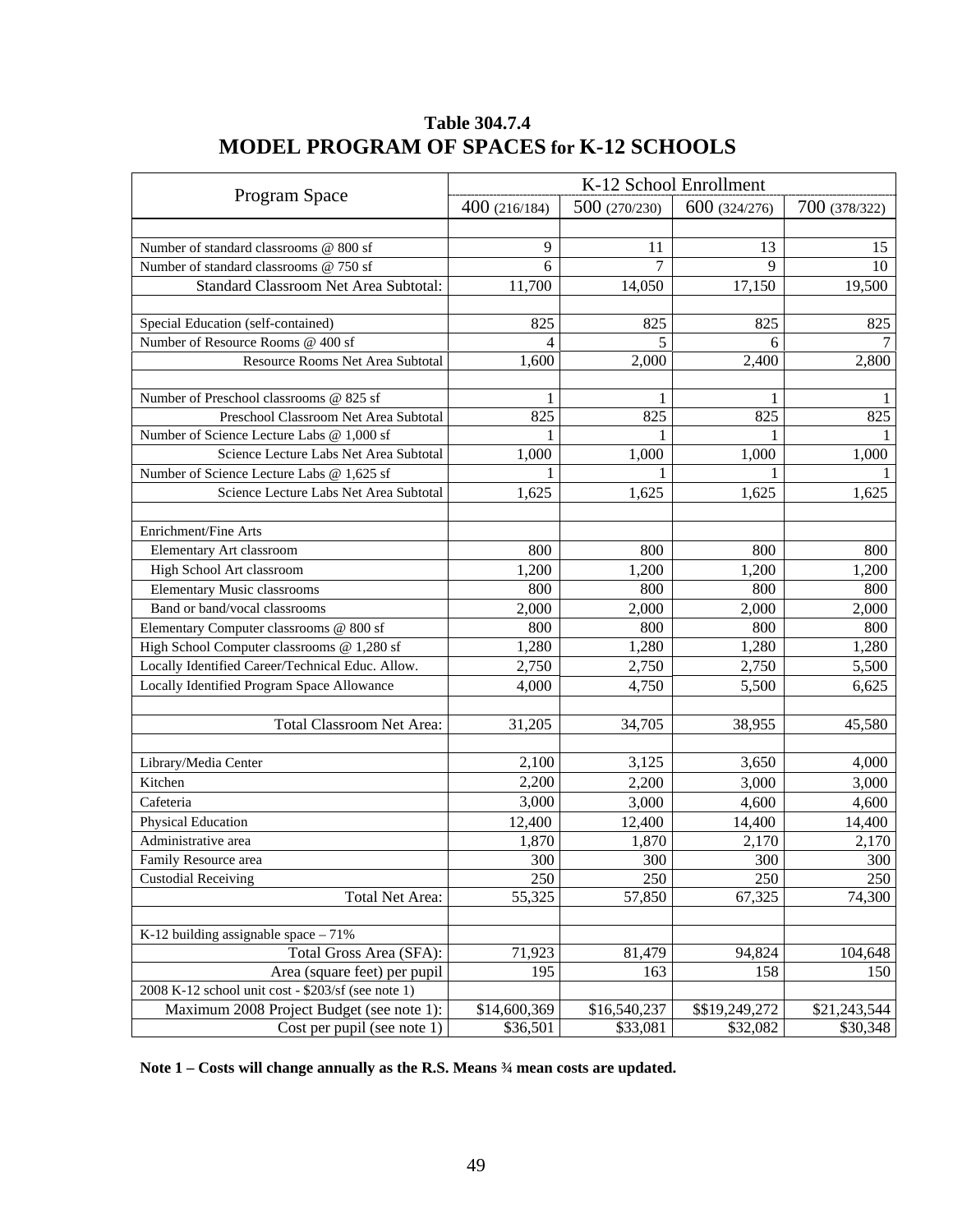**Table 304.7.4**

## MODEL PROGRAM OF SPACES for K-12 SCHOOLS

| Program Space | K-12 School Enrollment | | | |
|---|---|---|---|---|
| | 400 (216/184) | 500 (270/230) | 600 (324/276) | 700 (378/322) |
| | | | | |
| Number of standard classrooms @ 800 sf | 9 | 11 | 13 | 15 |
| Number of standard classrooms @ 750 sf | 6 | 7 | 9 | 10 |
| Standard Classroom Net Area Subtotal: | 11,700 | 14,050 | 17,150 | 19,500 |
| | | | | |
| Special Education (self-contained) | 825 | 825 | 825 | 825 |
| Number of Resource Rooms @ 400 sf | 4 | 5 | 6 | 7 |
| Resource Rooms Net Area Subtotal | 1,600 | 2,000 | 2,400 | 2,800 |
| | | | | |
| Number of Preschool classrooms @ 825 sf | 1 | 1 | 1 | 1 |
| Preschool Classroom Net Area Subtotal | 825 | 825 | 825 | 825 |
| Number of Science Lecture Labs @ 1,000 sf | 1 | 1 | 1 | 1 |
| Science Lecture Labs Net Area Subtotal | 1,000 | 1,000 | 1,000 | 1,000 |
| Number of Science Lecture Labs @ 1,625 sf | 1 | 1 | 1 | 1 |
| Science Lecture Labs Net Area Subtotal | 1,625 | 1,625 | 1,625 | 1,625 |
| | | | | |
| Enrichment/Fine Arts | | | | |
| Elementary Art classroom | 800 | 800 | 800 | 800 |
| High School Art classroom | 1,200 | 1,200 | 1,200 | 1,200 |
| Elementary Music classrooms | 800 | 800 | 800 | 800 |
| Band or band/vocal classrooms | 2,000 | 2,000 | 2,000 | 2,000 |
| Elementary Computer classrooms @ 800 sf | 800 | 800 | 800 | 800 |
| High School Computer classrooms @ 1,280 sf | 1,280 | 1,280 | 1,280 | 1,280 |
| Locally Identified Career/Technical Educ. Allow. | 2,750 | 2,750 | 2,750 | 5,500 |
| Locally Identified Program Space Allowance | 4,000 | 4,750 | 5,500 | 6,625 |
| | | | | |
| Total Classroom Net Area: | 31,205 | 34,705 | 38,955 | 45,580 |
| | | | | |
| Library/Media Center | 2,100 | 3,125 | 3,650 | 4,000 |
| Kitchen | 2,200 | 2,200 | 3,000 | 3,000 |
| Cafeteria | 3,000 | 3,000 | 4,600 | 4,600 |
| Physical Education | 12,400 | 12,400 | 14,400 | 14,400 |
| Administrative area | 1,870 | 1,870 | 2,170 | 2,170 |
| Family Resource area | 300 | 300 | 300 | 300 |
| Custodial Receiving | 250 | 250 | 250 | 250 |
| Total Net Area: | 55,325 | 57,850 | 67,325 | 74,300 |
| | | | | |
| K-12 building assignable space – 71% | | | | |
| Total Gross Area (SFA): | 71,923 | 81,479 | 94,824 | 104,648 |
| Area (square feet) per pupil | 195 | 163 | 158 | 150 |
| 2008 K-12 school unit cost - $203/sf (see note 1) | | | | |
| Maximum 2008 Project Budget (see note 1): | $14,600,369 | $16,540,237 | $$19,249,272 | $21,243,544 |
| Cost per pupil (see note 1) | $36,501 | $33,081 | $32,082 | $30,348 |

**Note 1 – Costs will change annually as the R.S. Means ¾ mean costs are updated.**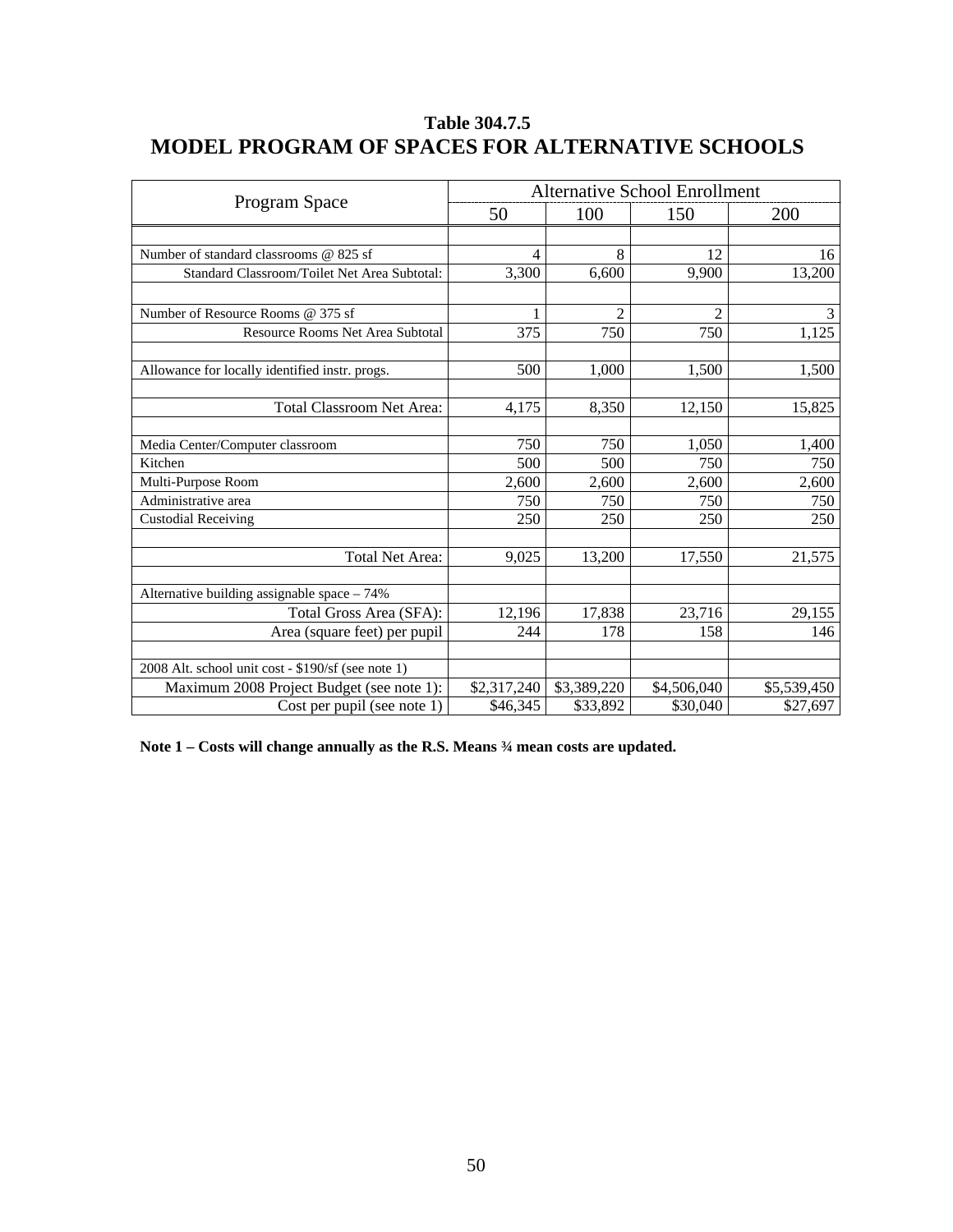# Table 304.7.5
# MODEL PROGRAM OF SPACES FOR ALTERNATIVE SCHOOLS

| Program Space | Alternative School Enrollment | | | |
|---|---|---|---|---|
| | 50 | 100 | 150 | 200 |
| | | | | |
| Number of standard classrooms @ 825 sf | 4 | 8 | 12 | 16 |
| Standard Classroom/Toilet Net Area Subtotal: | 3,300 | 6,600 | 9,900 | 13,200 |
| | | | | |
| Number of Resource Rooms @ 375 sf | 1 | 2 | 2 | 3 |
| Resource Rooms Net Area Subtotal | 375 | 750 | 750 | 1,125 |
| | | | | |
| Allowance for locally identified instr. progs. | 500 | 1,000 | 1,500 | 1,500 |
| | | | | |
| Total Classroom Net Area: | 4,175 | 8,350 | 12,150 | 15,825 |
| | | | | |
| Media Center/Computer classroom | 750 | 750 | 1,050 | 1,400 |
| Kitchen | 500 | 500 | 750 | 750 |
| Multi-Purpose Room | 2,600 | 2,600 | 2,600 | 2,600 |
| Administrative area | 750 | 750 | 750 | 750 |
| Custodial Receiving | 250 | 250 | 250 | 250 |
| | | | | |
| Total Net Area: | 9,025 | 13,200 | 17,550 | 21,575 |
| | | | | |
| Alternative building assignable space – 74% | | | | |
| Total Gross Area (SFA): | 12,196 | 17,838 | 23,716 | 29,155 |
| Area (square feet) per pupil | 244 | 178 | 158 | 146 |
| | | | | |
| 2008 Alt. school unit cost - $190/sf (see note 1) | | | | |
| Maximum 2008 Project Budget (see note 1): | $2,317,240 | $3,389,220 | $4,506,040 | $5,539,450 |
| Cost per pupil (see note 1) | $46,345 | $33,892 | $30,040 | $27,697 |

**Note 1 – Costs will change annually as the R.S. Means ¾ mean costs are updated.**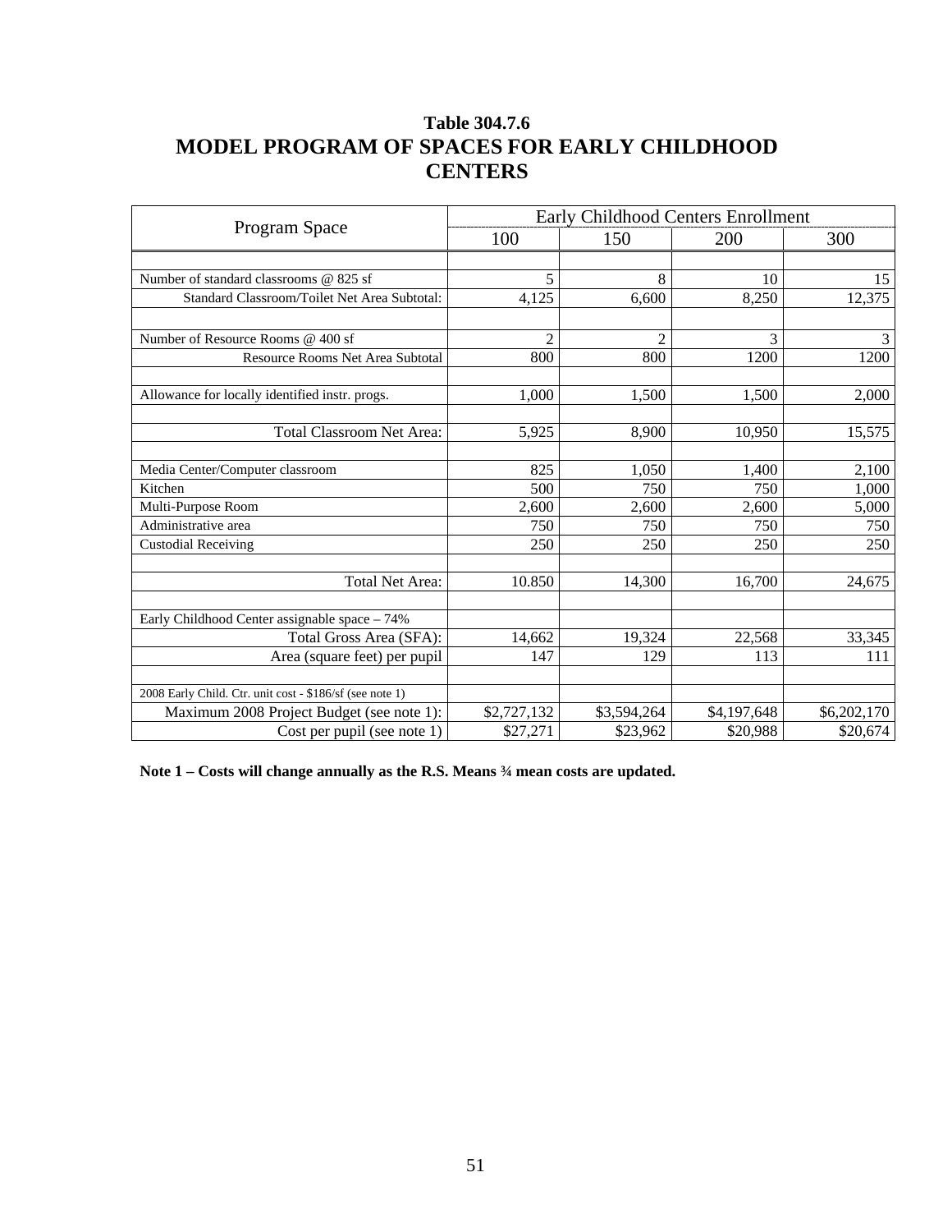**Table 304.7.6**

# MODEL PROGRAM OF SPACES FOR EARLY CHILDHOOD CENTERS

| Program Space | Early Childhood Centers Enrollment | | | |
|---|---|---|---|---|
| | 100 | 150 | 200 | 300 |
| | | | | |
| Number of standard classrooms @ 825 sf | 5 | 8 | 10 | 15 |
| Standard Classroom/Toilet Net Area Subtotal: | 4,125 | 6,600 | 8,250 | 12,375 |
| | | | | |
| Number of Resource Rooms @ 400 sf | 2 | 2 | 3 | 3 |
| Resource Rooms Net Area Subtotal | 800 | 800 | 1200 | 1200 |
| | | | | |
| Allowance for locally identified instr. progs. | 1,000 | 1,500 | 1,500 | 2,000 |
| | | | | |
| Total Classroom Net Area: | 5,925 | 8,900 | 10,950 | 15,575 |
| | | | | |
| Media Center/Computer classroom | 825 | 1,050 | 1,400 | 2,100 |
| Kitchen | 500 | 750 | 750 | 1,000 |
| Multi-Purpose Room | 2,600 | 2,600 | 2,600 | 5,000 |
| Administrative area | 750 | 750 | 750 | 750 |
| Custodial Receiving | 250 | 250 | 250 | 250 |
| | | | | |
| Total Net Area: | 10.850 | 14,300 | 16,700 | 24,675 |
| | | | | |
| Early Childhood Center assignable space – 74% | | | | |
| Total Gross Area (SFA): | 14,662 | 19,324 | 22,568 | 33,345 |
| Area (square feet) per pupil | 147 | 129 | 113 | 111 |
| | | | | |
| 2008 Early Child. Ctr. unit cost - $186/sf (see note 1) | | | | |
| Maximum 2008 Project Budget (see note 1): | $2,727,132 | $3,594,264 | $4,197,648 | $6,202,170 |
| Cost per pupil (see note 1) | $27,271 | $23,962 | $20,988 | $20,674 |

**Note 1 – Costs will change annually as the R.S. Means ¾ mean costs are updated.**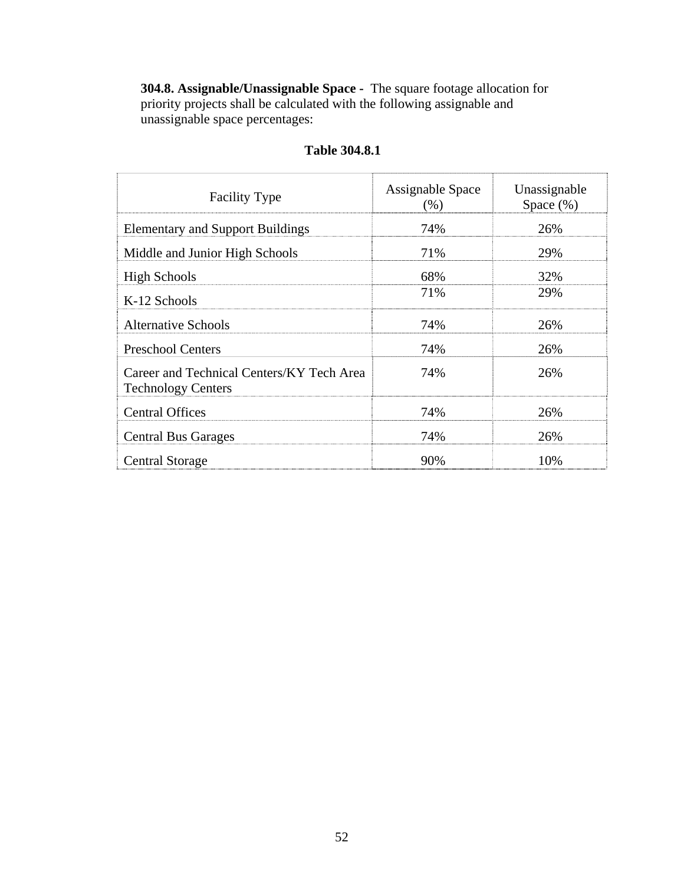**304.8. Assignable/Unassignable Space -** The square footage allocation for priority projects shall be calculated with the following assignable and unassignable space percentages:

**Table 304.8.1**

| Facility Type | Assignable Space (%) | Unassignable Space (%) |
|---|---|---|
| Elementary and Support Buildings | 74% | 26% |
| Middle and Junior High Schools | 71% | 29% |
| High Schools | 68% | 32% |
| K-12 Schools | 71% | 29% |
| Alternative Schools | 74% | 26% |
| Preschool Centers | 74% | 26% |
| Career and Technical Centers/KY Tech Area Technology Centers | 74% | 26% |
| Central Offices | 74% | 26% |
| Central Bus Garages | 74% | 26% |
| Central Storage | 90% | 10% |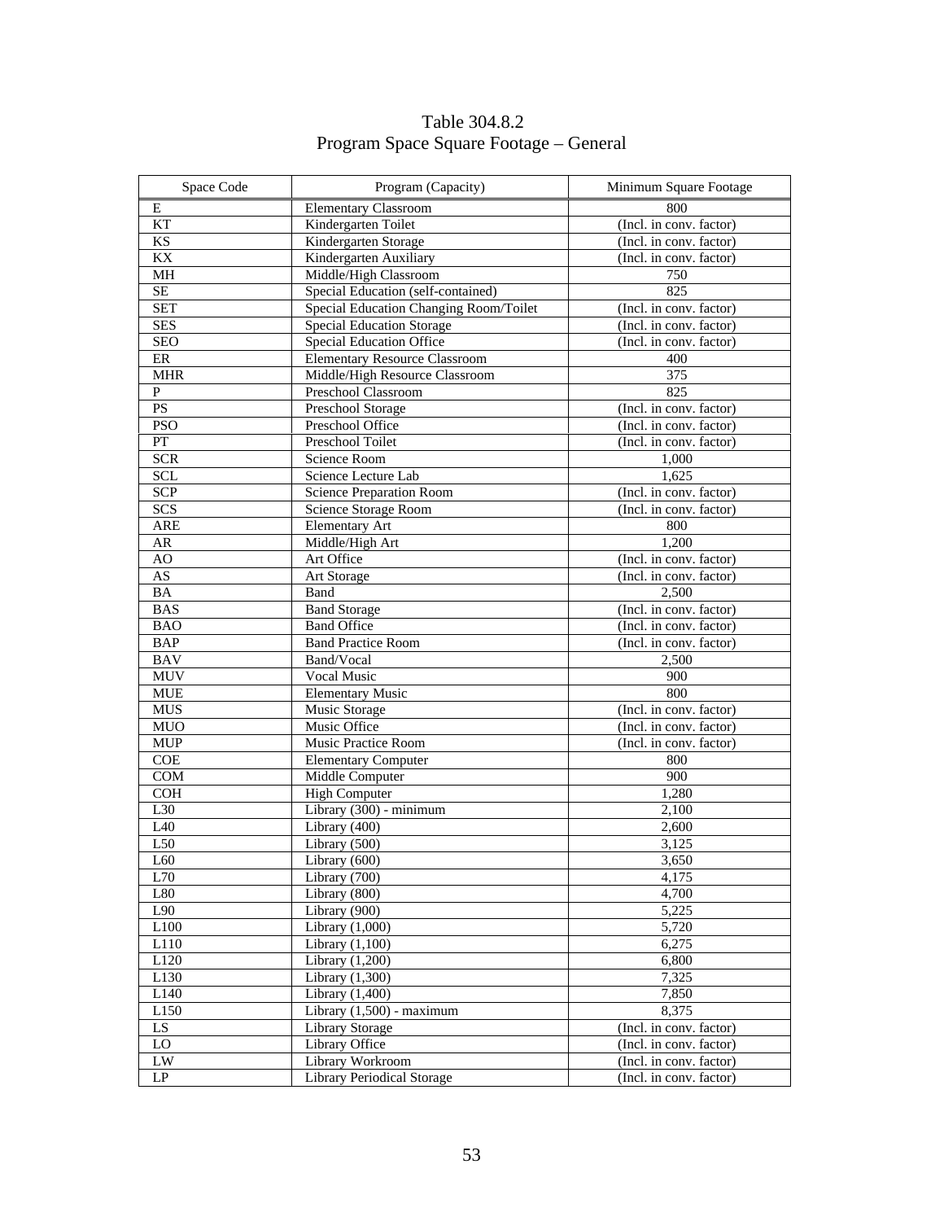Table 304.8.2
Program Space Square Footage – General

| Space Code | Program (Capacity) | Minimum Square Footage |
|---|---|---|
| E | Elementary Classroom | 800 |
| KT | Kindergarten Toilet | (Incl. in conv. factor) |
| KS | Kindergarten Storage | (Incl. in conv. factor) |
| KX | Kindergarten Auxiliary | (Incl. in conv. factor) |
| MH | Middle/High Classroom | 750 |
| SE | Special Education (self-contained) | 825 |
| SET | Special Education Changing Room/Toilet | (Incl. in conv. factor) |
| SES | Special Education Storage | (Incl. in conv. factor) |
| SEO | Special Education Office | (Incl. in conv. factor) |
| ER | Elementary Resource Classroom | 400 |
| MHR | Middle/High Resource Classroom | 375 |
| P | Preschool Classroom | 825 |
| PS | Preschool Storage | (Incl. in conv. factor) |
| PSO | Preschool Office | (Incl. in conv. factor) |
| PT | Preschool Toilet | (Incl. in conv. factor) |
| SCR | Science Room | 1,000 |
| SCL | Science Lecture Lab | 1,625 |
| SCP | Science Preparation Room | (Incl. in conv. factor) |
| SCS | Science Storage Room | (Incl. in conv. factor) |
| ARE | Elementary Art | 800 |
| AR | Middle/High Art | 1,200 |
| AO | Art Office | (Incl. in conv. factor) |
| AS | Art Storage | (Incl. in conv. factor) |
| BA | Band | 2,500 |
| BAS | Band Storage | (Incl. in conv. factor) |
| BAO | Band Office | (Incl. in conv. factor) |
| BAP | Band Practice Room | (Incl. in conv. factor) |
| BAV | Band/Vocal | 2,500 |
| MUV | Vocal Music | 900 |
| MUE | Elementary Music | 800 |
| MUS | Music Storage | (Incl. in conv. factor) |
| MUO | Music Office | (Incl. in conv. factor) |
| MUP | Music Practice Room | (Incl. in conv. factor) |
| COE | Elementary Computer | 800 |
| COM | Middle Computer | 900 |
| COH | High Computer | 1,280 |
| L30 | Library (300) - minimum | 2,100 |
| L40 | Library (400) | 2,600 |
| L50 | Library (500) | 3,125 |
| L60 | Library (600) | 3,650 |
| L70 | Library (700) | 4,175 |
| L80 | Library (800) | 4,700 |
| L90 | Library (900) | 5,225 |
| L100 | Library (1,000) | 5,720 |
| L110 | Library (1,100) | 6,275 |
| L120 | Library (1,200) | 6,800 |
| L130 | Library (1,300) | 7,325 |
| L140 | Library (1,400) | 7,850 |
| L150 | Library (1,500) - maximum | 8,375 |
| LS | Library Storage | (Incl. in conv. factor) |
| LO | Library Office | (Incl. in conv. factor) |
| LW | Library Workroom | (Incl. in conv. factor) |
| LP | Library Periodical Storage | (Incl. in conv. factor) |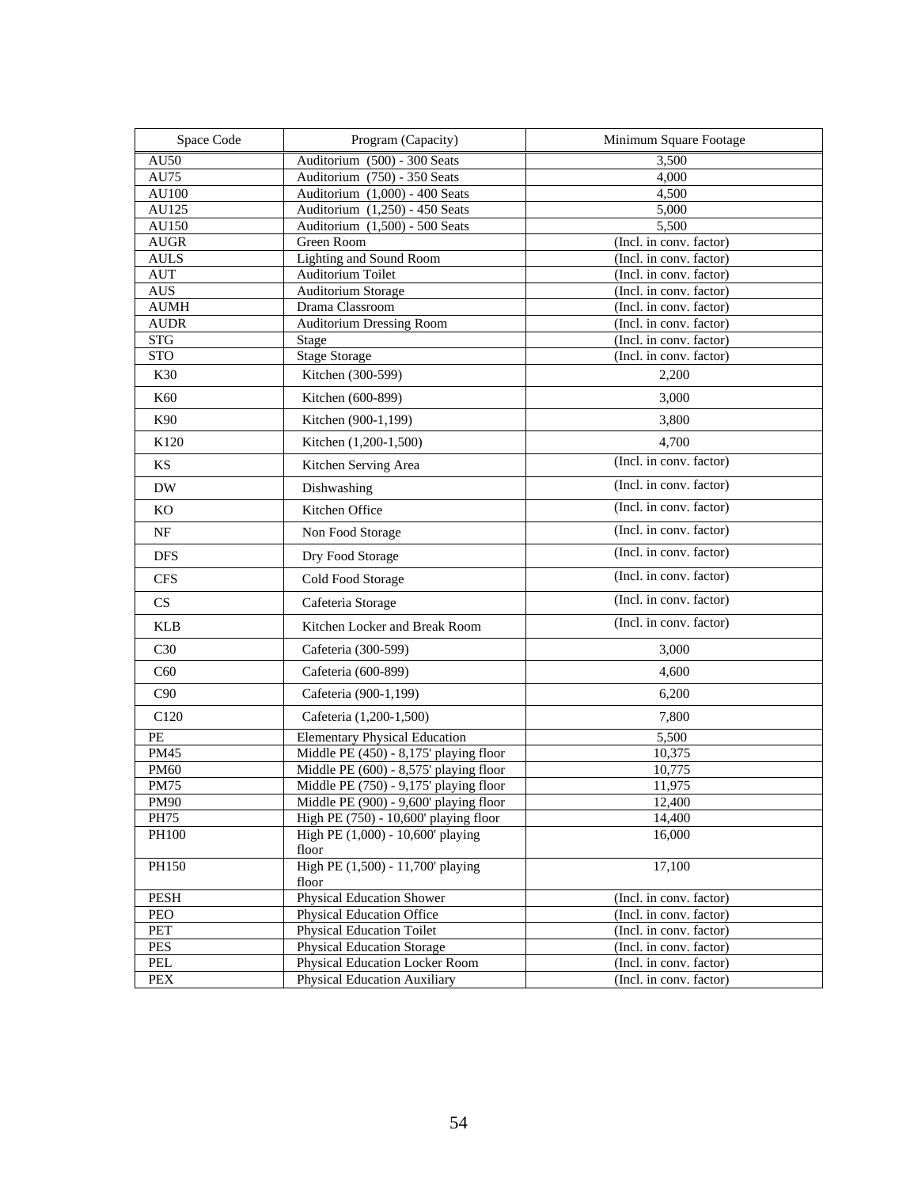| Space Code | Program (Capacity) | Minimum Square Footage |
|---|---|---|
| AU50 | Auditorium (500) - 300 Seats | 3,500 |
| AU75 | Auditorium (750) - 350 Seats | 4,000 |
| AU100 | Auditorium (1,000) - 400 Seats | 4,500 |
| AU125 | Auditorium (1,250) - 450 Seats | 5,000 |
| AU150 | Auditorium (1,500) - 500 Seats | 5,500 |
| AUGR | Green Room | (Incl. in conv. factor) |
| AULS | Lighting and Sound Room | (Incl. in conv. factor) |
| AUT | Auditorium Toilet | (Incl. in conv. factor) |
| AUS | Auditorium Storage | (Incl. in conv. factor) |
| AUMH | Drama Classroom | (Incl. in conv. factor) |
| AUDR | Auditorium Dressing Room | (Incl. in conv. factor) |
| STG | Stage | (Incl. in conv. factor) |
| STO | Stage Storage | (Incl. in conv. factor) |
| K30 | Kitchen (300-599) | 2,200 |
| K60 | Kitchen (600-899) | 3,000 |
| K90 | Kitchen (900-1,199) | 3,800 |
| K120 | Kitchen (1,200-1,500) | 4,700 |
| KS | Kitchen Serving Area | (Incl. in conv. factor) |
| DW | Dishwashing | (Incl. in conv. factor) |
| KO | Kitchen Office | (Incl. in conv. factor) |
| NF | Non Food Storage | (Incl. in conv. factor) |
| DFS | Dry Food Storage | (Incl. in conv. factor) |
| CFS | Cold Food Storage | (Incl. in conv. factor) |
| CS | Cafeteria Storage | (Incl. in conv. factor) |
| KLB | Kitchen Locker and Break Room | (Incl. in conv. factor) |
| C30 | Cafeteria (300-599) | 3,000 |
| C60 | Cafeteria (600-899) | 4,600 |
| C90 | Cafeteria (900-1,199) | 6,200 |
| C120 | Cafeteria (1,200-1,500) | 7,800 |
| PE | Elementary Physical Education | 5,500 |
| PM45 | Middle PE (450) - 8,175' playing floor | 10,375 |
| PM60 | Middle PE (600) - 8,575' playing floor | 10,775 |
| PM75 | Middle PE (750) - 9,175' playing floor | 11,975 |
| PM90 | Middle PE (900) - 9,600' playing floor | 12,400 |
| PH75 | High PE (750) - 10,600' playing floor | 14,400 |
| PH100 | High PE (1,000) - 10,600' playing floor | 16,000 |
| PH150 | High PE (1,500) - 11,700' playing floor | 17,100 |
| PESH | Physical Education Shower | (Incl. in conv. factor) |
| PEO | Physical Education Office | (Incl. in conv. factor) |
| PET | Physical Education Toilet | (Incl. in conv. factor) |
| PES | Physical Education Storage | (Incl. in conv. factor) |
| PEL | Physical Education Locker Room | (Incl. in conv. factor) |
| PEX | Physical Education Auxiliary | (Incl. in conv. factor) |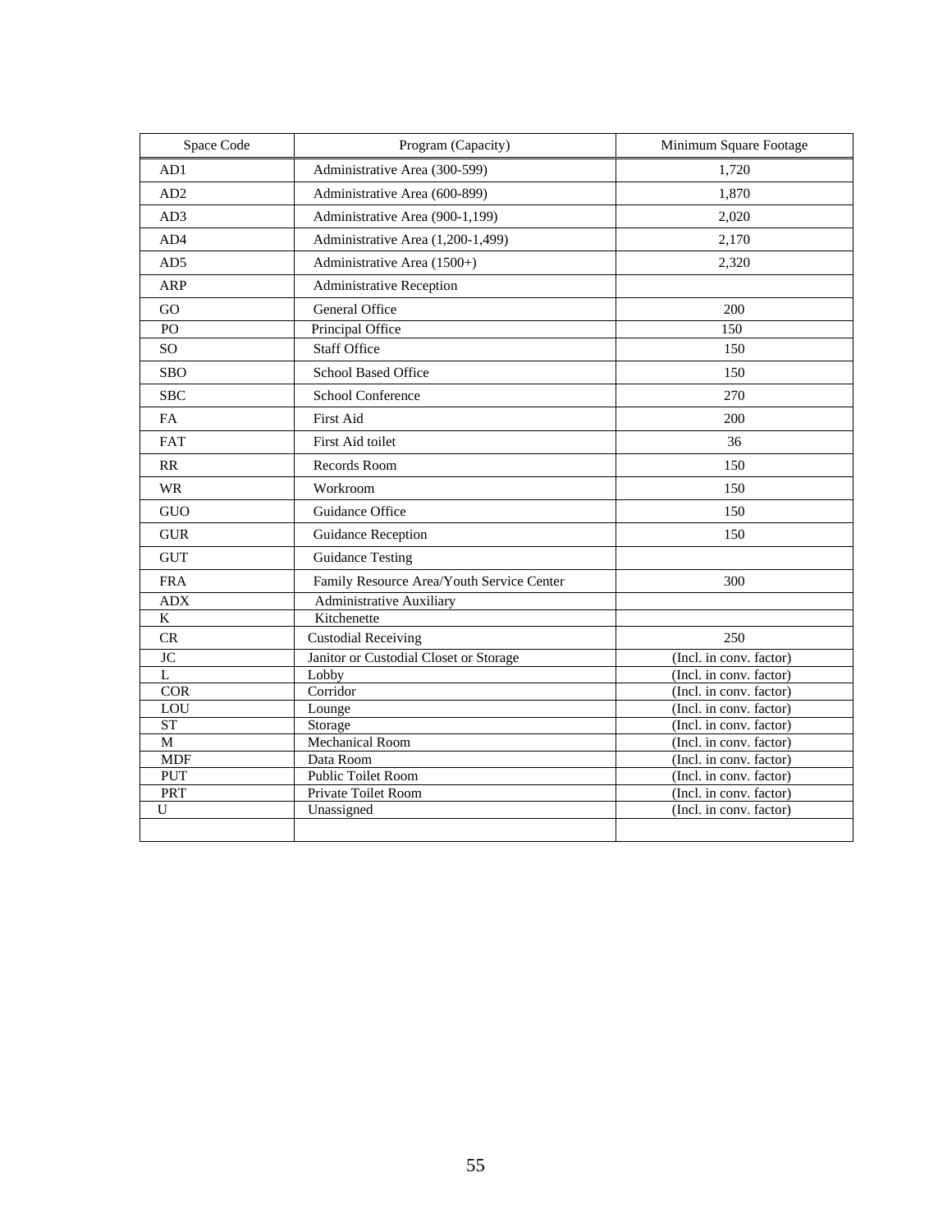| Space Code | Program (Capacity) | Minimum Square Footage |
|---|---|---|
| AD1 | Administrative Area (300-599) | 1,720 |
| AD2 | Administrative Area (600-899) | 1,870 |
| AD3 | Administrative Area (900-1,199) | 2,020 |
| AD4 | Administrative Area (1,200-1,499) | 2,170 |
| AD5 | Administrative Area (1500+) | 2,320 |
| ARP | Administrative Reception | |
| GO | General Office | 200 |
| PO | Principal Office | 150 |
| SO | Staff Office | 150 |
| SBO | School Based Office | 150 |
| SBC | School Conference | 270 |
| FA | First Aid | 200 |
| FAT | First Aid toilet | 36 |
| RR | Records Room | 150 |
| WR | Workroom | 150 |
| GUO | Guidance Office | 150 |
| GUR | Guidance Reception | 150 |
| GUT | Guidance Testing | |
| FRA | Family Resource Area/Youth Service Center | 300 |
| ADX | Administrative Auxiliary | |
| K | Kitchenette | |
| CR | Custodial Receiving | 250 |
| JC | Janitor or Custodial Closet or Storage | (Incl. in conv. factor) |
| L | Lobby | (Incl. in conv. factor) |
| COR | Corridor | (Incl. in conv. factor) |
| LOU | Lounge | (Incl. in conv. factor) |
| ST | Storage | (Incl. in conv. factor) |
| M | Mechanical Room | (Incl. in conv. factor) |
| MDF | Data Room | (Incl. in conv. factor) |
| PUT | Public Toilet Room | (Incl. in conv. factor) |
| PRT | Private Toilet Room | (Incl. in conv. factor) |
| U | Unassigned | (Incl. in conv. factor) |
| | | |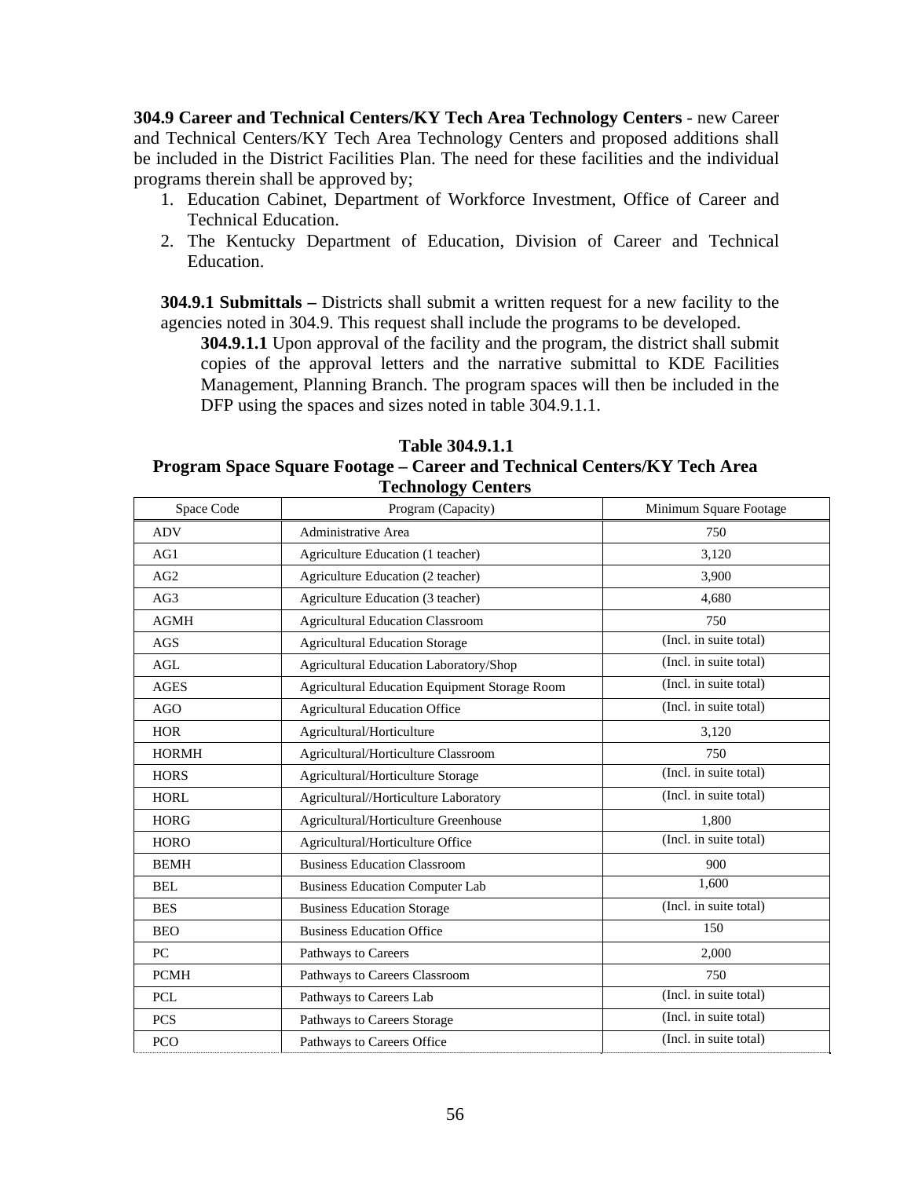**304.9 Career and Technical Centers/KY Tech Area Technology Centers** - new Career and Technical Centers/KY Tech Area Technology Centers and proposed additions shall be included in the District Facilities Plan. The need for these facilities and the individual programs therein shall be approved by;

1. Education Cabinet, Department of Workforce Investment, Office of Career and Technical Education.
2. The Kentucky Department of Education, Division of Career and Technical Education.

**304.9.1 Submittals –** Districts shall submit a written request for a new facility to the agencies noted in 304.9. This request shall include the programs to be developed.

**304.9.1.1** Upon approval of the facility and the program, the district shall submit copies of the approval letters and the narrative submittal to KDE Facilities Management, Planning Branch. The program spaces will then be included in the DFP using the spaces and sizes noted in table 304.9.1.1.

**Table 304.9.1.1**
**Program Space Square Footage – Career and Technical Centers/KY Tech Area Technology Centers**

| Space Code | Program (Capacity) | Minimum Square Footage |
|---|---|---|
| ADV | Administrative Area | 750 |
| AG1 | Agriculture Education (1 teacher) | 3,120 |
| AG2 | Agriculture Education (2 teacher) | 3,900 |
| AG3 | Agriculture Education (3 teacher) | 4,680 |
| AGMH | Agricultural Education Classroom | 750 |
| AGS | Agricultural Education Storage | (Incl. in suite total) |
| AGL | Agricultural Education Laboratory/Shop | (Incl. in suite total) |
| AGES | Agricultural Education Equipment Storage Room | (Incl. in suite total) |
| AGO | Agricultural Education Office | (Incl. in suite total) |
| HOR | Agricultural/Horticulture | 3,120 |
| HORMH | Agricultural/Horticulture Classroom | 750 |
| HORS | Agricultural/Horticulture Storage | (Incl. in suite total) |
| HORL | Agricultural//Horticulture Laboratory | (Incl. in suite total) |
| HORG | Agricultural/Horticulture Greenhouse | 1,800 |
| HORO | Agricultural/Horticulture Office | (Incl. in suite total) |
| BEMH | Business Education Classroom | 900 |
| BEL | Business Education Computer Lab | 1,600 |
| BES | Business Education Storage | (Incl. in suite total) |
| BEO | Business Education Office | 150 |
| PC | Pathways to Careers | 2,000 |
| PCMH | Pathways to Careers Classroom | 750 |
| PCL | Pathways to Careers Lab | (Incl. in suite total) |
| PCS | Pathways to Careers Storage | (Incl. in suite total) |
| PCO | Pathways to Careers Office | (Incl. in suite total) |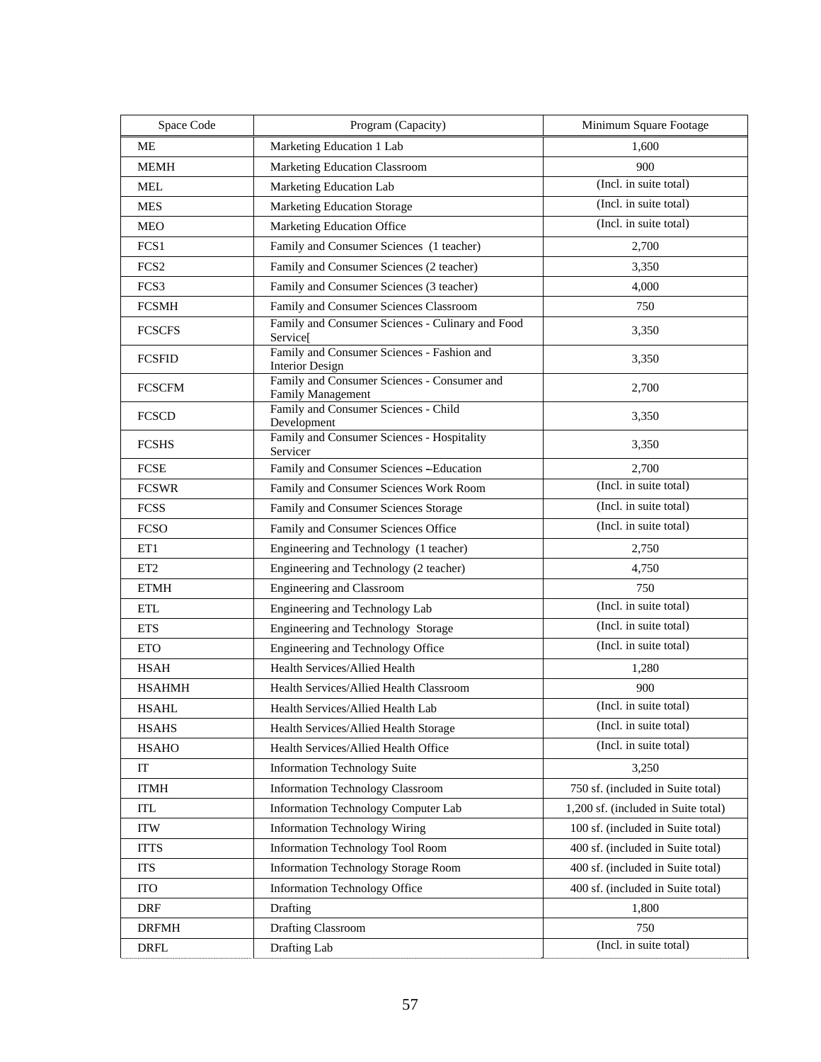| Space Code | Program (Capacity) | Minimum Square Footage |
| --- | --- | --- |
| ME | Marketing Education 1 Lab | 1,600 |
| MEMH | Marketing Education Classroom | 900 |
| MEL | Marketing Education Lab | (Incl. in suite total) |
| MES | Marketing Education Storage | (Incl. in suite total) |
| MEO | Marketing Education Office | (Incl. in suite total) |
| FCS1 | Family and Consumer Sciences (1 teacher) | 2,700 |
| FCS2 | Family and Consumer Sciences (2 teacher) | 3,350 |
| FCS3 | Family and Consumer Sciences (3 teacher) | 4,000 |
| FCSMH | Family and Consumer Sciences Classroom | 750 |
| FCSCFS | Family and Consumer Sciences - Culinary and Food Service[ | 3,350 |
| FCSFID | Family and Consumer Sciences - Fashion and Interior Design | 3,350 |
| FCSCFM | Family and Consumer Sciences - Consumer and Family Management | 2,700 |
| FCSCD | Family and Consumer Sciences - Child Development | 3,350 |
| FCSHS | Family and Consumer Sciences - Hospitality Servicer | 3,350 |
| FCSE | Family and Consumer Sciences –Education | 2,700 |
| FCSWR | Family and Consumer Sciences Work Room | (Incl. in suite total) |
| FCSS | Family and Consumer Sciences Storage | (Incl. in suite total) |
| FCSO | Family and Consumer Sciences Office | (Incl. in suite total) |
| ET1 | Engineering and Technology (1 teacher) | 2,750 |
| ET2 | Engineering and Technology (2 teacher) | 4,750 |
| ETMH | Engineering and Classroom | 750 |
| ETL | Engineering and Technology Lab | (Incl. in suite total) |
| ETS | Engineering and Technology Storage | (Incl. in suite total) |
| ETO | Engineering and Technology Office | (Incl. in suite total) |
| HSAH | Health Services/Allied Health | 1,280 |
| HSAHMH | Health Services/Allied Health Classroom | 900 |
| HSAHL | Health Services/Allied Health Lab | (Incl. in suite total) |
| HSAHS | Health Services/Allied Health Storage | (Incl. in suite total) |
| HSAHO | Health Services/Allied Health Office | (Incl. in suite total) |
| IT | Information Technology Suite | 3,250 |
| ITMH | Information Technology Classroom | 750 sf. (included in Suite total) |
| ITL | Information Technology Computer Lab | 1,200 sf. (included in Suite total) |
| ITW | Information Technology Wiring | 100 sf. (included in Suite total) |
| ITTS | Information Technology Tool Room | 400 sf. (included in Suite total) |
| ITS | Information Technology Storage Room | 400 sf. (included in Suite total) |
| ITO | Information Technology Office | 400 sf. (included in Suite total) |
| DRF | Drafting | 1,800 |
| DRFMH | Drafting Classroom | 750 |
| DRFL | Drafting Lab | (Incl. in suite total) |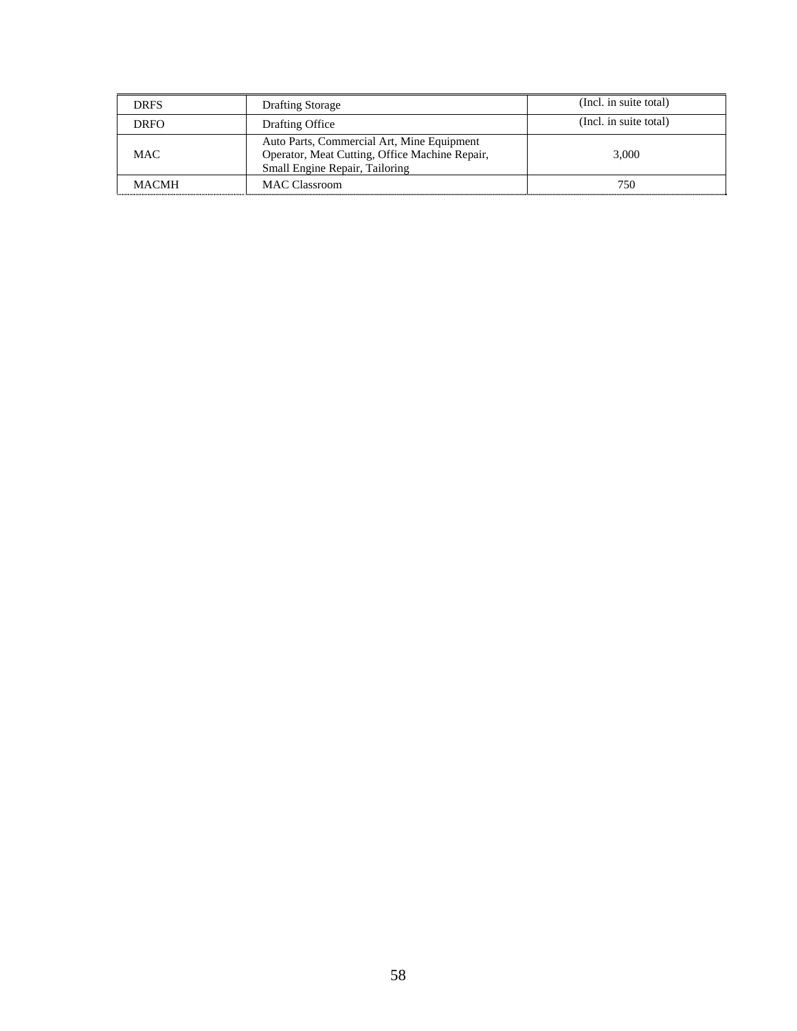| | | |
|---|---|---|
| DRFS | Drafting Storage | (Incl. in suite total) |
| DRFO | Drafting Office | (Incl. in suite total) |
| MAC | Auto Parts, Commercial Art, Mine Equipment Operator, Meat Cutting, Office Machine Repair, Small Engine Repair, Tailoring | 3,000 |
| MACMH | MAC Classroom | 750 |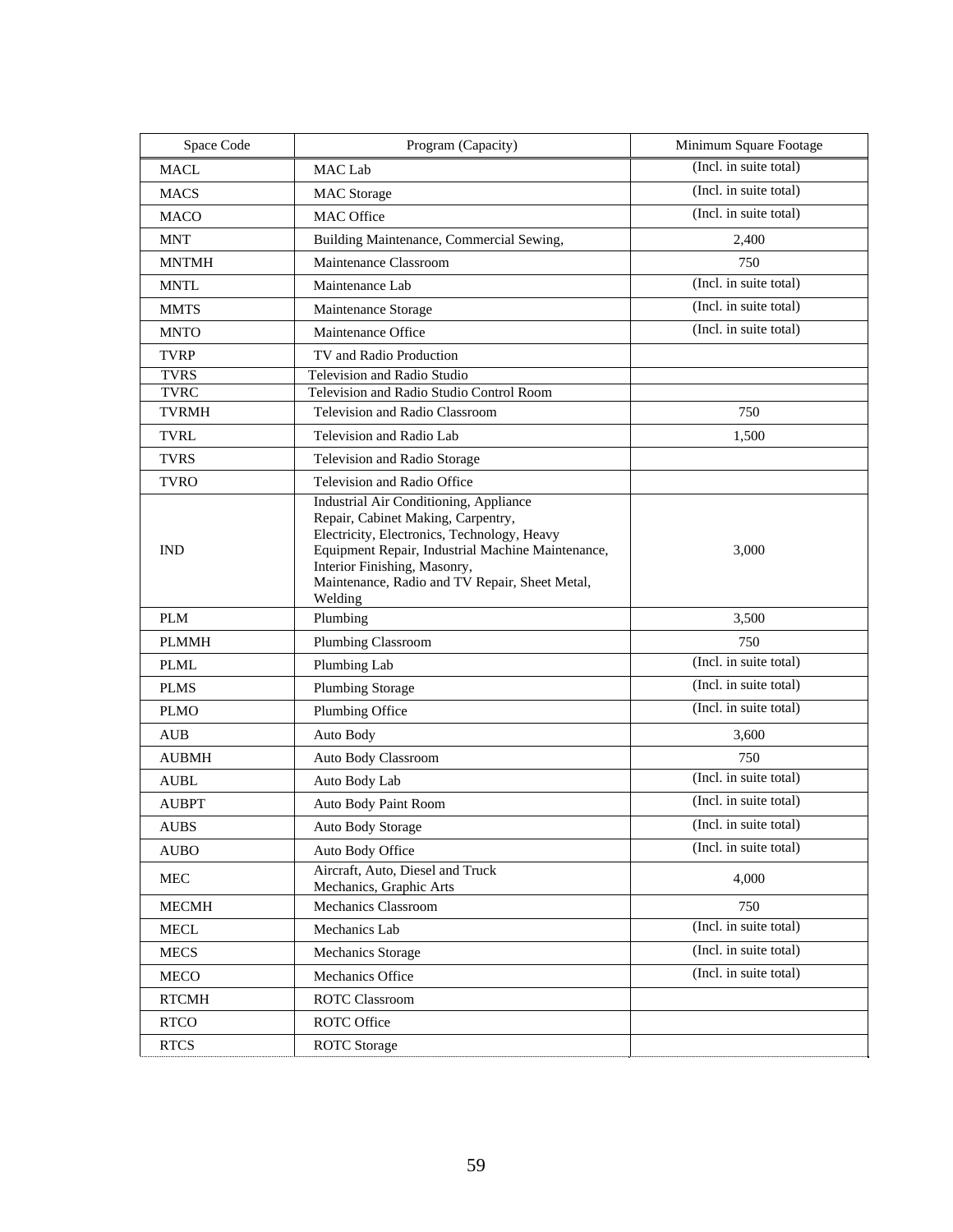| Space Code | Program (Capacity) | Minimum Square Footage |
|---|---|---|
| MACL | MAC Lab | (Incl. in suite total) |
| MACS | MAC Storage | (Incl. in suite total) |
| MACO | MAC Office | (Incl. in suite total) |
| MNT | Building Maintenance, Commercial Sewing, | 2,400 |
| MNTMH | Maintenance Classroom | 750 |
| MNTL | Maintenance Lab | (Incl. in suite total) |
| MMTS | Maintenance Storage | (Incl. in suite total) |
| MNTO | Maintenance Office | (Incl. in suite total) |
| TVRP | TV and Radio Production | |
| TVRS | Television and Radio Studio | |
| TVRC | Television and Radio Studio Control Room | |
| TVRMH | Television and Radio Classroom | 750 |
| TVRL | Television and Radio Lab | 1,500 |
| TVRS | Television and Radio Storage | |
| TVRO | Television and Radio Office | |
| IND | Industrial Air Conditioning, Appliance Repair, Cabinet Making, Carpentry, Electricity, Electronics, Technology, Heavy Equipment Repair, Industrial Machine Maintenance, Interior Finishing, Masonry, Maintenance, Radio and TV Repair, Sheet Metal, Welding | 3,000 |
| PLM | Plumbing | 3,500 |
| PLMMH | Plumbing Classroom | 750 |
| PLML | Plumbing Lab | (Incl. in suite total) |
| PLMS | Plumbing Storage | (Incl. in suite total) |
| PLMO | Plumbing Office | (Incl. in suite total) |
| AUB | Auto Body | 3,600 |
| AUBMH | Auto Body Classroom | 750 |
| AUBL | Auto Body Lab | (Incl. in suite total) |
| AUBPT | Auto Body Paint Room | (Incl. in suite total) |
| AUBS | Auto Body Storage | (Incl. in suite total) |
| AUBO | Auto Body Office | (Incl. in suite total) |
| MEC | Aircraft, Auto, Diesel and Truck Mechanics, Graphic Arts | 4,000 |
| MECMH | Mechanics Classroom | 750 |
| MECL | Mechanics Lab | (Incl. in suite total) |
| MECS | Mechanics Storage | (Incl. in suite total) |
| MECO | Mechanics Office | (Incl. in suite total) |
| RTCMH | ROTC Classroom | |
| RTCO | ROTC Office | |
| RTCS | ROTC Storage | |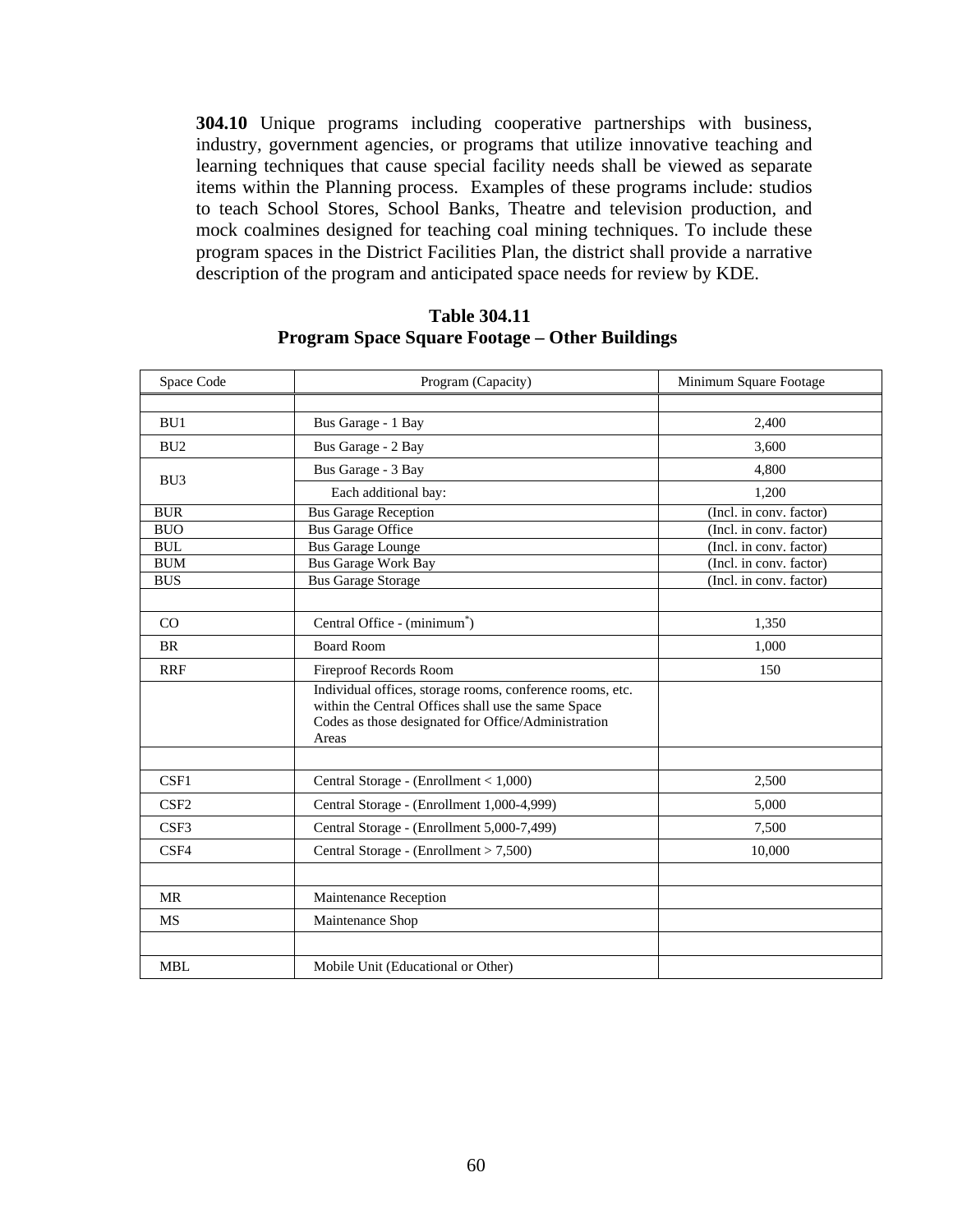**304.10** Unique programs including cooperative partnerships with business, industry, government agencies, or programs that utilize innovative teaching and learning techniques that cause special facility needs shall be viewed as separate items within the Planning process. Examples of these programs include: studios to teach School Stores, School Banks, Theatre and television production, and mock coalmines designed for teaching coal mining techniques. To include these program spaces in the District Facilities Plan, the district shall provide a narrative description of the program and anticipated space needs for review by KDE.

**Table 304.11**
**Program Space Square Footage – Other Buildings**

| Space Code | Program (Capacity) | Minimum Square Footage |
|---|---|---|
| | | |
| BU1 | Bus Garage - 1 Bay | 2,400 |
| BU2 | Bus Garage - 2 Bay | 3,600 |
| BU3 | Bus Garage - 3 Bay | 4,800 |
| | Each additional bay: | 1,200 |
| BUR | Bus Garage Reception | (Incl. in conv. factor) |
| BUO | Bus Garage Office | (Incl. in conv. factor) |
| BUL | Bus Garage Lounge | (Incl. in conv. factor) |
| BUM | Bus Garage Work Bay | (Incl. in conv. factor) |
| BUS | Bus Garage Storage | (Incl. in conv. factor) |
| | | |
| CO | Central Office - (minimum*) | 1,350 |
| BR | Board Room | 1,000 |
| RRF | Fireproof Records Room | 150 |
| | Individual offices, storage rooms, conference rooms, etc. within the Central Offices shall use the same Space Codes as those designated for Office/Administration Areas | |
| | | |
| CSF1 | Central Storage - (Enrollment < 1,000) | 2,500 |
| CSF2 | Central Storage - (Enrollment 1,000-4,999) | 5,000 |
| CSF3 | Central Storage - (Enrollment 5,000-7,499) | 7,500 |
| CSF4 | Central Storage - (Enrollment > 7,500) | 10,000 |
| | | |
| MR | Maintenance Reception | |
| MS | Maintenance Shop | |
| | | |
| MBL | Mobile Unit (Educational or Other) | |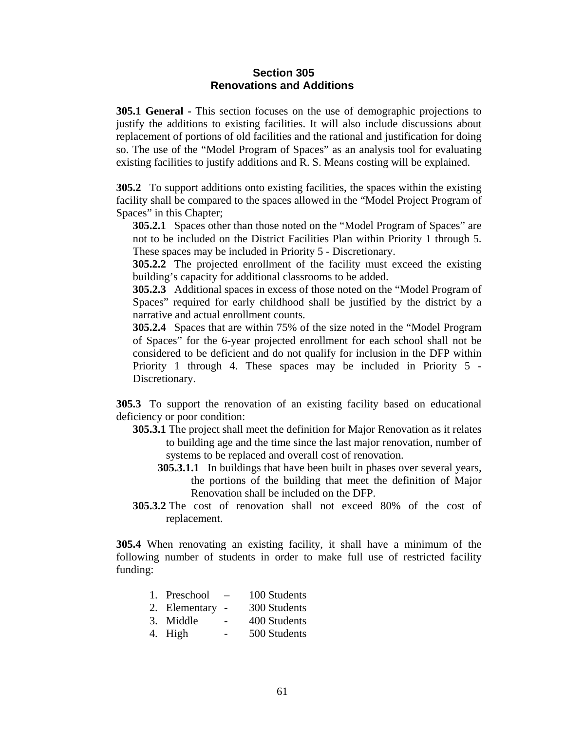## Section 305
## Renovations and Additions

**305.1 General -** This section focuses on the use of demographic projections to justify the additions to existing facilities. It will also include discussions about replacement of portions of old facilities and the rational and justification for doing so. The use of the "Model Program of Spaces" as an analysis tool for evaluating existing facilities to justify additions and R. S. Means costing will be explained.

**305.2** To support additions onto existing facilities, the spaces within the existing facility shall be compared to the spaces allowed in the "Model Project Program of Spaces" in this Chapter;

**305.2.1** Spaces other than those noted on the "Model Program of Spaces" are not to be included on the District Facilities Plan within Priority 1 through 5. These spaces may be included in Priority 5 - Discretionary.

**305.2.2** The projected enrollment of the facility must exceed the existing building's capacity for additional classrooms to be added.

**305.2.3** Additional spaces in excess of those noted on the "Model Program of Spaces" required for early childhood shall be justified by the district by a narrative and actual enrollment counts.

**305.2.4** Spaces that are within 75% of the size noted in the "Model Program of Spaces" for the 6-year projected enrollment for each school shall not be considered to be deficient and do not qualify for inclusion in the DFP within Priority 1 through 4. These spaces may be included in Priority 5 - Discretionary.

**305.3** To support the renovation of an existing facility based on educational deficiency or poor condition:

**305.3.1** The project shall meet the definition for Major Renovation as it relates to building age and the time since the last major renovation, number of systems to be replaced and overall cost of renovation.

**305.3.1.1** In buildings that have been built in phases over several years, the portions of the building that meet the definition of Major Renovation shall be included on the DFP.

**305.3.2** The cost of renovation shall not exceed 80% of the cost of replacement.

**305.4** When renovating an existing facility, it shall have a minimum of the following number of students in order to make full use of restricted facility funding:

1. Preschool – 100 Students
2. Elementary - 300 Students
3. Middle - 400 Students
4. High - 500 Students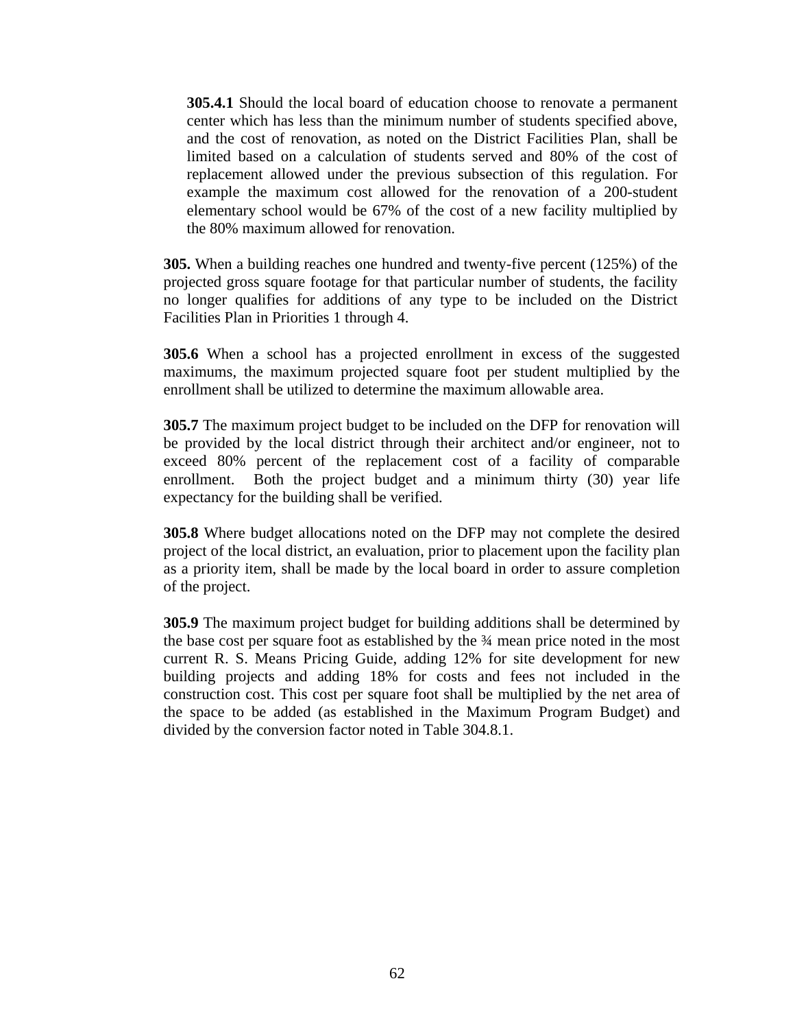**305.4.1** Should the local board of education choose to renovate a permanent center which has less than the minimum number of students specified above, and the cost of renovation, as noted on the District Facilities Plan, shall be limited based on a calculation of students served and 80% of the cost of replacement allowed under the previous subsection of this regulation. For example the maximum cost allowed for the renovation of a 200-student elementary school would be 67% of the cost of a new facility multiplied by the 80% maximum allowed for renovation.

**305.** When a building reaches one hundred and twenty-five percent (125%) of the projected gross square footage for that particular number of students, the facility no longer qualifies for additions of any type to be included on the District Facilities Plan in Priorities 1 through 4.

**305.6** When a school has a projected enrollment in excess of the suggested maximums, the maximum projected square foot per student multiplied by the enrollment shall be utilized to determine the maximum allowable area.

**305.7** The maximum project budget to be included on the DFP for renovation will be provided by the local district through their architect and/or engineer, not to exceed 80% percent of the replacement cost of a facility of comparable enrollment. Both the project budget and a minimum thirty (30) year life expectancy for the building shall be verified.

**305.8** Where budget allocations noted on the DFP may not complete the desired project of the local district, an evaluation, prior to placement upon the facility plan as a priority item, shall be made by the local board in order to assure completion of the project.

**305.9** The maximum project budget for building additions shall be determined by the base cost per square foot as established by the ¾ mean price noted in the most current R. S. Means Pricing Guide, adding 12% for site development for new building projects and adding 18% for costs and fees not included in the construction cost. This cost per square foot shall be multiplied by the net area of the space to be added (as established in the Maximum Program Budget) and divided by the conversion factor noted in Table 304.8.1.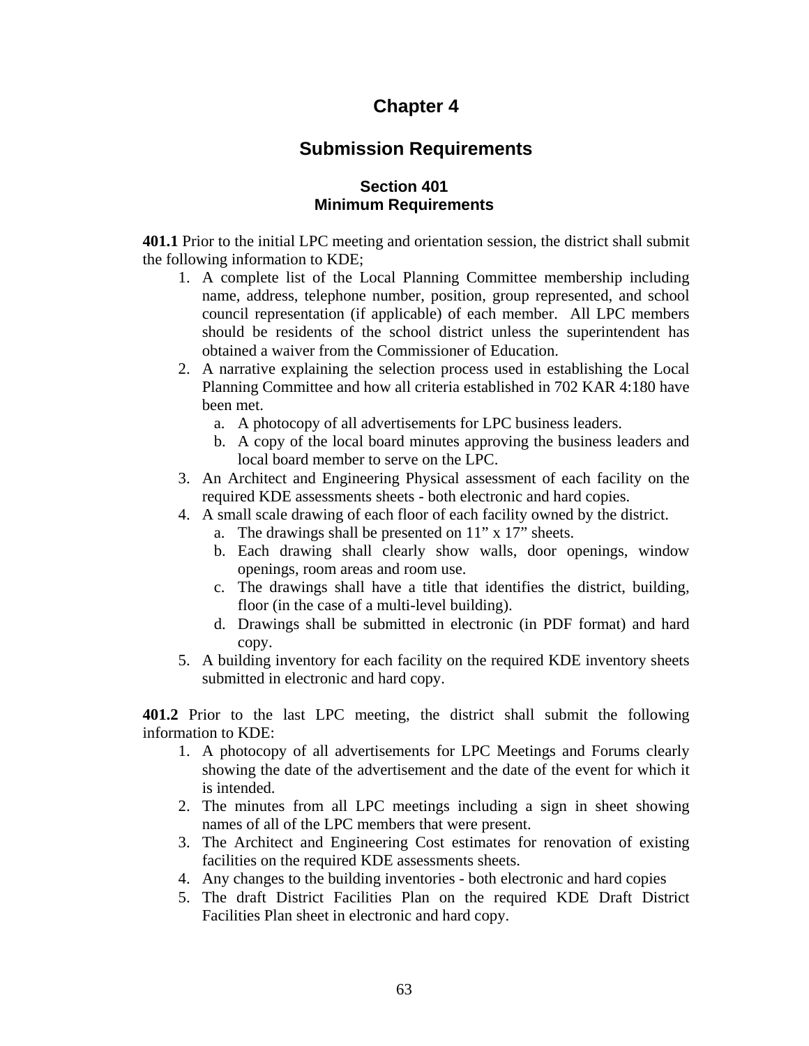# Chapter 4

## Submission Requirements

### Section 401
### Minimum Requirements

**401.1** Prior to the initial LPC meeting and orientation session, the district shall submit the following information to KDE;

1. A complete list of the Local Planning Committee membership including name, address, telephone number, position, group represented, and school council representation (if applicable) of each member. All LPC members should be residents of the school district unless the superintendent has obtained a waiver from the Commissioner of Education.
2. A narrative explaining the selection process used in establishing the Local Planning Committee and how all criteria established in 702 KAR 4:180 have been met.
   a. A photocopy of all advertisements for LPC business leaders.
   b. A copy of the local board minutes approving the business leaders and local board member to serve on the LPC.
3. An Architect and Engineering Physical assessment of each facility on the required KDE assessments sheets - both electronic and hard copies.
4. A small scale drawing of each floor of each facility owned by the district.
   a. The drawings shall be presented on 11" x 17" sheets.
   b. Each drawing shall clearly show walls, door openings, window openings, room areas and room use.
   c. The drawings shall have a title that identifies the district, building, floor (in the case of a multi-level building).
   d. Drawings shall be submitted in electronic (in PDF format) and hard copy.
5. A building inventory for each facility on the required KDE inventory sheets submitted in electronic and hard copy.

**401.2** Prior to the last LPC meeting, the district shall submit the following information to KDE:

1. A photocopy of all advertisements for LPC Meetings and Forums clearly showing the date of the advertisement and the date of the event for which it is intended.
2. The minutes from all LPC meetings including a sign in sheet showing names of all of the LPC members that were present.
3. The Architect and Engineering Cost estimates for renovation of existing facilities on the required KDE assessments sheets.
4. Any changes to the building inventories - both electronic and hard copies
5. The draft District Facilities Plan on the required KDE Draft District Facilities Plan sheet in electronic and hard copy.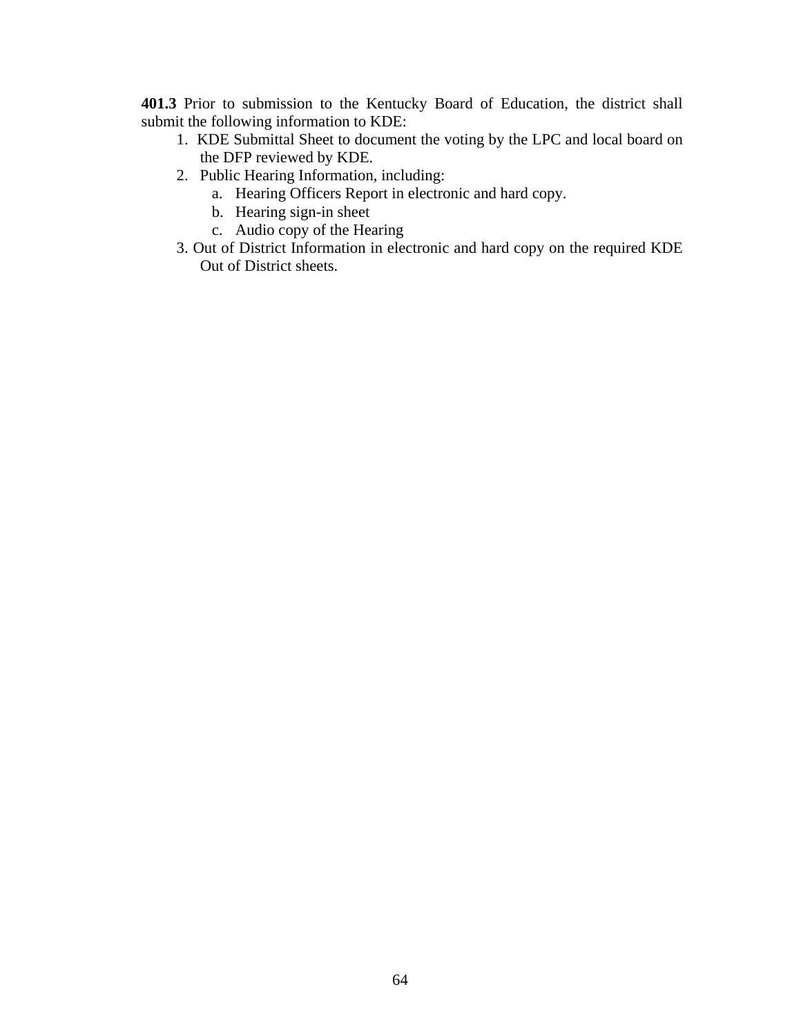**401.3** Prior to submission to the Kentucky Board of Education, the district shall submit the following information to KDE:

1. KDE Submittal Sheet to document the voting by the LPC and local board on the DFP reviewed by KDE.
2. Public Hearing Information, including:
   a. Hearing Officers Report in electronic and hard copy.
   b. Hearing sign-in sheet
   c. Audio copy of the Hearing
3. Out of District Information in electronic and hard copy on the required KDE Out of District sheets.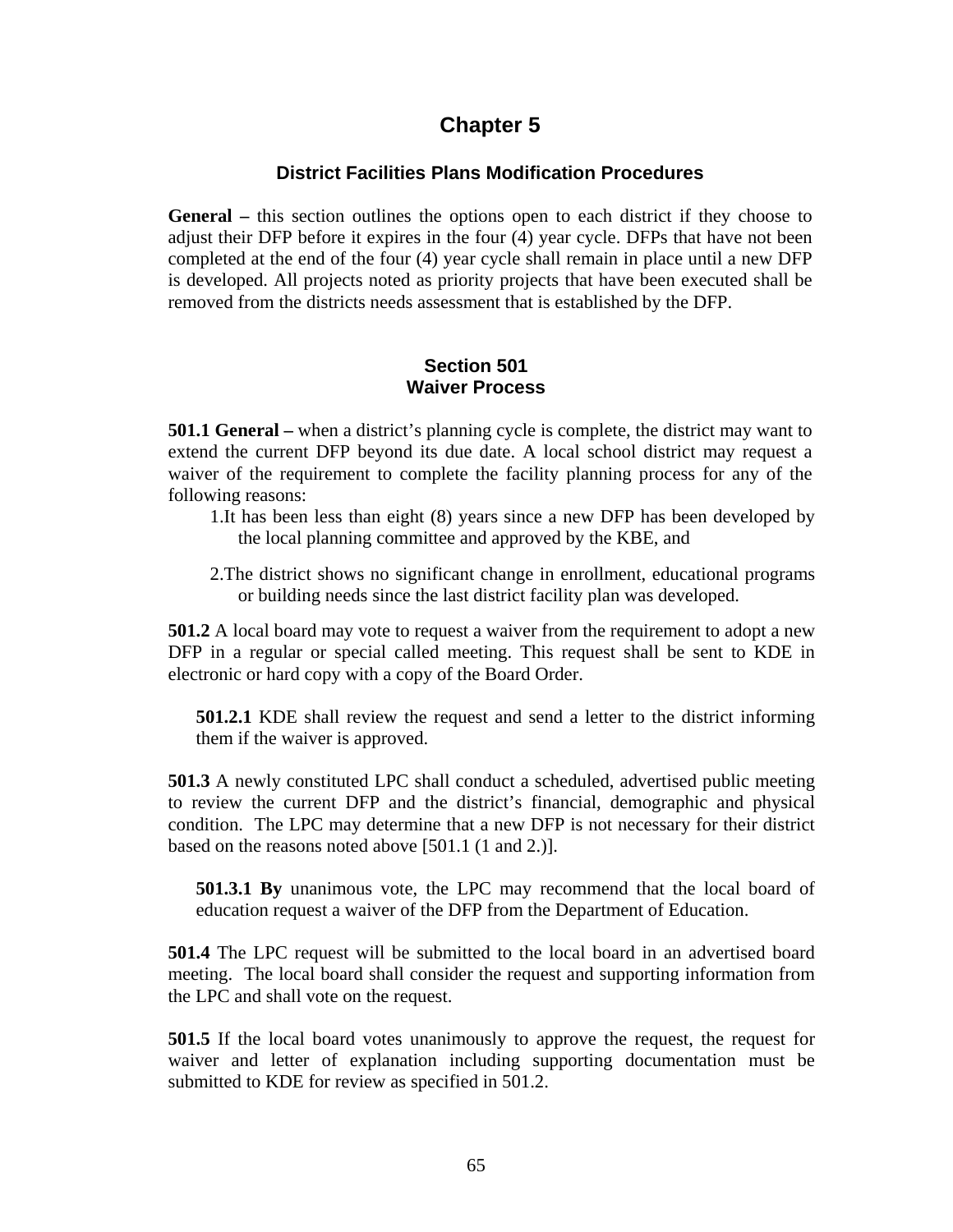# Chapter 5

## District Facilities Plans Modification Procedures

**General –** this section outlines the options open to each district if they choose to adjust their DFP before it expires in the four (4) year cycle. DFPs that have not been completed at the end of the four (4) year cycle shall remain in place until a new DFP is developed. All projects noted as priority projects that have been executed shall be removed from the districts needs assessment that is established by the DFP.

### Section 501
### Waiver Process

**501.1 General –** when a district's planning cycle is complete, the district may want to extend the current DFP beyond its due date. A local school district may request a waiver of the requirement to complete the facility planning process for any of the following reasons:

1. It has been less than eight (8) years since a new DFP has been developed by the local planning committee and approved by the KBE, and
2. The district shows no significant change in enrollment, educational programs or building needs since the last district facility plan was developed.

**501.2** A local board may vote to request a waiver from the requirement to adopt a new DFP in a regular or special called meeting. This request shall be sent to KDE in electronic or hard copy with a copy of the Board Order.

**501.2.1** KDE shall review the request and send a letter to the district informing them if the waiver is approved.

**501.3** A newly constituted LPC shall conduct a scheduled, advertised public meeting to review the current DFP and the district's financial, demographic and physical condition. The LPC may determine that a new DFP is not necessary for their district based on the reasons noted above [501.1 (1 and 2.)].

**501.3.1 By** unanimous vote, the LPC may recommend that the local board of education request a waiver of the DFP from the Department of Education.

**501.4** The LPC request will be submitted to the local board in an advertised board meeting. The local board shall consider the request and supporting information from the LPC and shall vote on the request.

**501.5** If the local board votes unanimously to approve the request, the request for waiver and letter of explanation including supporting documentation must be submitted to KDE for review as specified in 501.2.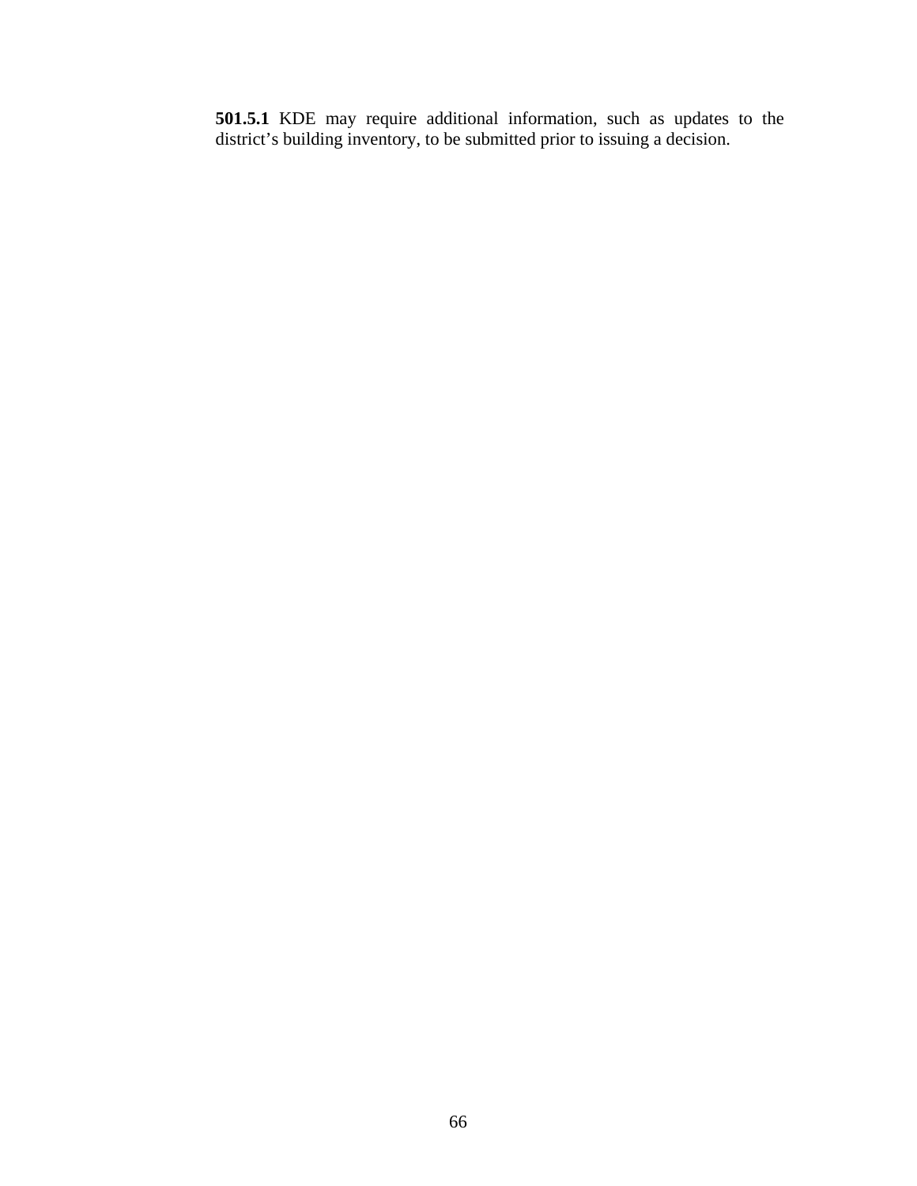**501.5.1** KDE may require additional information, such as updates to the district's building inventory, to be submitted prior to issuing a decision.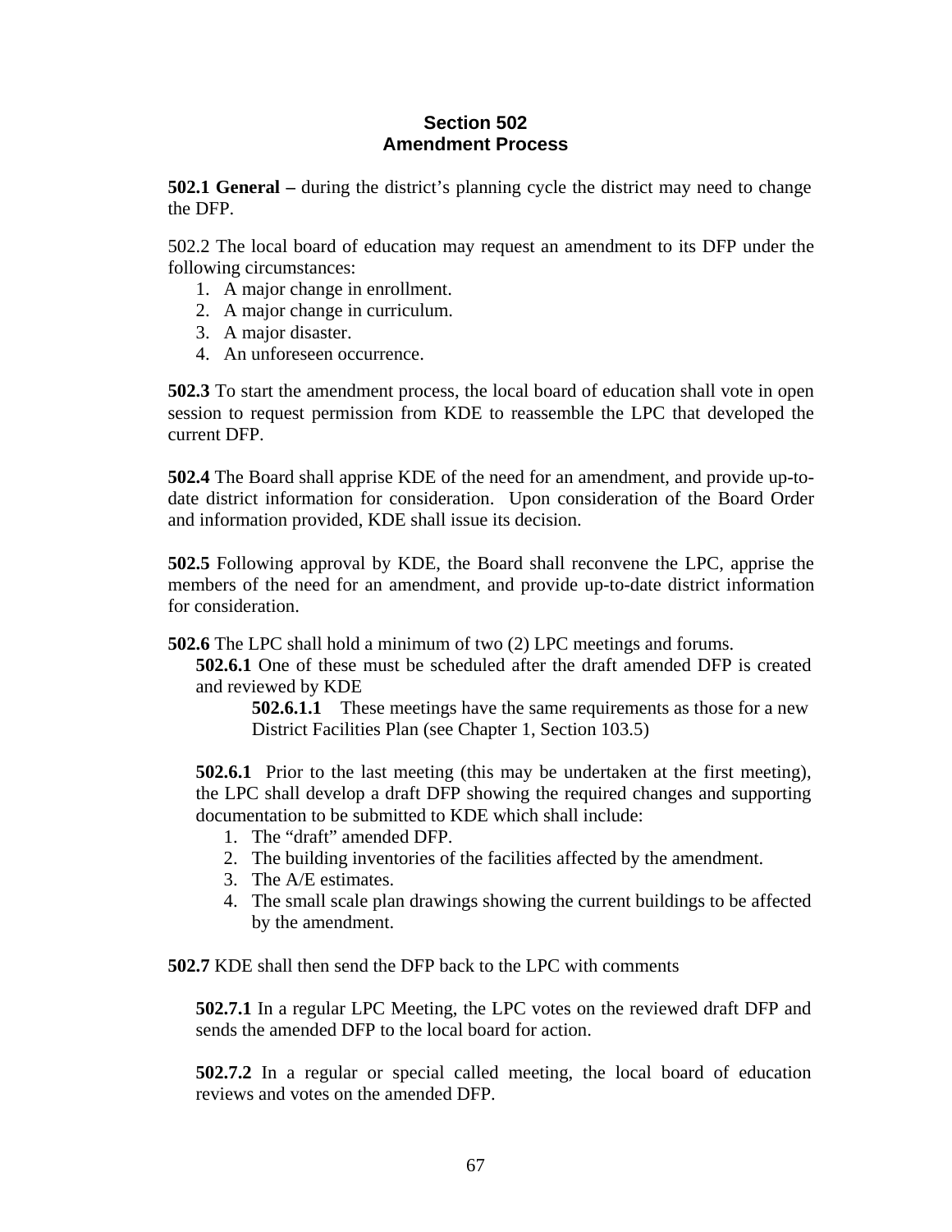## Section 502
## Amendment Process

**502.1 General –** during the district's planning cycle the district may need to change the DFP.

502.2 The local board of education may request an amendment to its DFP under the following circumstances:

1. A major change in enrollment.
2. A major change in curriculum.
3. A major disaster.
4. An unforeseen occurrence.

**502.3** To start the amendment process, the local board of education shall vote in open session to request permission from KDE to reassemble the LPC that developed the current DFP.

**502.4** The Board shall apprise KDE of the need for an amendment, and provide up-to-date district information for consideration. Upon consideration of the Board Order and information provided, KDE shall issue its decision.

**502.5** Following approval by KDE, the Board shall reconvene the LPC, apprise the members of the need for an amendment, and provide up-to-date district information for consideration.

**502.6** The LPC shall hold a minimum of two (2) LPC meetings and forums.

**502.6.1** One of these must be scheduled after the draft amended DFP is created and reviewed by KDE

**502.6.1.1** These meetings have the same requirements as those for a new District Facilities Plan (see Chapter 1, Section 103.5)

**502.6.1** Prior to the last meeting (this may be undertaken at the first meeting), the LPC shall develop a draft DFP showing the required changes and supporting documentation to be submitted to KDE which shall include:

1. The "draft" amended DFP.
2. The building inventories of the facilities affected by the amendment.
3. The A/E estimates.
4. The small scale plan drawings showing the current buildings to be affected by the amendment.

**502.7** KDE shall then send the DFP back to the LPC with comments

**502.7.1** In a regular LPC Meeting, the LPC votes on the reviewed draft DFP and sends the amended DFP to the local board for action.

**502.7.2** In a regular or special called meeting, the local board of education reviews and votes on the amended DFP.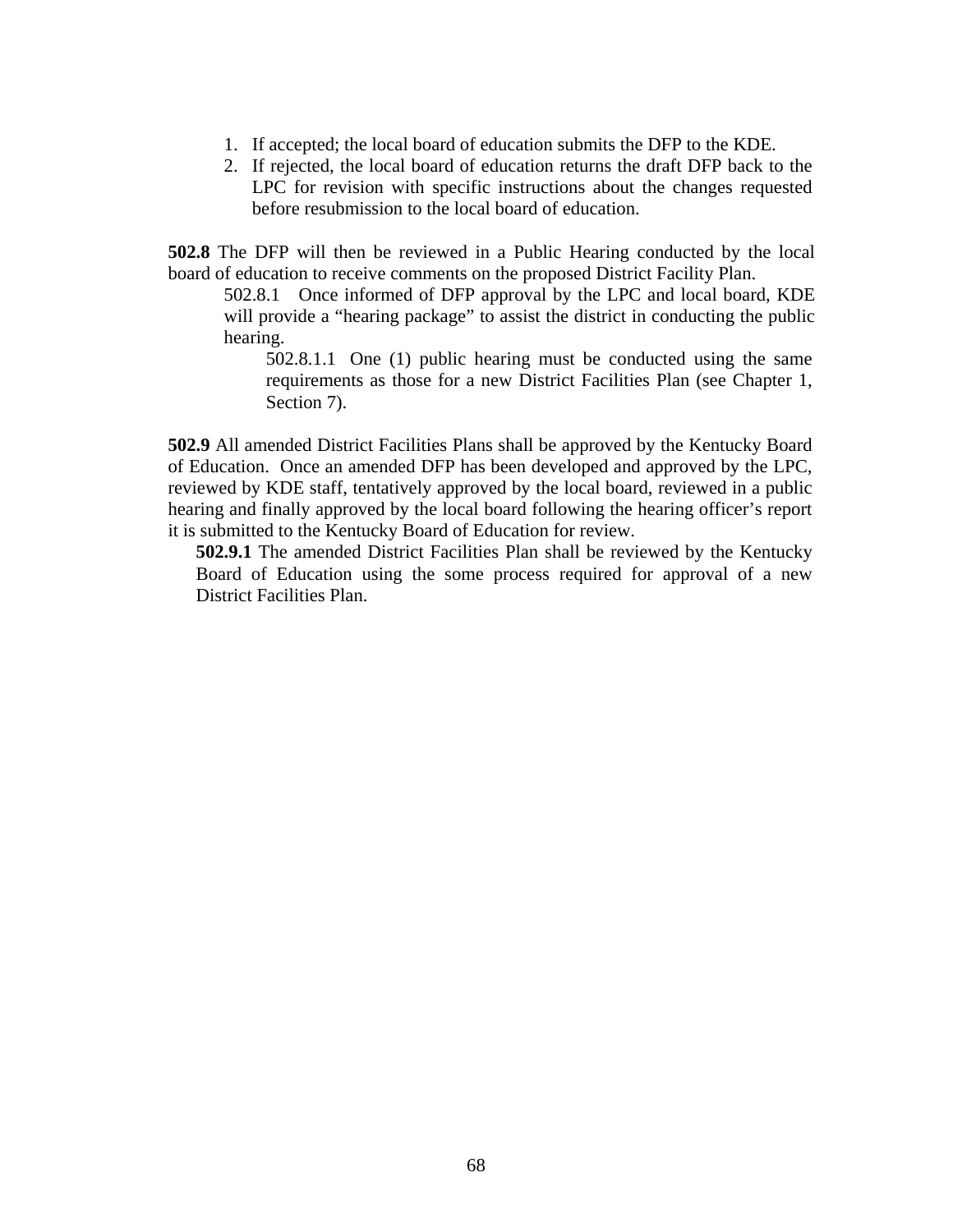1. If accepted; the local board of education submits the DFP to the KDE.
2. If rejected, the local board of education returns the draft DFP back to the LPC for revision with specific instructions about the changes requested before resubmission to the local board of education.

**502.8** The DFP will then be reviewed in a Public Hearing conducted by the local board of education to receive comments on the proposed District Facility Plan.

502.8.1 Once informed of DFP approval by the LPC and local board, KDE will provide a "hearing package" to assist the district in conducting the public hearing.

502.8.1.1 One (1) public hearing must be conducted using the same requirements as those for a new District Facilities Plan (see Chapter 1, Section 7).

**502.9** All amended District Facilities Plans shall be approved by the Kentucky Board of Education. Once an amended DFP has been developed and approved by the LPC, reviewed by KDE staff, tentatively approved by the local board, reviewed in a public hearing and finally approved by the local board following the hearing officer's report it is submitted to the Kentucky Board of Education for review.

**502.9.1** The amended District Facilities Plan shall be reviewed by the Kentucky Board of Education using the some process required for approval of a new District Facilities Plan.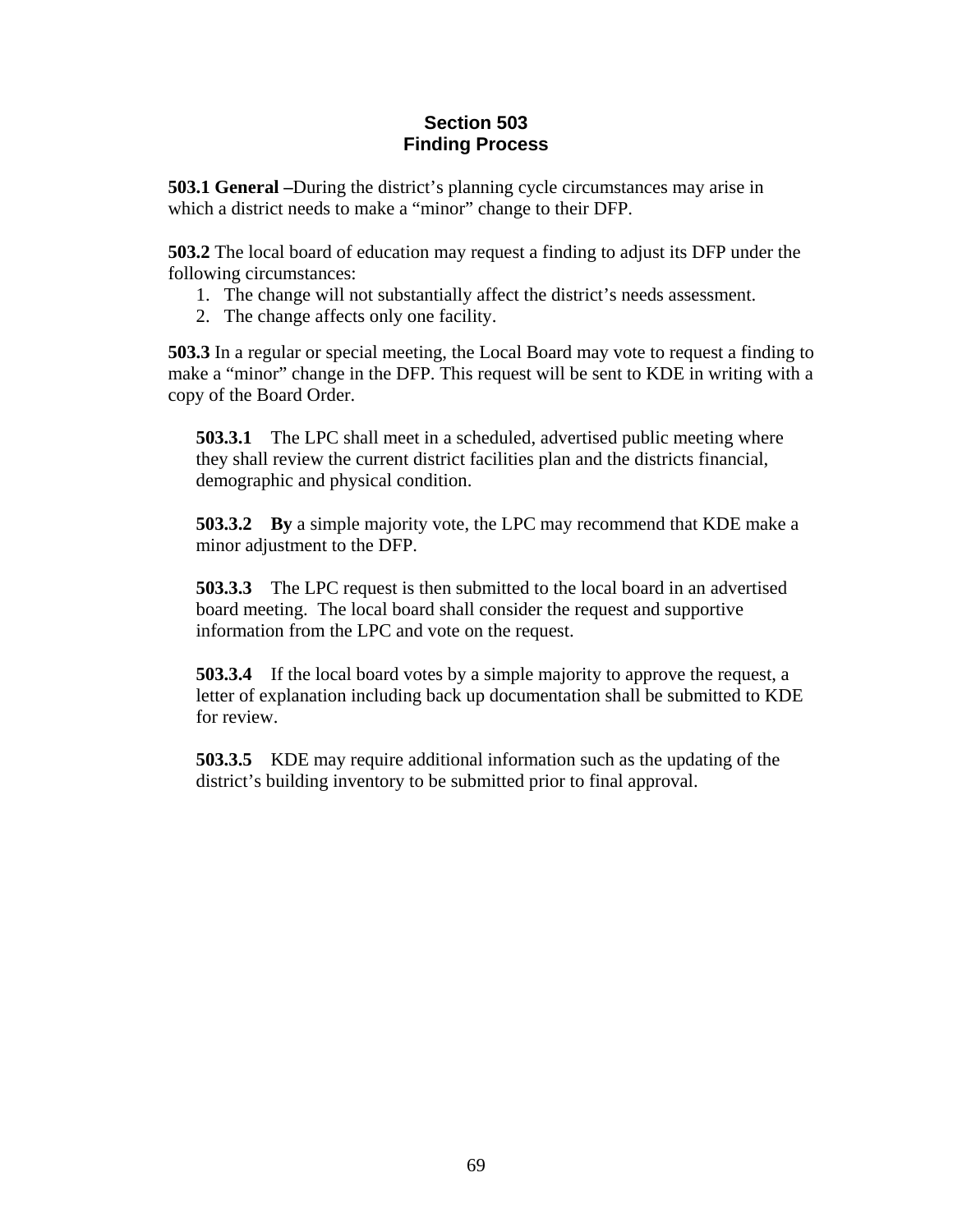## Section 503
## Finding Process

**503.1 General –**During the district's planning cycle circumstances may arise in which a district needs to make a "minor" change to their DFP.

**503.2** The local board of education may request a finding to adjust its DFP under the following circumstances:

1. The change will not substantially affect the district's needs assessment.
2. The change affects only one facility.

**503.3** In a regular or special meeting, the Local Board may vote to request a finding to make a "minor" change in the DFP. This request will be sent to KDE in writing with a copy of the Board Order.

**503.3.1** The LPC shall meet in a scheduled, advertised public meeting where they shall review the current district facilities plan and the districts financial, demographic and physical condition.

**503.3.2** **By** a simple majority vote, the LPC may recommend that KDE make a minor adjustment to the DFP.

**503.3.3** The LPC request is then submitted to the local board in an advertised board meeting. The local board shall consider the request and supportive information from the LPC and vote on the request.

**503.3.4** If the local board votes by a simple majority to approve the request, a letter of explanation including back up documentation shall be submitted to KDE for review.

**503.3.5** KDE may require additional information such as the updating of the district's building inventory to be submitted prior to final approval.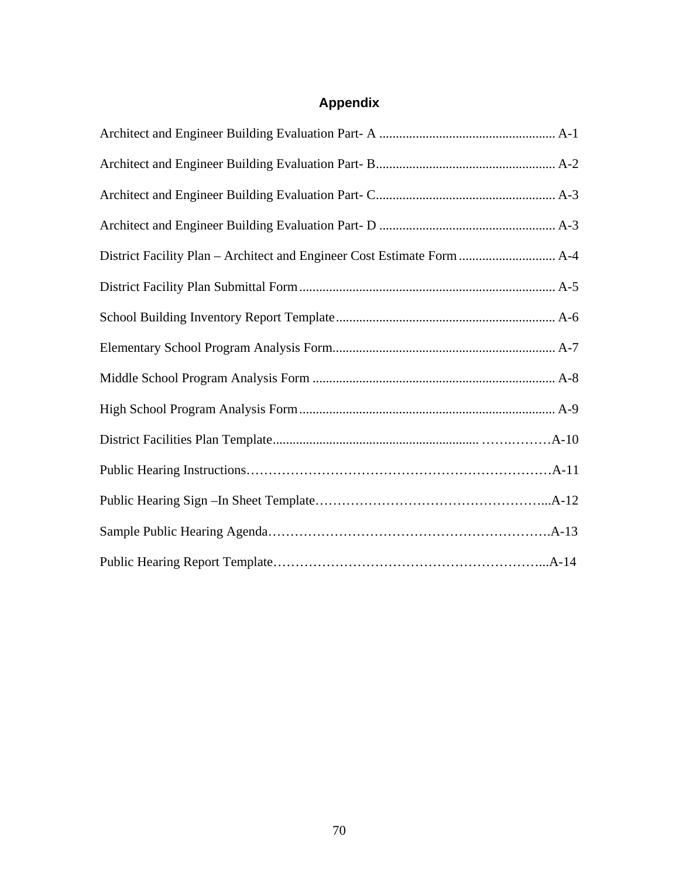# Appendix

Architect and Engineer Building Evaluation Part- A ..................................................... A-1

Architect and Engineer Building Evaluation Part- B...................................................... A-2

Architect and Engineer Building Evaluation Part- C...................................................... A-3

Architect and Engineer Building Evaluation Part- D ..................................................... A-3

District Facility Plan – Architect and Engineer Cost Estimate Form ............................. A-4

District Facility Plan Submittal Form ............................................................................. A-5

School Building Inventory Report Template .................................................................. A-6

Elementary School Program Analysis Form................................................................... A-7

Middle School Program Analysis Form ......................................................................... A-8

High School Program Analysis Form ............................................................................. A-9

District Facilities Plan Template............................................................. ………………A-10

Public Hearing Instructions……………………………………………………………A-11

Public Hearing Sign –In Sheet Template……………………………………………...A-12

Sample Public Hearing Agenda……………………………………………………….A-13

Public Hearing Report Template……………………………………………………...A-14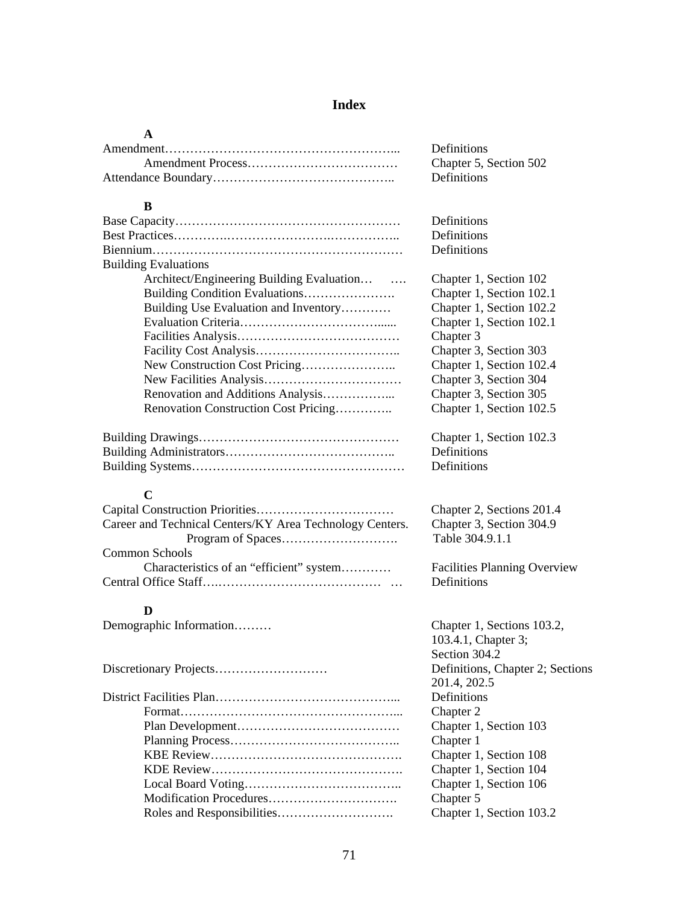# Index

**A**

| Term | Reference |
|---|---|
| Amendment | Definitions |
| Amendment Process | Chapter 5, Section 502 |
| Attendance Boundary | Definitions |

**B**

| Term | Reference |
|---|---|
| Base Capacity | Definitions |
| Best Practices | Definitions |
| Biennium | Definitions |
| Building Evaluations | |
| Architect/Engineering Building Evaluation | Chapter 1, Section 102 |
| Building Condition Evaluations | Chapter 1, Section 102.1 |
| Building Use Evaluation and Inventory | Chapter 1, Section 102.2 |
| Evaluation Criteria | Chapter 1, Section 102.1 |
| Facilities Analysis | Chapter 3 |
| Facility Cost Analysis | Chapter 3, Section 303 |
| New Construction Cost Pricing | Chapter 1, Section 102.4 |
| New Facilities Analysis | Chapter 3, Section 304 |
| Renovation and Additions Analysis | Chapter 3, Section 305 |
| Renovation Construction Cost Pricing | Chapter 1, Section 102.5 |
| Building Drawings | Chapter 1, Section 102.3 |
| Building Administrators | Definitions |
| Building Systems | Definitions |

**C**

| Term | Reference |
|---|---|
| Capital Construction Priorities | Chapter 2, Sections 201.4 |
| Career and Technical Centers/KY Area Technology Centers. | Chapter 3, Section 304.9 |
| Program of Spaces | Table 304.9.1.1 |
| Common Schools | |
| Characteristics of an "efficient" system | Facilities Planning Overview |
| Central Office Staff | Definitions |

**D**

| Term | Reference |
|---|---|
| Demographic Information | Chapter 1, Sections 103.2, 103.4.1, Chapter 3; Section 304.2 |
| Discretionary Projects | Definitions, Chapter 2; Sections 201.4, 202.5 |
| District Facilities Plan | Definitions |
| Format | Chapter 2 |
| Plan Development | Chapter 1, Section 103 |
| Planning Process | Chapter 1 |
| KBE Review | Chapter 1, Section 108 |
| KDE Review | Chapter 1, Section 104 |
| Local Board Voting | Chapter 1, Section 106 |
| Modification Procedures | Chapter 5 |
| Roles and Responsibilities | Chapter 1, Section 103.2 |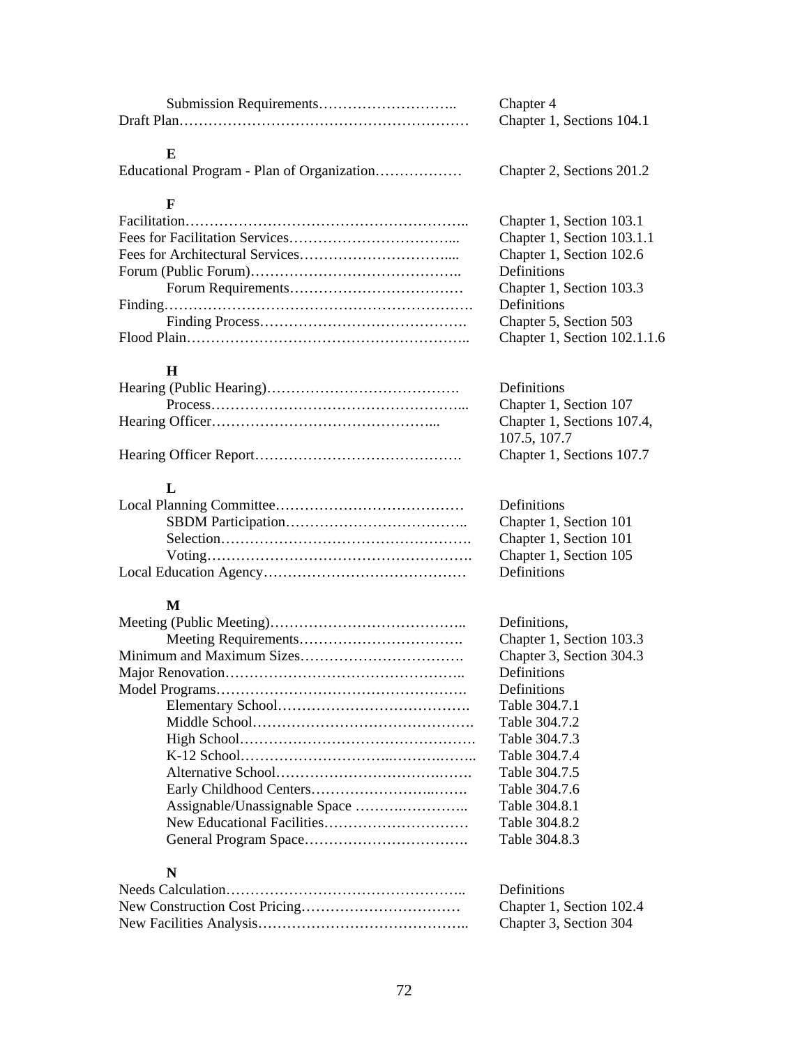| Term | Reference |
|---|---|
| Submission Requirements | Chapter 4 |
| Draft Plan | Chapter 1, Sections 104.1 |

**E**

| Term | Reference |
|---|---|
| Educational Program - Plan of Organization | Chapter 2, Sections 201.2 |

**F**

| Term | Reference |
|---|---|
| Facilitation | Chapter 1, Section 103.1 |
| Fees for Facilitation Services | Chapter 1, Section 103.1.1 |
| Fees for Architectural Services | Chapter 1, Section 102.6 |
| Forum (Public Forum) | Definitions |
| Forum Requirements | Chapter 1, Section 103.3 |
| Finding | Definitions |
| Finding Process | Chapter 5, Section 503 |
| Flood Plain | Chapter 1, Section 102.1.1.6 |

**H**

| Term | Reference |
|---|---|
| Hearing (Public Hearing) | Definitions |
| Process | Chapter 1, Section 107 |
| Hearing Officer | Chapter 1, Sections 107.4, 107.5, 107.7 |
| Hearing Officer Report | Chapter 1, Sections 107.7 |

**L**

| Term | Reference |
|---|---|
| Local Planning Committee | Definitions |
| SBDM Participation | Chapter 1, Section 101 |
| Selection | Chapter 1, Section 101 |
| Voting | Chapter 1, Section 105 |
| Local Education Agency | Definitions |

**M**

| Term | Reference |
|---|---|
| Meeting (Public Meeting) | Definitions, |
| Meeting Requirements | Chapter 1, Section 103.3 |
| Minimum and Maximum Sizes | Chapter 3, Section 304.3 |
| Major Renovation | Definitions |
| Model Programs | Definitions |
| Elementary School | Table 304.7.1 |
| Middle School | Table 304.7.2 |
| High School | Table 304.7.3 |
| K-12 School | Table 304.7.4 |
| Alternative School | Table 304.7.5 |
| Early Childhood Centers | Table 304.7.6 |
| Assignable/Unassignable Space | Table 304.8.1 |
| New Educational Facilities | Table 304.8.2 |
| General Program Space | Table 304.8.3 |

**N**

| Term | Reference |
|---|---|
| Needs Calculation | Definitions |
| New Construction Cost Pricing | Chapter 1, Section 102.4 |
| New Facilities Analysis | Chapter 3, Section 304 |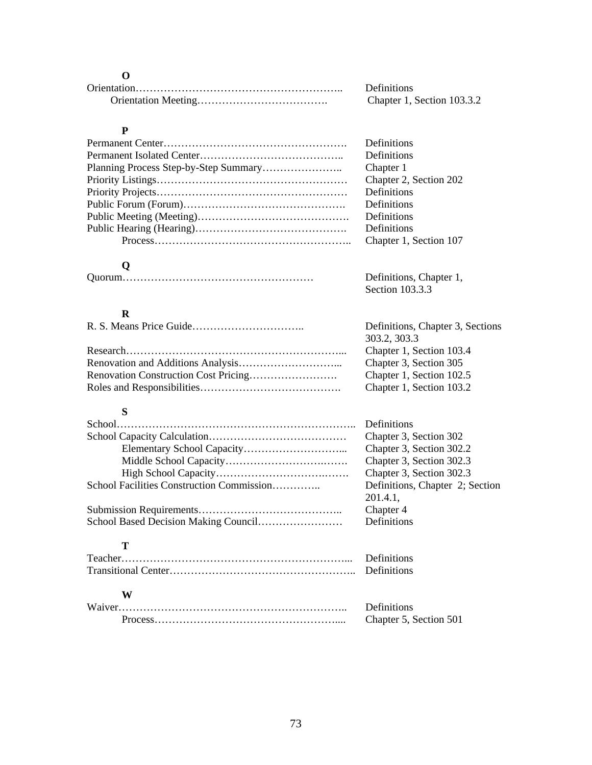**O**

| | |
|---|---|
| Orientation | Definitions |
| &nbsp;&nbsp;&nbsp;&nbsp;Orientation Meeting | Chapter 1, Section 103.3.2 |

**P**

| | |
|---|---|
| Permanent Center | Definitions |
| Permanent Isolated Center | Definitions |
| Planning Process Step-by-Step Summary | Chapter 1 |
| Priority Listings | Chapter 2, Section 202 |
| Priority Projects | Definitions |
| Public Forum (Forum) | Definitions |
| Public Meeting (Meeting) | Definitions |
| Public Hearing (Hearing) | Definitions |
| &nbsp;&nbsp;&nbsp;&nbsp;Process | Chapter 1, Section 107 |

**Q**

| | |
|---|---|
| Quorum | Definitions, Chapter 1, Section 103.3.3 |

**R**

| | |
|---|---|
| R. S. Means Price Guide | Definitions, Chapter 3, Sections 303.2, 303.3 |
| Research | Chapter 1, Section 103.4 |
| Renovation and Additions Analysis | Chapter 3, Section 305 |
| Renovation Construction Cost Pricing | Chapter 1, Section 102.5 |
| Roles and Responsibilities | Chapter 1, Section 103.2 |

**S**

| | |
|---|---|
| School | Definitions |
| School Capacity Calculation | Chapter 3, Section 302 |
| &nbsp;&nbsp;&nbsp;&nbsp;Elementary School Capacity | Chapter 3, Section 302.2 |
| &nbsp;&nbsp;&nbsp;&nbsp;Middle School Capacity | Chapter 3, Section 302.3 |
| &nbsp;&nbsp;&nbsp;&nbsp;High School Capacity | Chapter 3, Section 302.3 |
| School Facilities Construction Commission | Definitions, Chapter 2; Section 201.4.1, |
| Submission Requirements | Chapter 4 |
| School Based Decision Making Council | Definitions |

**T**

| | |
|---|---|
| Teacher | Definitions |
| Transitional Center | Definitions |

**W**

| | |
|---|---|
| Waiver | Definitions |
| &nbsp;&nbsp;&nbsp;&nbsp;Process | Chapter 5, Section 501 |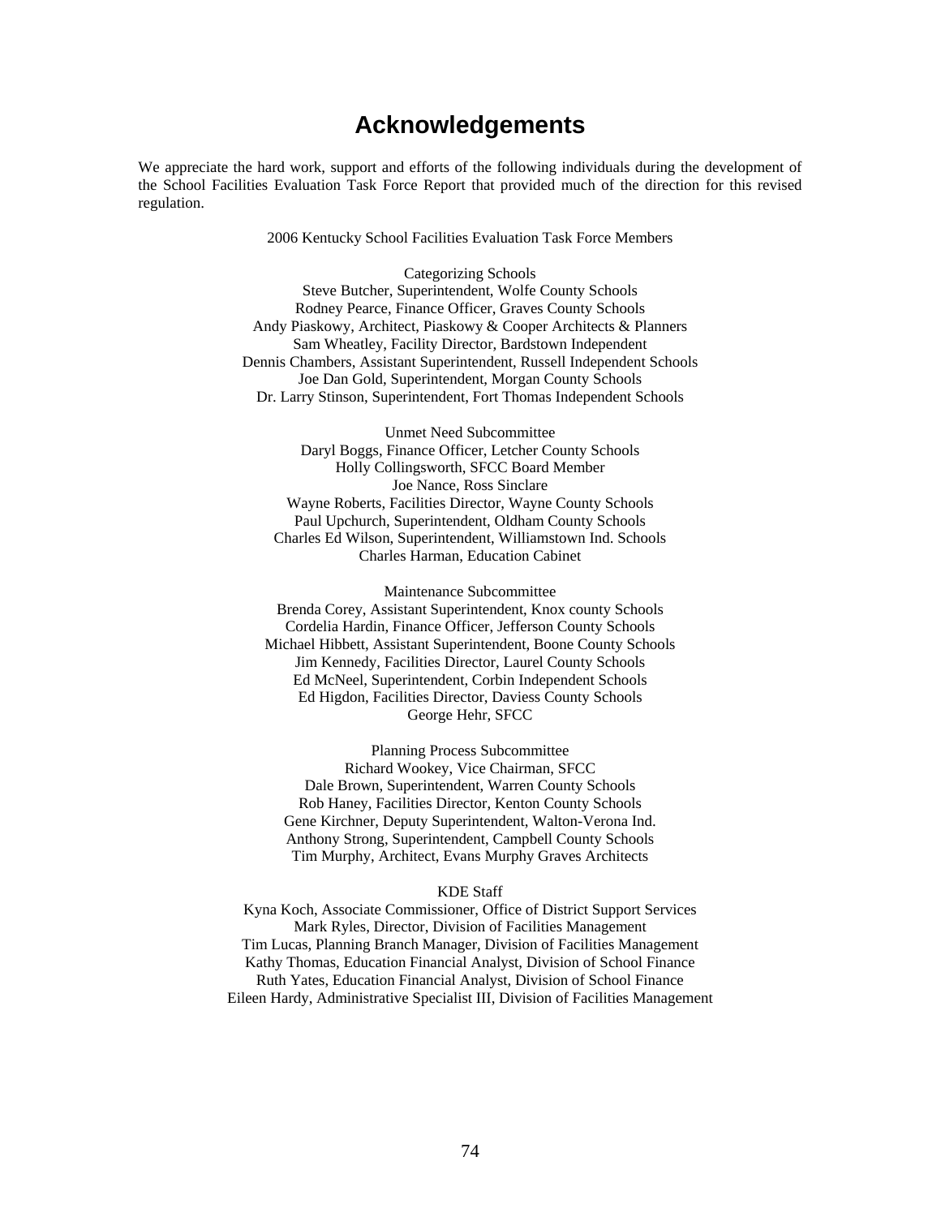# Acknowledgements

We appreciate the hard work, support and efforts of the following individuals during the development of the School Facilities Evaluation Task Force Report that provided much of the direction for this revised regulation.

2006 Kentucky School Facilities Evaluation Task Force Members

Categorizing Schools
Steve Butcher, Superintendent, Wolfe County Schools
Rodney Pearce, Finance Officer, Graves County Schools
Andy Piaskowy, Architect, Piaskowy & Cooper Architects & Planners
Sam Wheatley, Facility Director, Bardstown Independent
Dennis Chambers, Assistant Superintendent, Russell Independent Schools
Joe Dan Gold, Superintendent, Morgan County Schools
Dr. Larry Stinson, Superintendent, Fort Thomas Independent Schools

Unmet Need Subcommittee
Daryl Boggs, Finance Officer, Letcher County Schools
Holly Collingsworth, SFCC Board Member
Joe Nance, Ross Sinclare
Wayne Roberts, Facilities Director, Wayne County Schools
Paul Upchurch, Superintendent, Oldham County Schools
Charles Ed Wilson, Superintendent, Williamstown Ind. Schools
Charles Harman, Education Cabinet

Maintenance Subcommittee
Brenda Corey, Assistant Superintendent, Knox county Schools
Cordelia Hardin, Finance Officer, Jefferson County Schools
Michael Hibbett, Assistant Superintendent, Boone County Schools
Jim Kennedy, Facilities Director, Laurel County Schools
Ed McNeel, Superintendent, Corbin Independent Schools
Ed Higdon, Facilities Director, Daviess County Schools
George Hehr, SFCC

Planning Process Subcommittee
Richard Wookey, Vice Chairman, SFCC
Dale Brown, Superintendent, Warren County Schools
Rob Haney, Facilities Director, Kenton County Schools
Gene Kirchner, Deputy Superintendent, Walton-Verona Ind.
Anthony Strong, Superintendent, Campbell County Schools
Tim Murphy, Architect, Evans Murphy Graves Architects

KDE Staff
Kyna Koch, Associate Commissioner, Office of District Support Services
Mark Ryles, Director, Division of Facilities Management
Tim Lucas, Planning Branch Manager, Division of Facilities Management
Kathy Thomas, Education Financial Analyst, Division of School Finance
Ruth Yates, Education Financial Analyst, Division of School Finance
Eileen Hardy, Administrative Specialist III, Division of Facilities Management